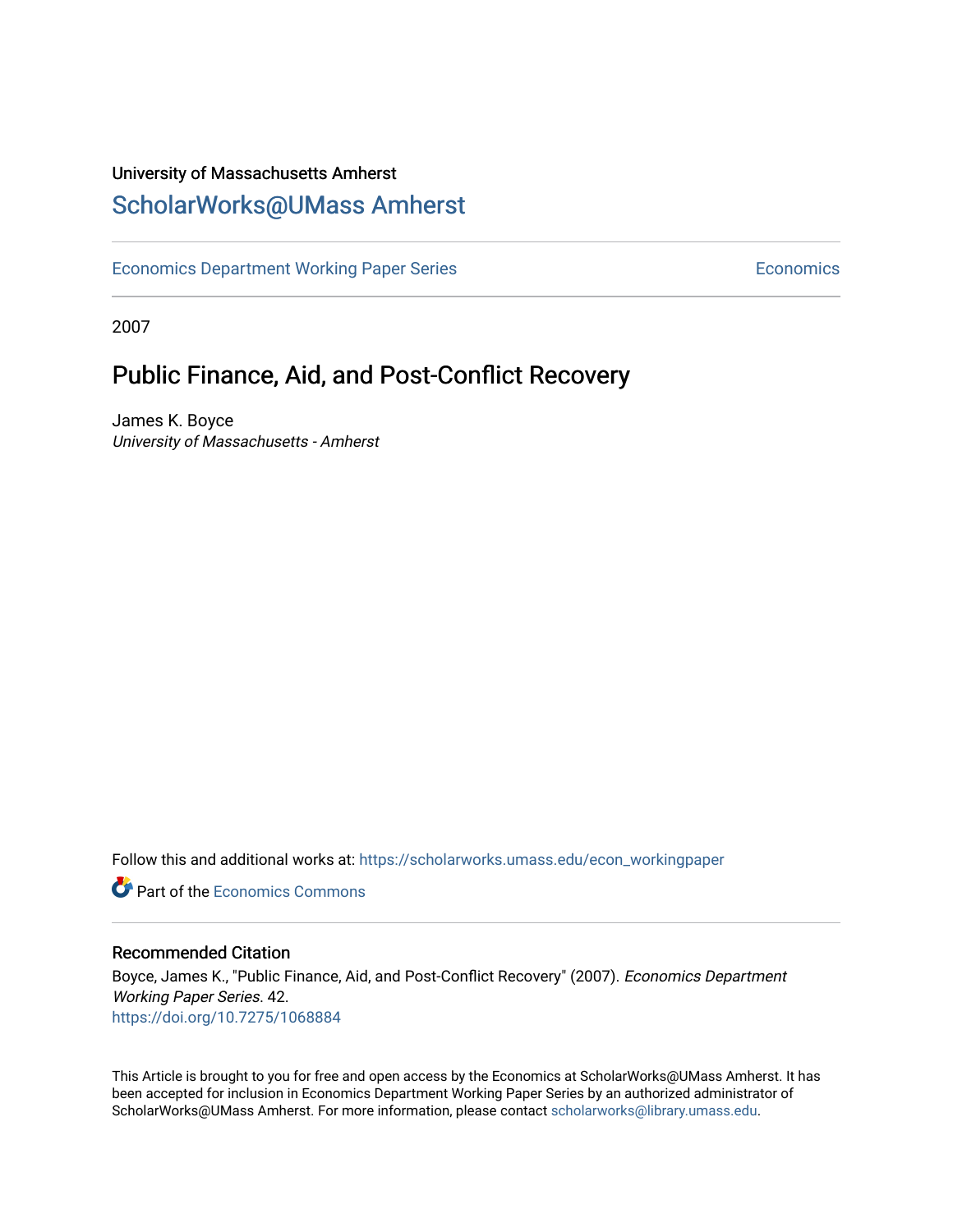University of Massachusetts Amherst

# ScholarWorks@UMass Amherst

Economics Department Working Paper Series | Economics

2007

## Public Finance, Aid, and Post-Conflict Recovery

James K. Boyce
*University of Massachusetts - Amherst*

Follow this and additional works at: https://scholarworks.umass.edu/econ_workingpaper

Part of the Economics Commons

### Recommended Citation

Boyce, James K., "Public Finance, Aid, and Post-Conflict Recovery" (2007). *Economics Department Working Paper Series*. 42.
https://doi.org/10.7275/1068884

This Article is brought to you for free and open access by the Economics at ScholarWorks@UMass Amherst. It has been accepted for inclusion in Economics Department Working Paper Series by an authorized administrator of ScholarWorks@UMass Amherst. For more information, please contact scholarworks@library.umass.edu.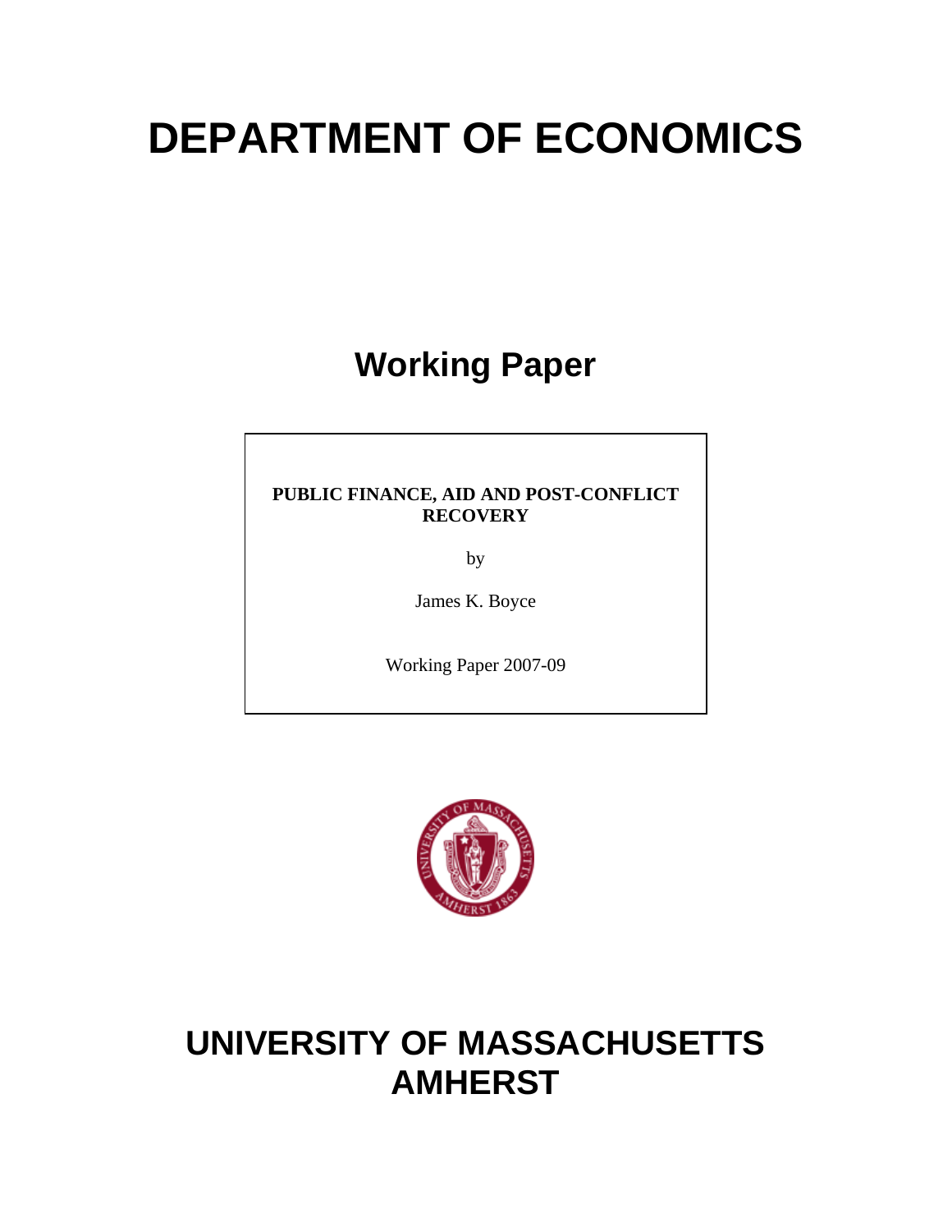# DEPARTMENT OF ECONOMICS

## Working Paper

**PUBLIC FINANCE, AID AND POST-CONFLICT RECOVERY**

by

James K. Boyce

Working Paper 2007-09

# UNIVERSITY OF MASSACHUSETTS AMHERST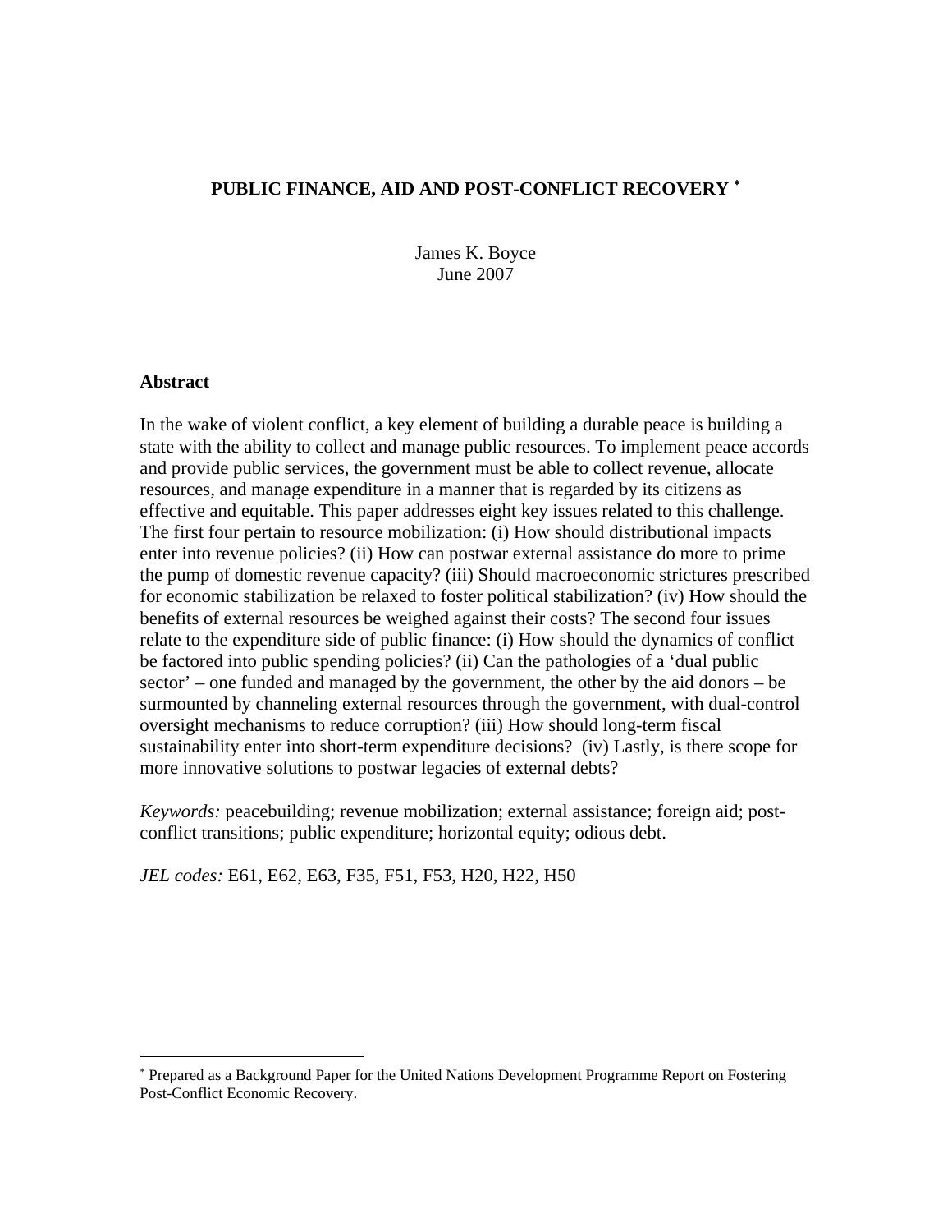# PUBLIC FINANCE, AID AND POST-CONFLICT RECOVERY [*]

James K. Boyce
June 2007

## Abstract

In the wake of violent conflict, a key element of building a durable peace is building a state with the ability to collect and manage public resources. To implement peace accords and provide public services, the government must be able to collect revenue, allocate resources, and manage expenditure in a manner that is regarded by its citizens as effective and equitable. This paper addresses eight key issues related to this challenge. The first four pertain to resource mobilization: (i) How should distributional impacts enter into revenue policies? (ii) How can postwar external assistance do more to prime the pump of domestic revenue capacity? (iii) Should macroeconomic strictures prescribed for economic stabilization be relaxed to foster political stabilization? (iv) How should the benefits of external resources be weighed against their costs? The second four issues relate to the expenditure side of public finance: (i) How should the dynamics of conflict be factored into public spending policies? (ii) Can the pathologies of a 'dual public sector' – one funded and managed by the government, the other by the aid donors – be surmounted by channeling external resources through the government, with dual-control oversight mechanisms to reduce corruption? (iii) How should long-term fiscal sustainability enter into short-term expenditure decisions? (iv) Lastly, is there scope for more innovative solutions to postwar legacies of external debts?

*Keywords:* peacebuilding; revenue mobilization; external assistance; foreign aid; post-conflict transitions; public expenditure; horizontal equity; odious debt.

*JEL codes:* E61, E62, E63, F35, F51, F53, H20, H22, H50

---

[*] Prepared as a Background Paper for the United Nations Development Programme Report on Fostering Post-Conflict Economic Recovery.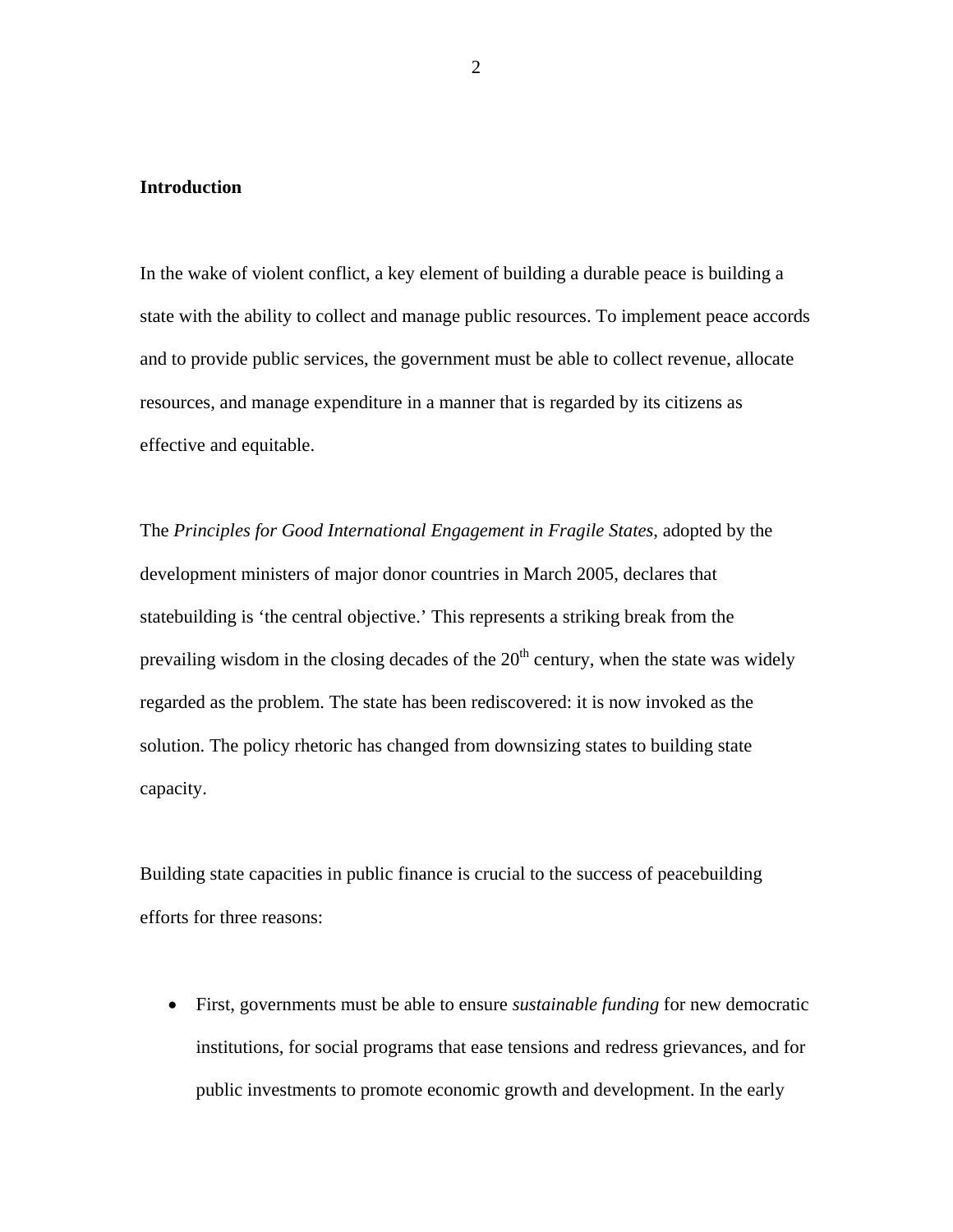## Introduction

In the wake of violent conflict, a key element of building a durable peace is building a state with the ability to collect and manage public resources. To implement peace accords and to provide public services, the government must be able to collect revenue, allocate resources, and manage expenditure in a manner that is regarded by its citizens as effective and equitable.

The *Principles for Good International Engagement in Fragile States*, adopted by the development ministers of major donor countries in March 2005, declares that statebuilding is 'the central objective.' This represents a striking break from the prevailing wisdom in the closing decades of the 20th century, when the state was widely regarded as the problem. The state has been rediscovered: it is now invoked as the solution. The policy rhetoric has changed from downsizing states to building state capacity.

Building state capacities in public finance is crucial to the success of peacebuilding efforts for three reasons:

- First, governments must be able to ensure *sustainable funding* for new democratic institutions, for social programs that ease tensions and redress grievances, and for public investments to promote economic growth and development. In the early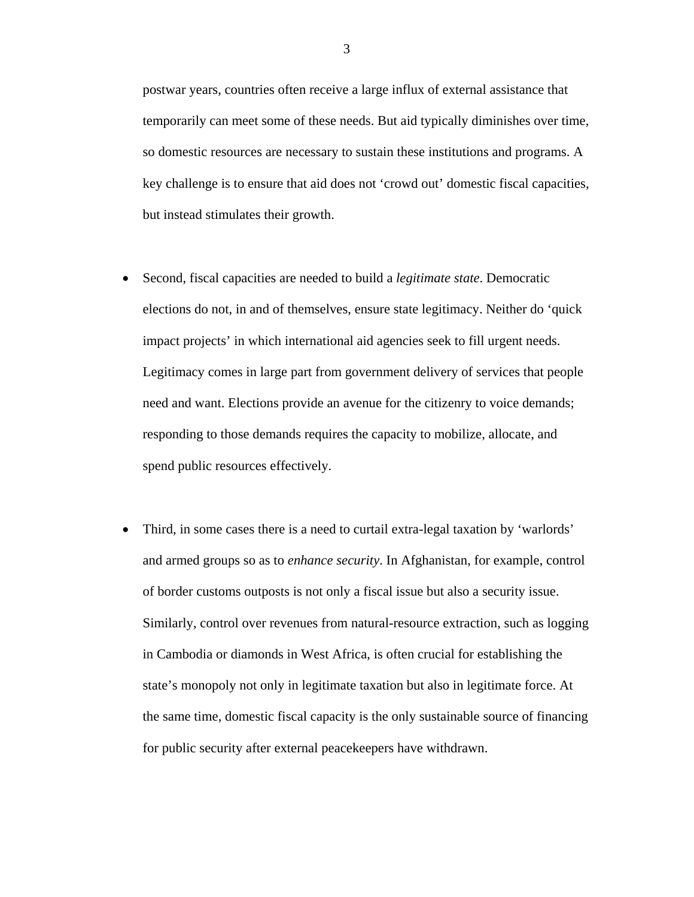postwar years, countries often receive a large influx of external assistance that temporarily can meet some of these needs. But aid typically diminishes over time, so domestic resources are necessary to sustain these institutions and programs. A key challenge is to ensure that aid does not 'crowd out' domestic fiscal capacities, but instead stimulates their growth.

- Second, fiscal capacities are needed to build a *legitimate state*. Democratic elections do not, in and of themselves, ensure state legitimacy. Neither do 'quick impact projects' in which international aid agencies seek to fill urgent needs. Legitimacy comes in large part from government delivery of services that people need and want. Elections provide an avenue for the citizenry to voice demands; responding to those demands requires the capacity to mobilize, allocate, and spend public resources effectively.

- Third, in some cases there is a need to curtail extra-legal taxation by 'warlords' and armed groups so as to *enhance security*. In Afghanistan, for example, control of border customs outposts is not only a fiscal issue but also a security issue. Similarly, control over revenues from natural-resource extraction, such as logging in Cambodia or diamonds in West Africa, is often crucial for establishing the state's monopoly not only in legitimate taxation but also in legitimate force. At the same time, domestic fiscal capacity is the only sustainable source of financing for public security after external peacekeepers have withdrawn.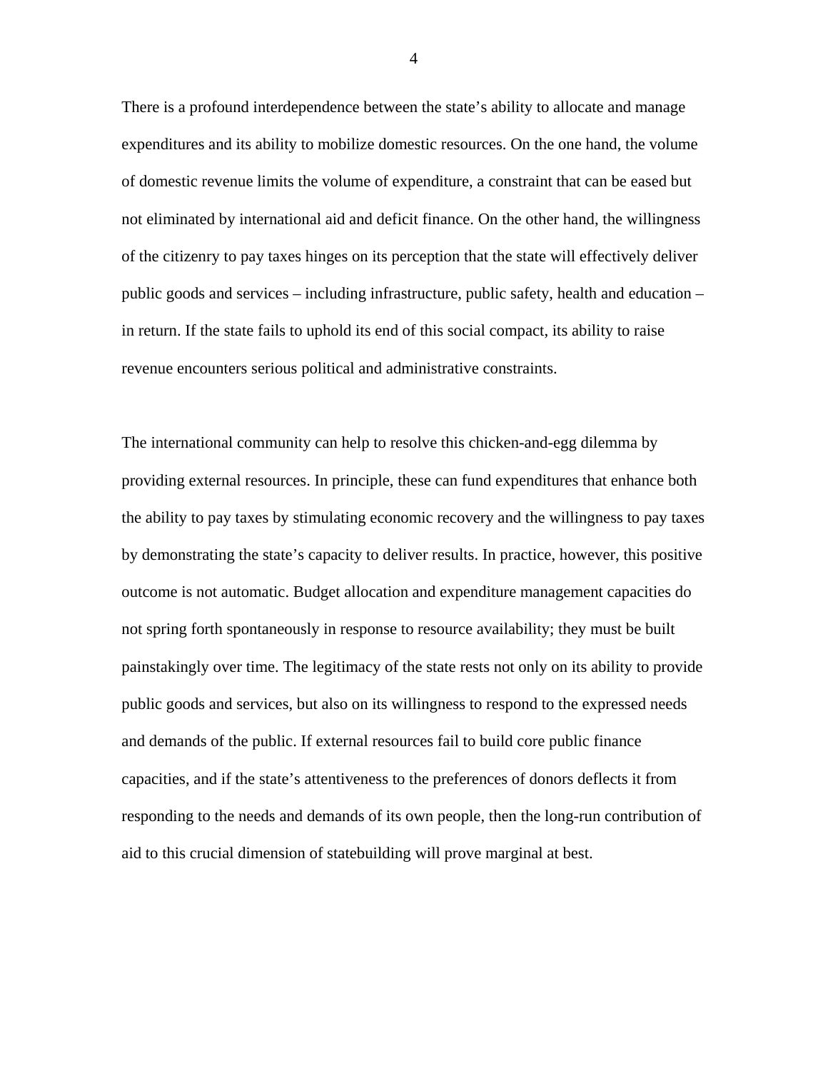There is a profound interdependence between the state's ability to allocate and manage expenditures and its ability to mobilize domestic resources. On the one hand, the volume of domestic revenue limits the volume of expenditure, a constraint that can be eased but not eliminated by international aid and deficit finance. On the other hand, the willingness of the citizenry to pay taxes hinges on its perception that the state will effectively deliver public goods and services – including infrastructure, public safety, health and education – in return. If the state fails to uphold its end of this social compact, its ability to raise revenue encounters serious political and administrative constraints.

The international community can help to resolve this chicken-and-egg dilemma by providing external resources. In principle, these can fund expenditures that enhance both the ability to pay taxes by stimulating economic recovery and the willingness to pay taxes by demonstrating the state's capacity to deliver results. In practice, however, this positive outcome is not automatic. Budget allocation and expenditure management capacities do not spring forth spontaneously in response to resource availability; they must be built painstakingly over time. The legitimacy of the state rests not only on its ability to provide public goods and services, but also on its willingness to respond to the expressed needs and demands of the public. If external resources fail to build core public finance capacities, and if the state's attentiveness to the preferences of donors deflects it from responding to the needs and demands of its own people, then the long-run contribution of aid to this crucial dimension of statebuilding will prove marginal at best.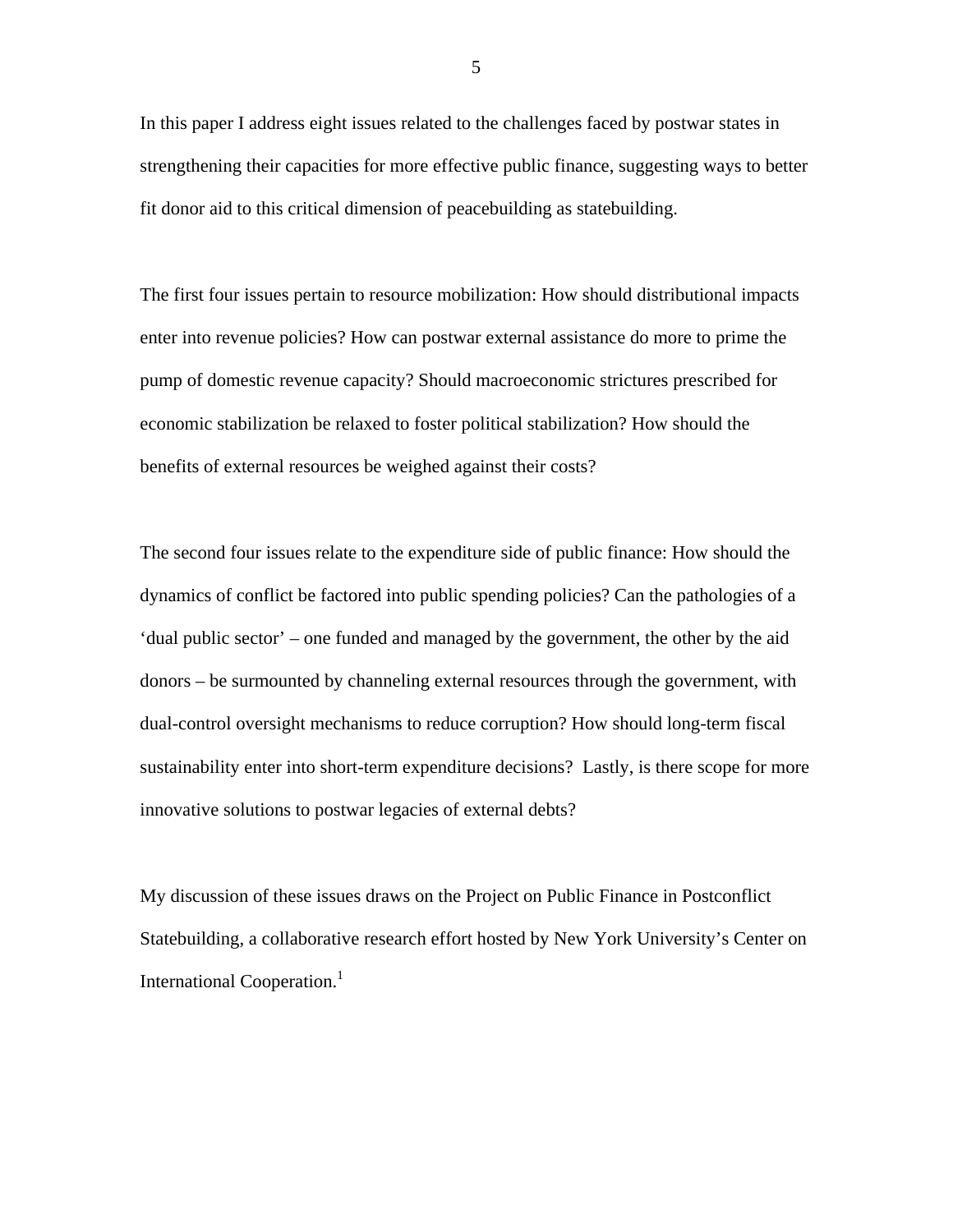In this paper I address eight issues related to the challenges faced by postwar states in strengthening their capacities for more effective public finance, suggesting ways to better fit donor aid to this critical dimension of peacebuilding as statebuilding.

The first four issues pertain to resource mobilization: How should distributional impacts enter into revenue policies? How can postwar external assistance do more to prime the pump of domestic revenue capacity? Should macroeconomic strictures prescribed for economic stabilization be relaxed to foster political stabilization? How should the benefits of external resources be weighed against their costs?

The second four issues relate to the expenditure side of public finance: How should the dynamics of conflict be factored into public spending policies? Can the pathologies of a 'dual public sector' – one funded and managed by the government, the other by the aid donors – be surmounted by channeling external resources through the government, with dual-control oversight mechanisms to reduce corruption? How should long-term fiscal sustainability enter into short-term expenditure decisions? Lastly, is there scope for more innovative solutions to postwar legacies of external debts?

My discussion of these issues draws on the Project on Public Finance in Postconflict Statebuilding, a collaborative research effort hosted by New York University's Center on International Cooperation.[1]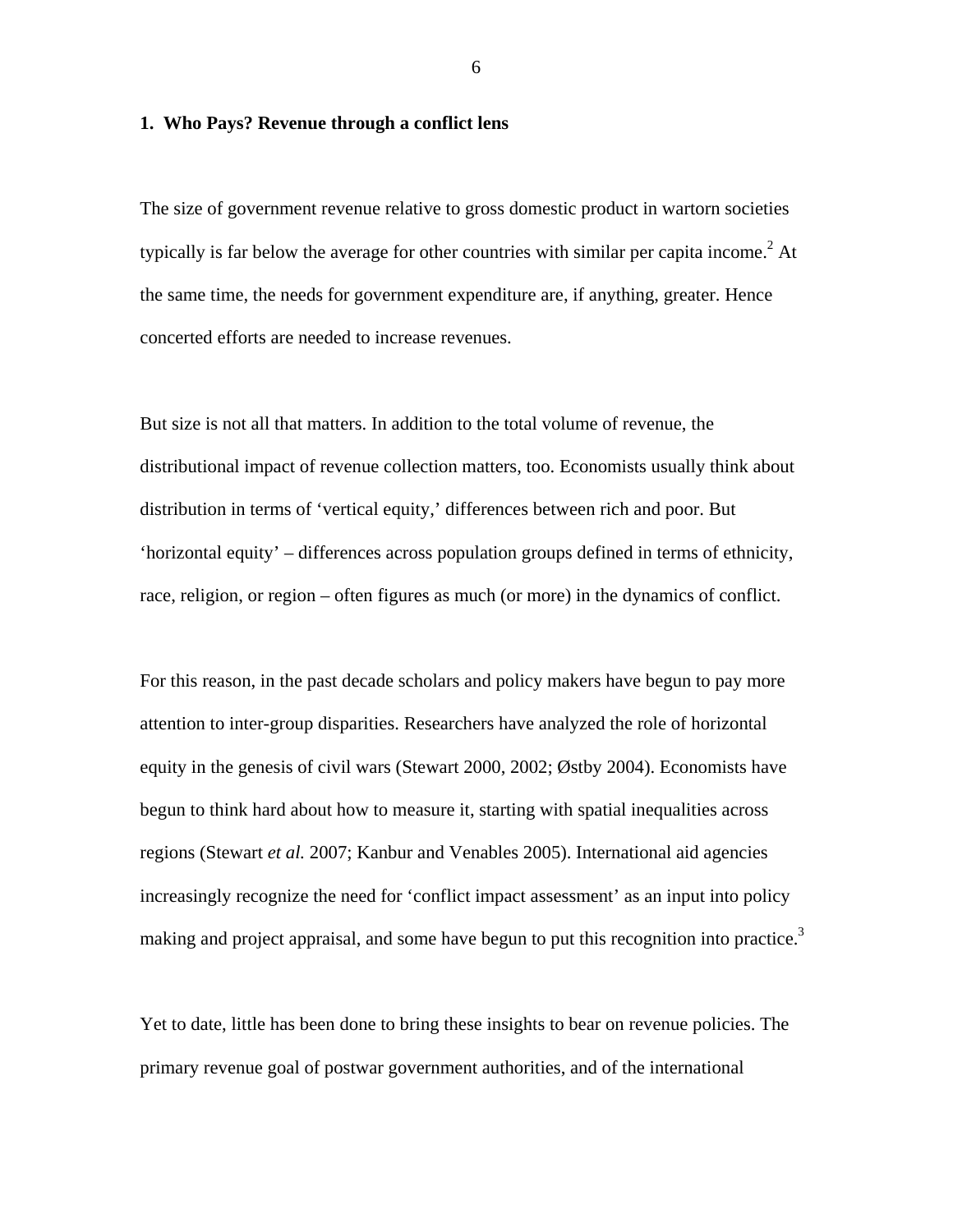## 1. Who Pays? Revenue through a conflict lens

The size of government revenue relative to gross domestic product in wartorn societies typically is far below the average for other countries with similar per capita income.[2] At the same time, the needs for government expenditure are, if anything, greater. Hence concerted efforts are needed to increase revenues.

But size is not all that matters. In addition to the total volume of revenue, the distributional impact of revenue collection matters, too. Economists usually think about distribution in terms of 'vertical equity,' differences between rich and poor. But 'horizontal equity' – differences across population groups defined in terms of ethnicity, race, religion, or region – often figures as much (or more) in the dynamics of conflict.

For this reason, in the past decade scholars and policy makers have begun to pay more attention to inter-group disparities. Researchers have analyzed the role of horizontal equity in the genesis of civil wars (Stewart 2000, 2002; Østby 2004). Economists have begun to think hard about how to measure it, starting with spatial inequalities across regions (Stewart *et al.* 2007; Kanbur and Venables 2005). International aid agencies increasingly recognize the need for 'conflict impact assessment' as an input into policy making and project appraisal, and some have begun to put this recognition into practice.[3]

Yet to date, little has been done to bring these insights to bear on revenue policies. The primary revenue goal of postwar government authorities, and of the international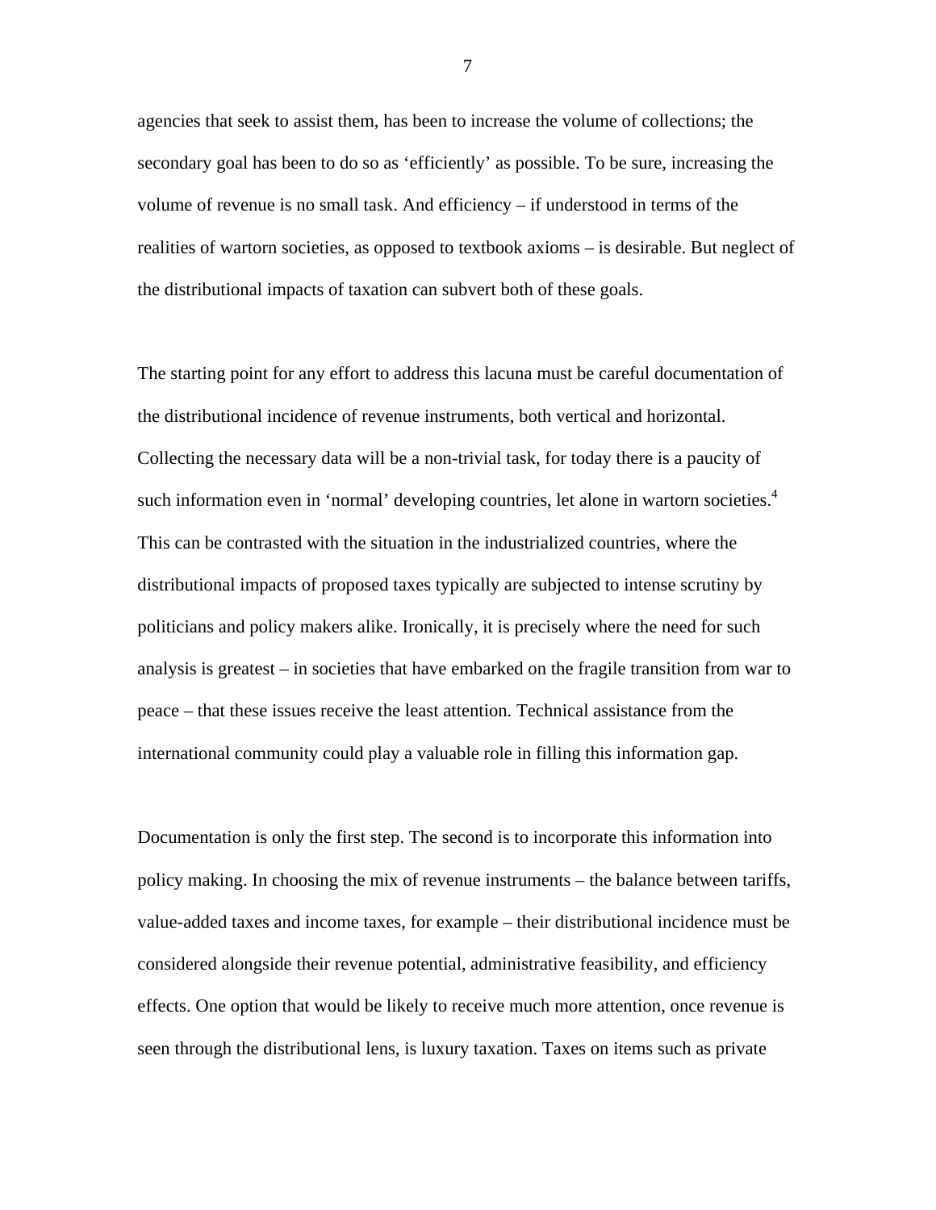agencies that seek to assist them, has been to increase the volume of collections; the secondary goal has been to do so as 'efficiently' as possible. To be sure, increasing the volume of revenue is no small task. And efficiency – if understood in terms of the realities of wartorn societies, as opposed to textbook axioms – is desirable. But neglect of the distributional impacts of taxation can subvert both of these goals.

The starting point for any effort to address this lacuna must be careful documentation of the distributional incidence of revenue instruments, both vertical and horizontal. Collecting the necessary data will be a non-trivial task, for today there is a paucity of such information even in 'normal' developing countries, let alone in wartorn societies.[4] This can be contrasted with the situation in the industrialized countries, where the distributional impacts of proposed taxes typically are subjected to intense scrutiny by politicians and policy makers alike. Ironically, it is precisely where the need for such analysis is greatest – in societies that have embarked on the fragile transition from war to peace – that these issues receive the least attention. Technical assistance from the international community could play a valuable role in filling this information gap.

Documentation is only the first step. The second is to incorporate this information into policy making. In choosing the mix of revenue instruments – the balance between tariffs, value-added taxes and income taxes, for example – their distributional incidence must be considered alongside their revenue potential, administrative feasibility, and efficiency effects. One option that would be likely to receive much more attention, once revenue is seen through the distributional lens, is luxury taxation. Taxes on items such as private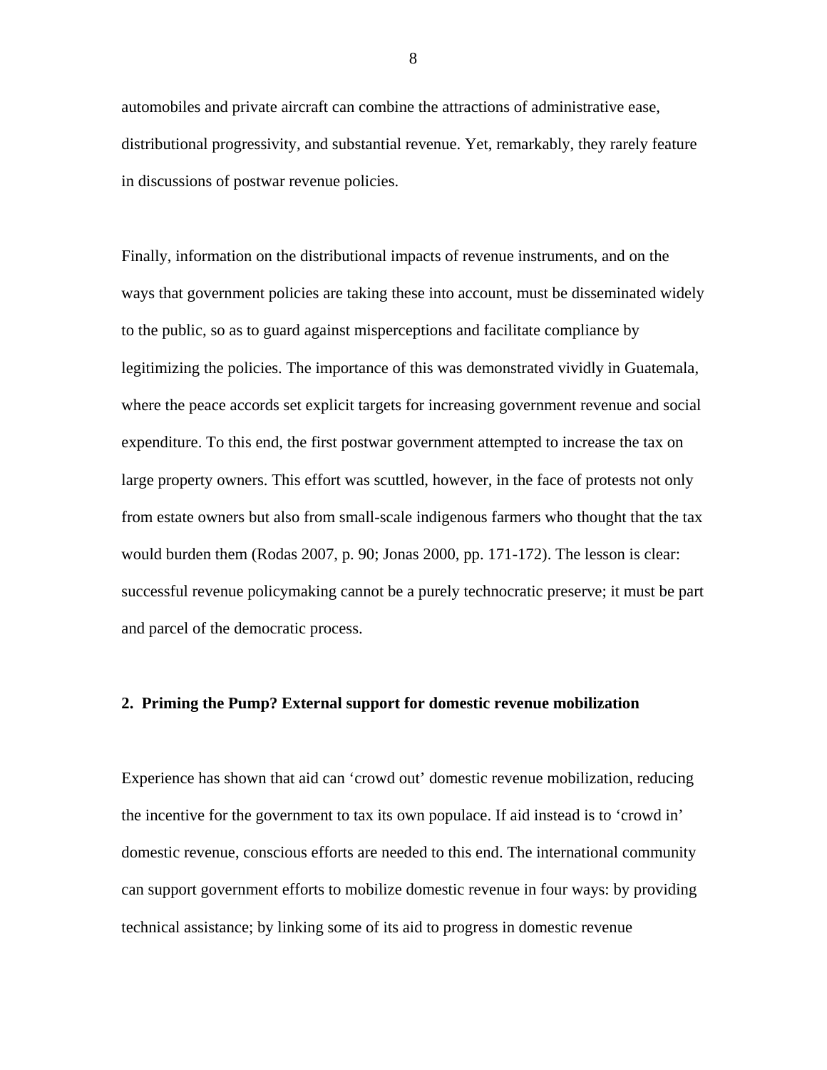automobiles and private aircraft can combine the attractions of administrative ease, distributional progressivity, and substantial revenue. Yet, remarkably, they rarely feature in discussions of postwar revenue policies.

Finally, information on the distributional impacts of revenue instruments, and on the ways that government policies are taking these into account, must be disseminated widely to the public, so as to guard against misperceptions and facilitate compliance by legitimizing the policies. The importance of this was demonstrated vividly in Guatemala, where the peace accords set explicit targets for increasing government revenue and social expenditure. To this end, the first postwar government attempted to increase the tax on large property owners. This effort was scuttled, however, in the face of protests not only from estate owners but also from small-scale indigenous farmers who thought that the tax would burden them (Rodas 2007, p. 90; Jonas 2000, pp. 171-172). The lesson is clear: successful revenue policymaking cannot be a purely technocratic preserve; it must be part and parcel of the democratic process.

## 2. Priming the Pump? External support for domestic revenue mobilization

Experience has shown that aid can 'crowd out' domestic revenue mobilization, reducing the incentive for the government to tax its own populace. If aid instead is to 'crowd in' domestic revenue, conscious efforts are needed to this end. The international community can support government efforts to mobilize domestic revenue in four ways: by providing technical assistance; by linking some of its aid to progress in domestic revenue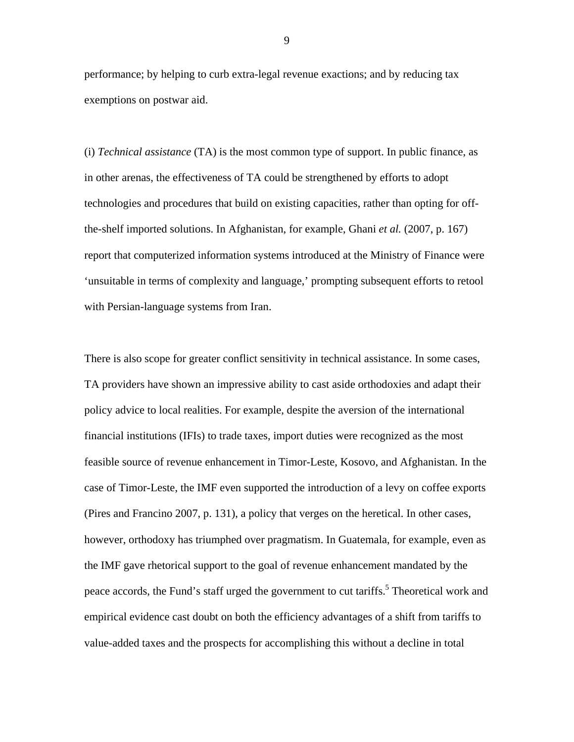performance; by helping to curb extra-legal revenue exactions; and by reducing tax exemptions on postwar aid.

(i) *Technical assistance* (TA) is the most common type of support. In public finance, as in other arenas, the effectiveness of TA could be strengthened by efforts to adopt technologies and procedures that build on existing capacities, rather than opting for off-the-shelf imported solutions. In Afghanistan, for example, Ghani *et al.* (2007, p. 167) report that computerized information systems introduced at the Ministry of Finance were 'unsuitable in terms of complexity and language,' prompting subsequent efforts to retool with Persian-language systems from Iran.

There is also scope for greater conflict sensitivity in technical assistance. In some cases, TA providers have shown an impressive ability to cast aside orthodoxies and adapt their policy advice to local realities. For example, despite the aversion of the international financial institutions (IFIs) to trade taxes, import duties were recognized as the most feasible source of revenue enhancement in Timor-Leste, Kosovo, and Afghanistan. In the case of Timor-Leste, the IMF even supported the introduction of a levy on coffee exports (Pires and Francino 2007, p. 131), a policy that verges on the heretical. In other cases, however, orthodoxy has triumphed over pragmatism. In Guatemala, for example, even as the IMF gave rhetorical support to the goal of revenue enhancement mandated by the peace accords, the Fund's staff urged the government to cut tariffs.[5] Theoretical work and empirical evidence cast doubt on both the efficiency advantages of a shift from tariffs to value-added taxes and the prospects for accomplishing this without a decline in total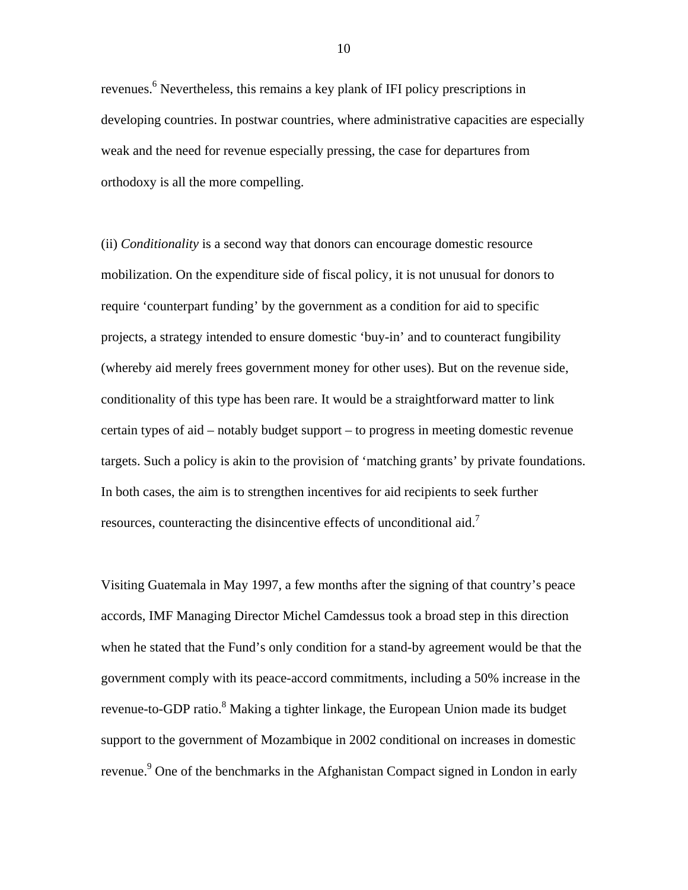revenues.[6] Nevertheless, this remains a key plank of IFI policy prescriptions in developing countries. In postwar countries, where administrative capacities are especially weak and the need for revenue especially pressing, the case for departures from orthodoxy is all the more compelling.

(ii) *Conditionality* is a second way that donors can encourage domestic resource mobilization. On the expenditure side of fiscal policy, it is not unusual for donors to require 'counterpart funding' by the government as a condition for aid to specific projects, a strategy intended to ensure domestic 'buy-in' and to counteract fungibility (whereby aid merely frees government money for other uses). But on the revenue side, conditionality of this type has been rare. It would be a straightforward matter to link certain types of aid – notably budget support – to progress in meeting domestic revenue targets. Such a policy is akin to the provision of 'matching grants' by private foundations. In both cases, the aim is to strengthen incentives for aid recipients to seek further resources, counteracting the disincentive effects of unconditional aid.[7]

Visiting Guatemala in May 1997, a few months after the signing of that country's peace accords, IMF Managing Director Michel Camdessus took a broad step in this direction when he stated that the Fund's only condition for a stand-by agreement would be that the government comply with its peace-accord commitments, including a 50% increase in the revenue-to-GDP ratio.[8] Making a tighter linkage, the European Union made its budget support to the government of Mozambique in 2002 conditional on increases in domestic revenue.[9] One of the benchmarks in the Afghanistan Compact signed in London in early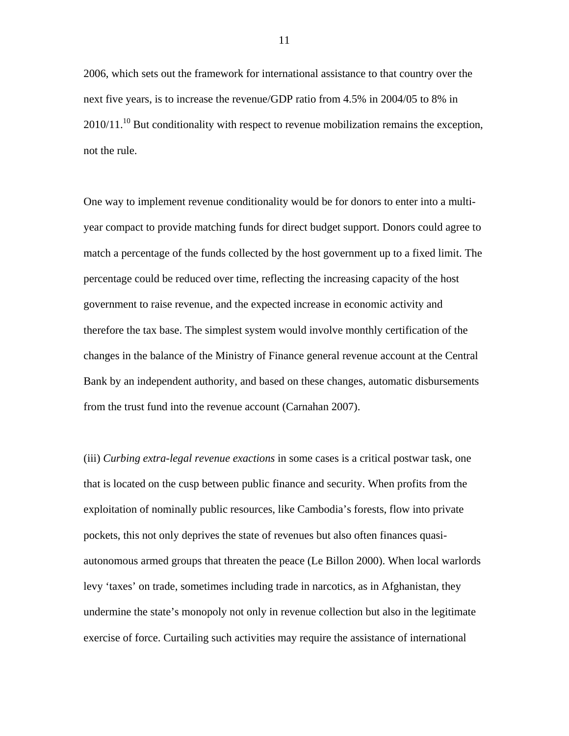2006, which sets out the framework for international assistance to that country over the next five years, is to increase the revenue/GDP ratio from 4.5% in 2004/05 to 8% in 2010/11.[10] But conditionality with respect to revenue mobilization remains the exception, not the rule.

One way to implement revenue conditionality would be for donors to enter into a multi-year compact to provide matching funds for direct budget support. Donors could agree to match a percentage of the funds collected by the host government up to a fixed limit. The percentage could be reduced over time, reflecting the increasing capacity of the host government to raise revenue, and the expected increase in economic activity and therefore the tax base. The simplest system would involve monthly certification of the changes in the balance of the Ministry of Finance general revenue account at the Central Bank by an independent authority, and based on these changes, automatic disbursements from the trust fund into the revenue account (Carnahan 2007).

(iii) *Curbing extra-legal revenue exactions* in some cases is a critical postwar task, one that is located on the cusp between public finance and security. When profits from the exploitation of nominally public resources, like Cambodia's forests, flow into private pockets, this not only deprives the state of revenues but also often finances quasi-autonomous armed groups that threaten the peace (Le Billon 2000). When local warlords levy 'taxes' on trade, sometimes including trade in narcotics, as in Afghanistan, they undermine the state's monopoly not only in revenue collection but also in the legitimate exercise of force. Curtailing such activities may require the assistance of international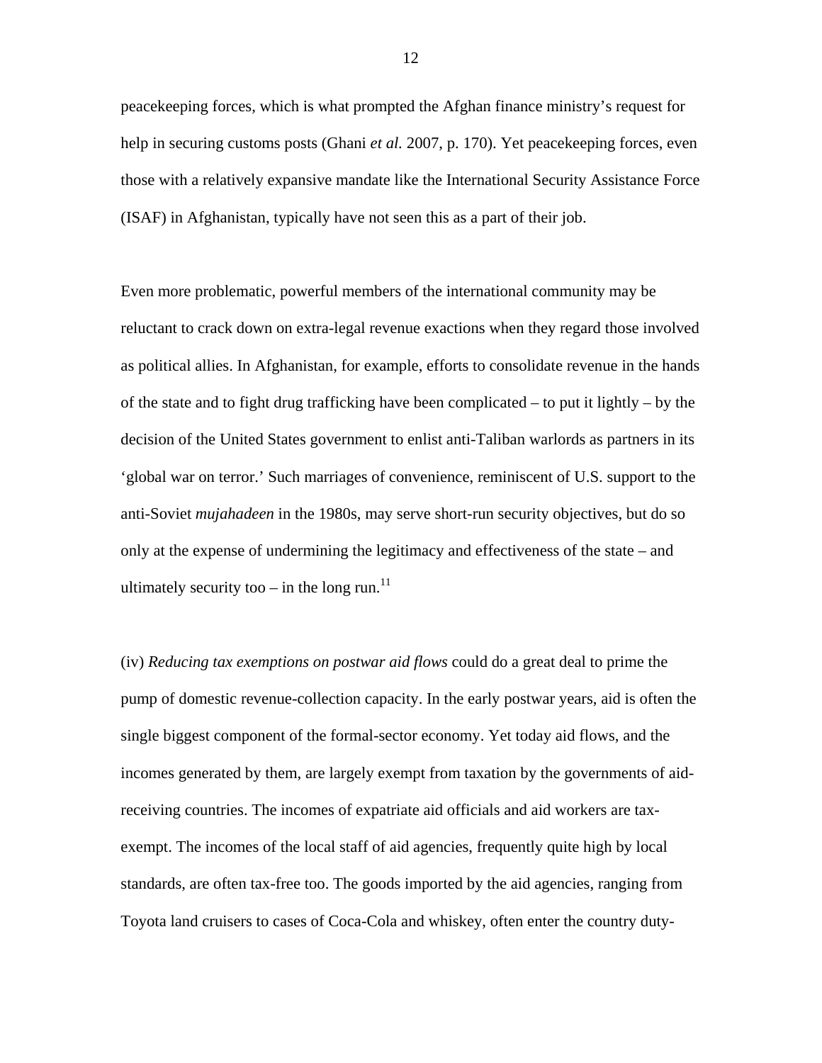peacekeeping forces, which is what prompted the Afghan finance ministry's request for help in securing customs posts (Ghani *et al.* 2007, p. 170). Yet peacekeeping forces, even those with a relatively expansive mandate like the International Security Assistance Force (ISAF) in Afghanistan, typically have not seen this as a part of their job.

Even more problematic, powerful members of the international community may be reluctant to crack down on extra-legal revenue exactions when they regard those involved as political allies. In Afghanistan, for example, efforts to consolidate revenue in the hands of the state and to fight drug trafficking have been complicated – to put it lightly – by the decision of the United States government to enlist anti-Taliban warlords as partners in its 'global war on terror.' Such marriages of convenience, reminiscent of U.S. support to the anti-Soviet *mujahadeen* in the 1980s, may serve short-run security objectives, but do so only at the expense of undermining the legitimacy and effectiveness of the state – and ultimately security too – in the long run.[11]

(iv) *Reducing tax exemptions on postwar aid flows* could do a great deal to prime the pump of domestic revenue-collection capacity. In the early postwar years, aid is often the single biggest component of the formal-sector economy. Yet today aid flows, and the incomes generated by them, are largely exempt from taxation by the governments of aid-receiving countries. The incomes of expatriate aid officials and aid workers are tax-exempt. The incomes of the local staff of aid agencies, frequently quite high by local standards, are often tax-free too. The goods imported by the aid agencies, ranging from Toyota land cruisers to cases of Coca-Cola and whiskey, often enter the country duty-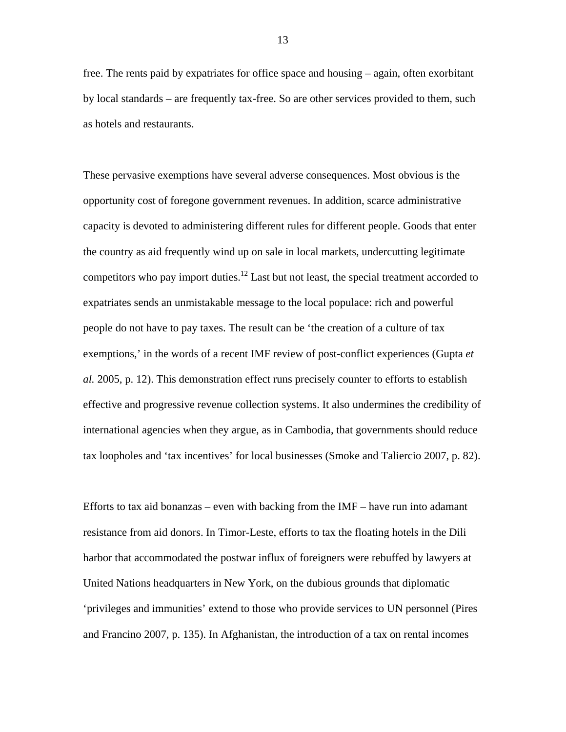free. The rents paid by expatriates for office space and housing – again, often exorbitant by local standards – are frequently tax-free. So are other services provided to them, such as hotels and restaurants.

These pervasive exemptions have several adverse consequences. Most obvious is the opportunity cost of foregone government revenues. In addition, scarce administrative capacity is devoted to administering different rules for different people. Goods that enter the country as aid frequently wind up on sale in local markets, undercutting legitimate competitors who pay import duties.[12] Last but not least, the special treatment accorded to expatriates sends an unmistakable message to the local populace: rich and powerful people do not have to pay taxes. The result can be 'the creation of a culture of tax exemptions,' in the words of a recent IMF review of post-conflict experiences (Gupta *et al.* 2005, p. 12). This demonstration effect runs precisely counter to efforts to establish effective and progressive revenue collection systems. It also undermines the credibility of international agencies when they argue, as in Cambodia, that governments should reduce tax loopholes and 'tax incentives' for local businesses (Smoke and Taliercio 2007, p. 82).

Efforts to tax aid bonanzas – even with backing from the IMF – have run into adamant resistance from aid donors. In Timor-Leste, efforts to tax the floating hotels in the Dili harbor that accommodated the postwar influx of foreigners were rebuffed by lawyers at United Nations headquarters in New York, on the dubious grounds that diplomatic 'privileges and immunities' extend to those who provide services to UN personnel (Pires and Francino 2007, p. 135). In Afghanistan, the introduction of a tax on rental incomes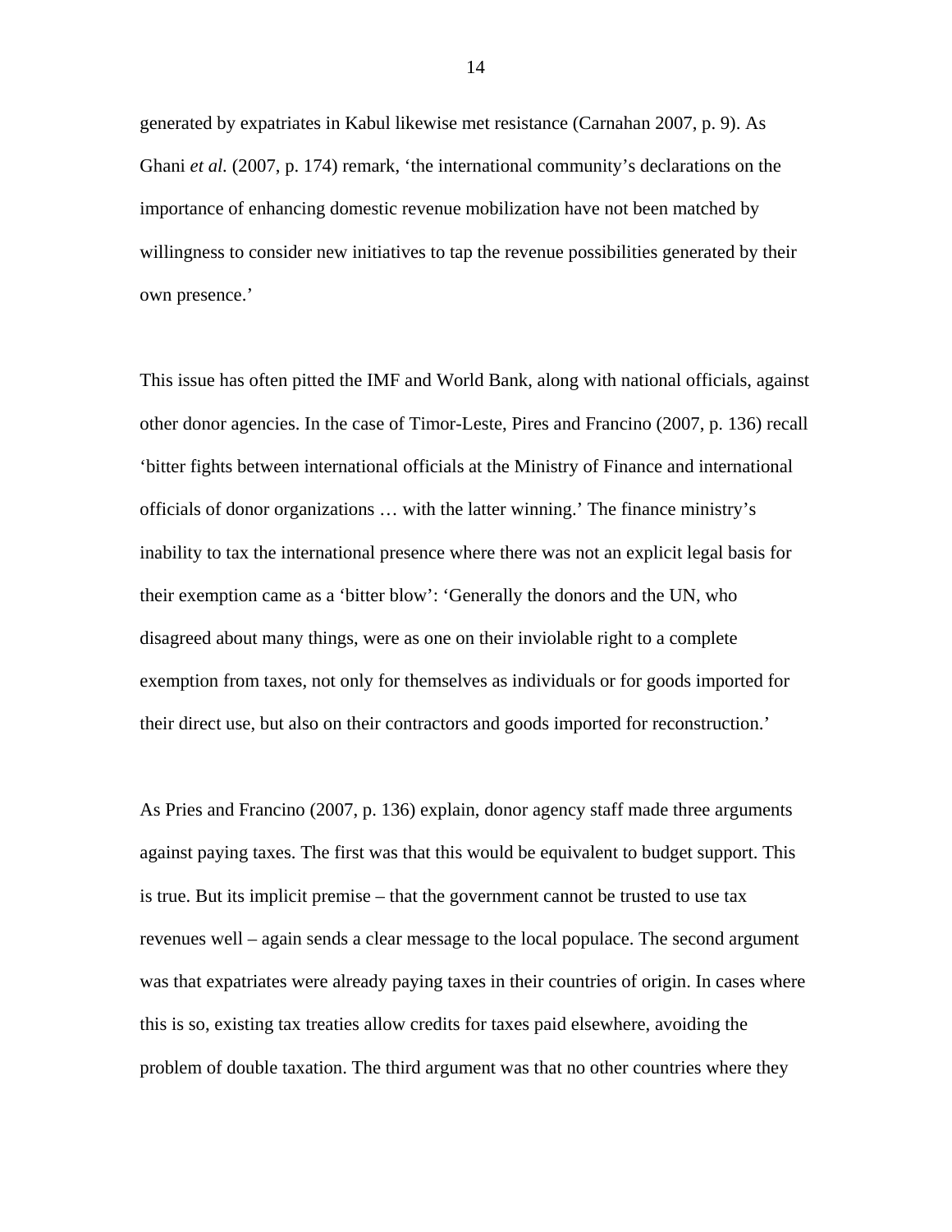generated by expatriates in Kabul likewise met resistance (Carnahan 2007, p. 9). As Ghani *et al.* (2007, p. 174) remark, 'the international community's declarations on the importance of enhancing domestic revenue mobilization have not been matched by willingness to consider new initiatives to tap the revenue possibilities generated by their own presence.'

This issue has often pitted the IMF and World Bank, along with national officials, against other donor agencies. In the case of Timor-Leste, Pires and Francino (2007, p. 136) recall 'bitter fights between international officials at the Ministry of Finance and international officials of donor organizations … with the latter winning.' The finance ministry's inability to tax the international presence where there was not an explicit legal basis for their exemption came as a 'bitter blow': 'Generally the donors and the UN, who disagreed about many things, were as one on their inviolable right to a complete exemption from taxes, not only for themselves as individuals or for goods imported for their direct use, but also on their contractors and goods imported for reconstruction.'

As Pries and Francino (2007, p. 136) explain, donor agency staff made three arguments against paying taxes. The first was that this would be equivalent to budget support. This is true. But its implicit premise – that the government cannot be trusted to use tax revenues well – again sends a clear message to the local populace. The second argument was that expatriates were already paying taxes in their countries of origin. In cases where this is so, existing tax treaties allow credits for taxes paid elsewhere, avoiding the problem of double taxation. The third argument was that no other countries where they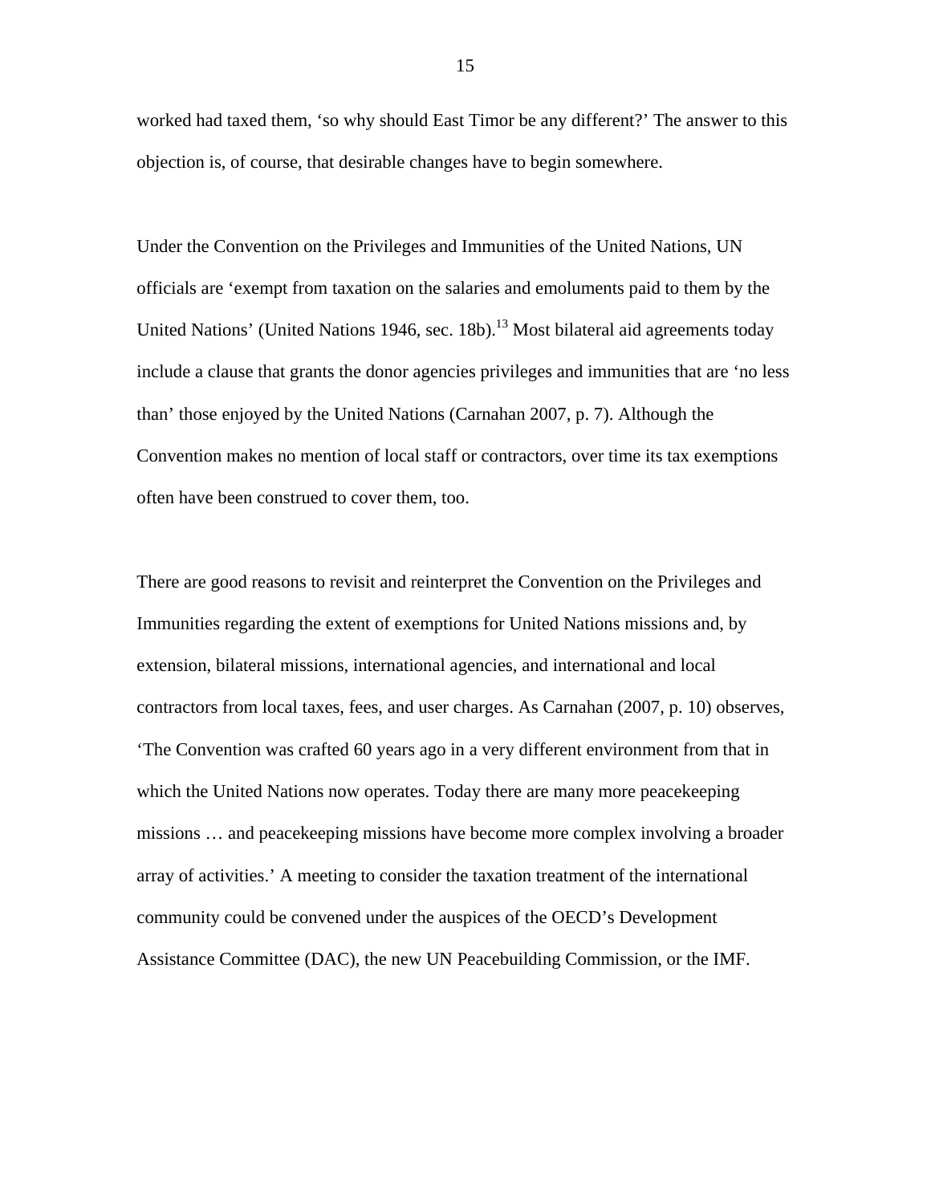worked had taxed them, 'so why should East Timor be any different?' The answer to this objection is, of course, that desirable changes have to begin somewhere.

Under the Convention on the Privileges and Immunities of the United Nations, UN officials are 'exempt from taxation on the salaries and emoluments paid to them by the United Nations' (United Nations 1946, sec. 18b).[13] Most bilateral aid agreements today include a clause that grants the donor agencies privileges and immunities that are 'no less than' those enjoyed by the United Nations (Carnahan 2007, p. 7). Although the Convention makes no mention of local staff or contractors, over time its tax exemptions often have been construed to cover them, too.

There are good reasons to revisit and reinterpret the Convention on the Privileges and Immunities regarding the extent of exemptions for United Nations missions and, by extension, bilateral missions, international agencies, and international and local contractors from local taxes, fees, and user charges. As Carnahan (2007, p. 10) observes, 'The Convention was crafted 60 years ago in a very different environment from that in which the United Nations now operates. Today there are many more peacekeeping missions … and peacekeeping missions have become more complex involving a broader array of activities.' A meeting to consider the taxation treatment of the international community could be convened under the auspices of the OECD's Development Assistance Committee (DAC), the new UN Peacebuilding Commission, or the IMF.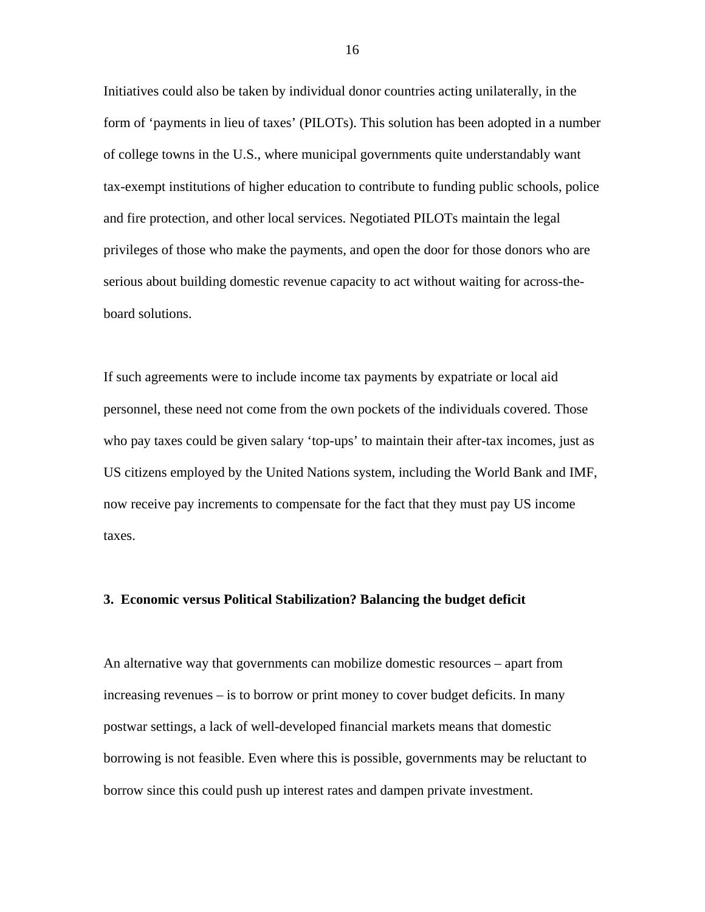Initiatives could also be taken by individual donor countries acting unilaterally, in the form of 'payments in lieu of taxes' (PILOTs). This solution has been adopted in a number of college towns in the U.S., where municipal governments quite understandably want tax-exempt institutions of higher education to contribute to funding public schools, police and fire protection, and other local services. Negotiated PILOTs maintain the legal privileges of those who make the payments, and open the door for those donors who are serious about building domestic revenue capacity to act without waiting for across-the-board solutions.

If such agreements were to include income tax payments by expatriate or local aid personnel, these need not come from the own pockets of the individuals covered. Those who pay taxes could be given salary 'top-ups' to maintain their after-tax incomes, just as US citizens employed by the United Nations system, including the World Bank and IMF, now receive pay increments to compensate for the fact that they must pay US income taxes.

### 3. Economic versus Political Stabilization? Balancing the budget deficit

An alternative way that governments can mobilize domestic resources – apart from increasing revenues – is to borrow or print money to cover budget deficits. In many postwar settings, a lack of well-developed financial markets means that domestic borrowing is not feasible. Even where this is possible, governments may be reluctant to borrow since this could push up interest rates and dampen private investment.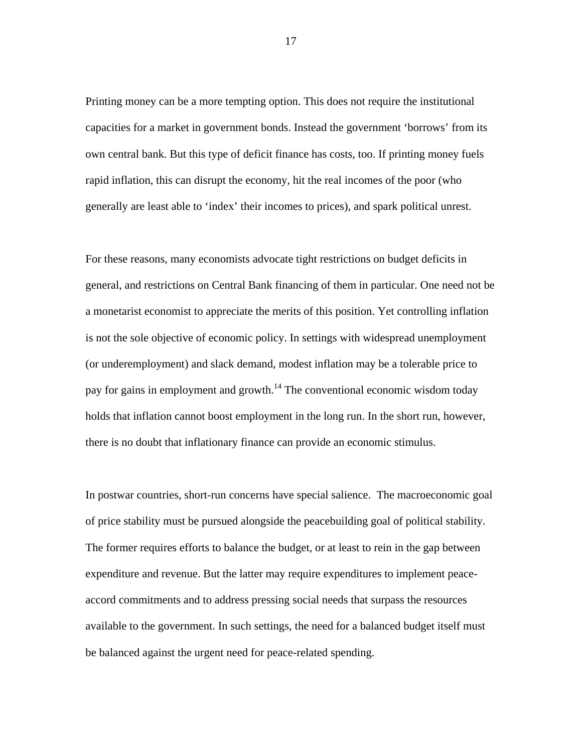Printing money can be a more tempting option. This does not require the institutional capacities for a market in government bonds. Instead the government 'borrows' from its own central bank. But this type of deficit finance has costs, too. If printing money fuels rapid inflation, this can disrupt the economy, hit the real incomes of the poor (who generally are least able to 'index' their incomes to prices), and spark political unrest.

For these reasons, many economists advocate tight restrictions on budget deficits in general, and restrictions on Central Bank financing of them in particular. One need not be a monetarist economist to appreciate the merits of this position. Yet controlling inflation is not the sole objective of economic policy. In settings with widespread unemployment (or underemployment) and slack demand, modest inflation may be a tolerable price to pay for gains in employment and growth.[14] The conventional economic wisdom today holds that inflation cannot boost employment in the long run. In the short run, however, there is no doubt that inflationary finance can provide an economic stimulus.

In postwar countries, short-run concerns have special salience. The macroeconomic goal of price stability must be pursued alongside the peacebuilding goal of political stability. The former requires efforts to balance the budget, or at least to rein in the gap between expenditure and revenue. But the latter may require expenditures to implement peace-accord commitments and to address pressing social needs that surpass the resources available to the government. In such settings, the need for a balanced budget itself must be balanced against the urgent need for peace-related spending.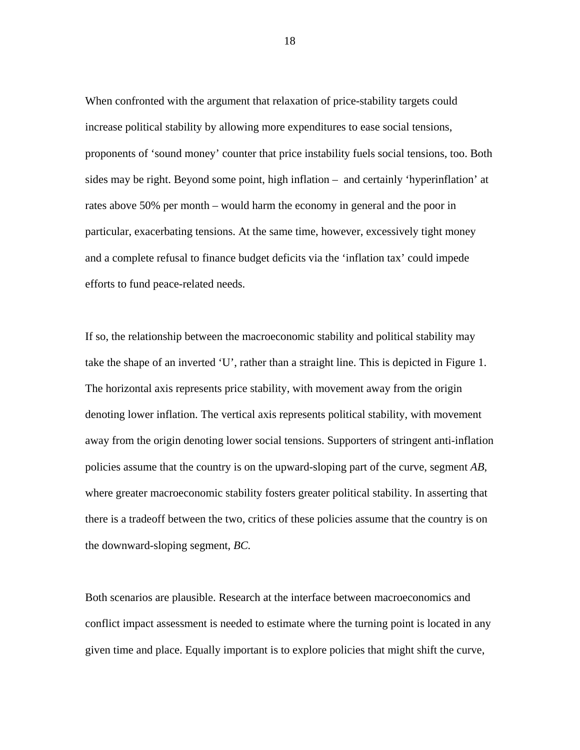When confronted with the argument that relaxation of price-stability targets could increase political stability by allowing more expenditures to ease social tensions, proponents of 'sound money' counter that price instability fuels social tensions, too. Both sides may be right. Beyond some point, high inflation – and certainly 'hyperinflation' at rates above 50% per month – would harm the economy in general and the poor in particular, exacerbating tensions. At the same time, however, excessively tight money and a complete refusal to finance budget deficits via the 'inflation tax' could impede efforts to fund peace-related needs.

If so, the relationship between the macroeconomic stability and political stability may take the shape of an inverted 'U', rather than a straight line. This is depicted in Figure 1. The horizontal axis represents price stability, with movement away from the origin denoting lower inflation. The vertical axis represents political stability, with movement away from the origin denoting lower social tensions. Supporters of stringent anti-inflation policies assume that the country is on the upward-sloping part of the curve, segment *AB*, where greater macroeconomic stability fosters greater political stability. In asserting that there is a tradeoff between the two, critics of these policies assume that the country is on the downward-sloping segment, *BC*.

Both scenarios are plausible. Research at the interface between macroeconomics and conflict impact assessment is needed to estimate where the turning point is located in any given time and place. Equally important is to explore policies that might shift the curve,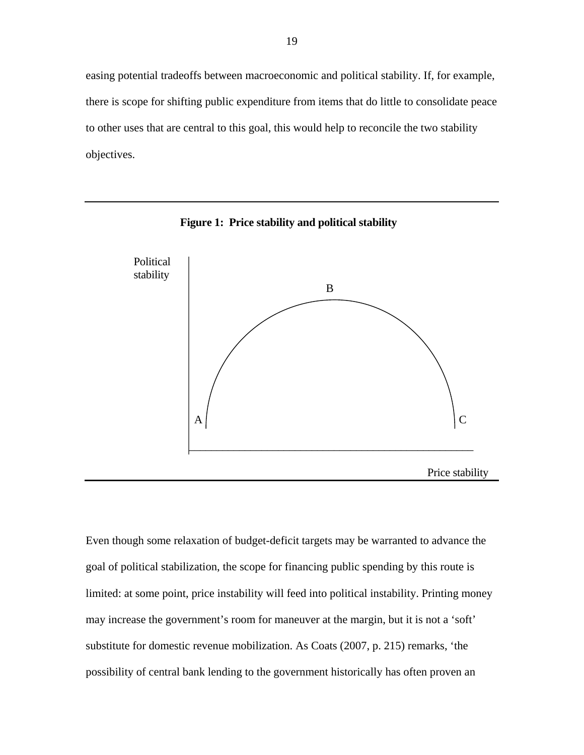easing potential tradeoffs between macroeconomic and political stability. If, for example, there is scope for shifting public expenditure from items that do little to consolidate peace to other uses that are central to this goal, this would help to reconcile the two stability objectives.

**Figure 1: Price stability and political stability**

Political stability

B

A

C

Price stability

Even though some relaxation of budget-deficit targets may be warranted to advance the goal of political stabilization, the scope for financing public spending by this route is limited: at some point, price instability will feed into political instability. Printing money may increase the government's room for maneuver at the margin, but it is not a 'soft' substitute for domestic revenue mobilization. As Coats (2007, p. 215) remarks, 'the possibility of central bank lending to the government historically has often proven an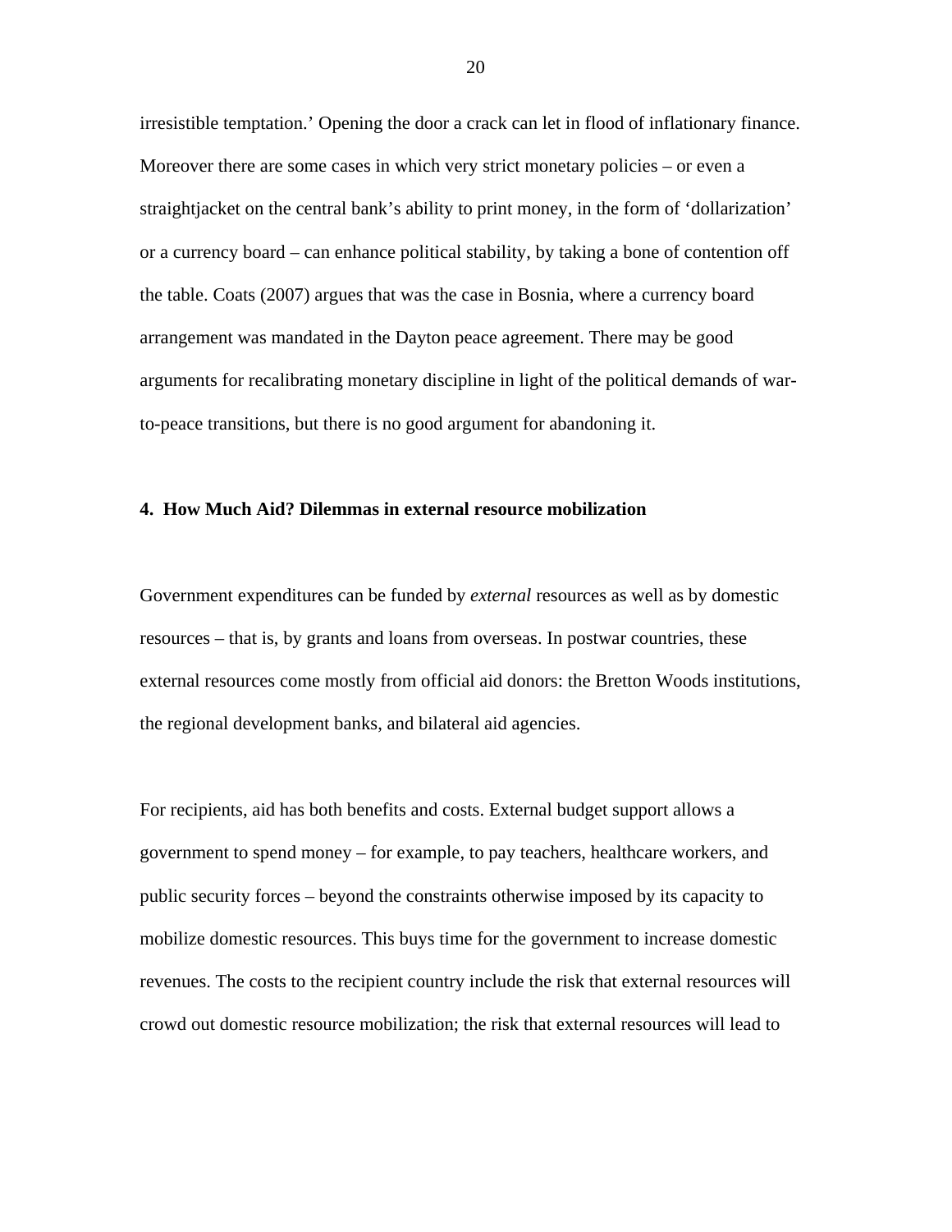irresistible temptation.' Opening the door a crack can let in flood of inflationary finance. Moreover there are some cases in which very strict monetary policies – or even a straightjacket on the central bank's ability to print money, in the form of 'dollarization' or a currency board – can enhance political stability, by taking a bone of contention off the table. Coats (2007) argues that was the case in Bosnia, where a currency board arrangement was mandated in the Dayton peace agreement. There may be good arguments for recalibrating monetary discipline in light of the political demands of war-to-peace transitions, but there is no good argument for abandoning it.

## 4. How Much Aid? Dilemmas in external resource mobilization

Government expenditures can be funded by *external* resources as well as by domestic resources – that is, by grants and loans from overseas. In postwar countries, these external resources come mostly from official aid donors: the Bretton Woods institutions, the regional development banks, and bilateral aid agencies.

For recipients, aid has both benefits and costs. External budget support allows a government to spend money – for example, to pay teachers, healthcare workers, and public security forces – beyond the constraints otherwise imposed by its capacity to mobilize domestic resources. This buys time for the government to increase domestic revenues. The costs to the recipient country include the risk that external resources will crowd out domestic resource mobilization; the risk that external resources will lead to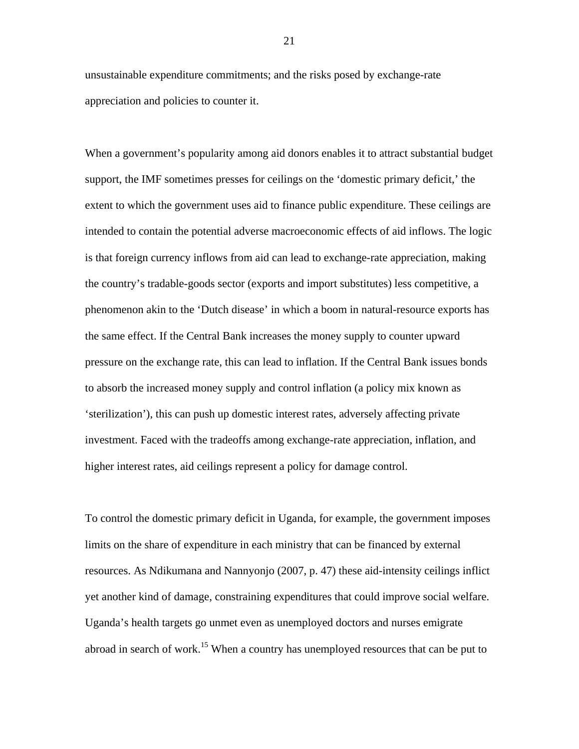unsustainable expenditure commitments; and the risks posed by exchange-rate appreciation and policies to counter it.

When a government's popularity among aid donors enables it to attract substantial budget support, the IMF sometimes presses for ceilings on the 'domestic primary deficit,' the extent to which the government uses aid to finance public expenditure. These ceilings are intended to contain the potential adverse macroeconomic effects of aid inflows. The logic is that foreign currency inflows from aid can lead to exchange-rate appreciation, making the country's tradable-goods sector (exports and import substitutes) less competitive, a phenomenon akin to the 'Dutch disease' in which a boom in natural-resource exports has the same effect. If the Central Bank increases the money supply to counter upward pressure on the exchange rate, this can lead to inflation. If the Central Bank issues bonds to absorb the increased money supply and control inflation (a policy mix known as 'sterilization'), this can push up domestic interest rates, adversely affecting private investment. Faced with the tradeoffs among exchange-rate appreciation, inflation, and higher interest rates, aid ceilings represent a policy for damage control.

To control the domestic primary deficit in Uganda, for example, the government imposes limits on the share of expenditure in each ministry that can be financed by external resources. As Ndikumana and Nannyonjo (2007, p. 47) these aid-intensity ceilings inflict yet another kind of damage, constraining expenditures that could improve social welfare. Uganda's health targets go unmet even as unemployed doctors and nurses emigrate abroad in search of work.[15] When a country has unemployed resources that can be put to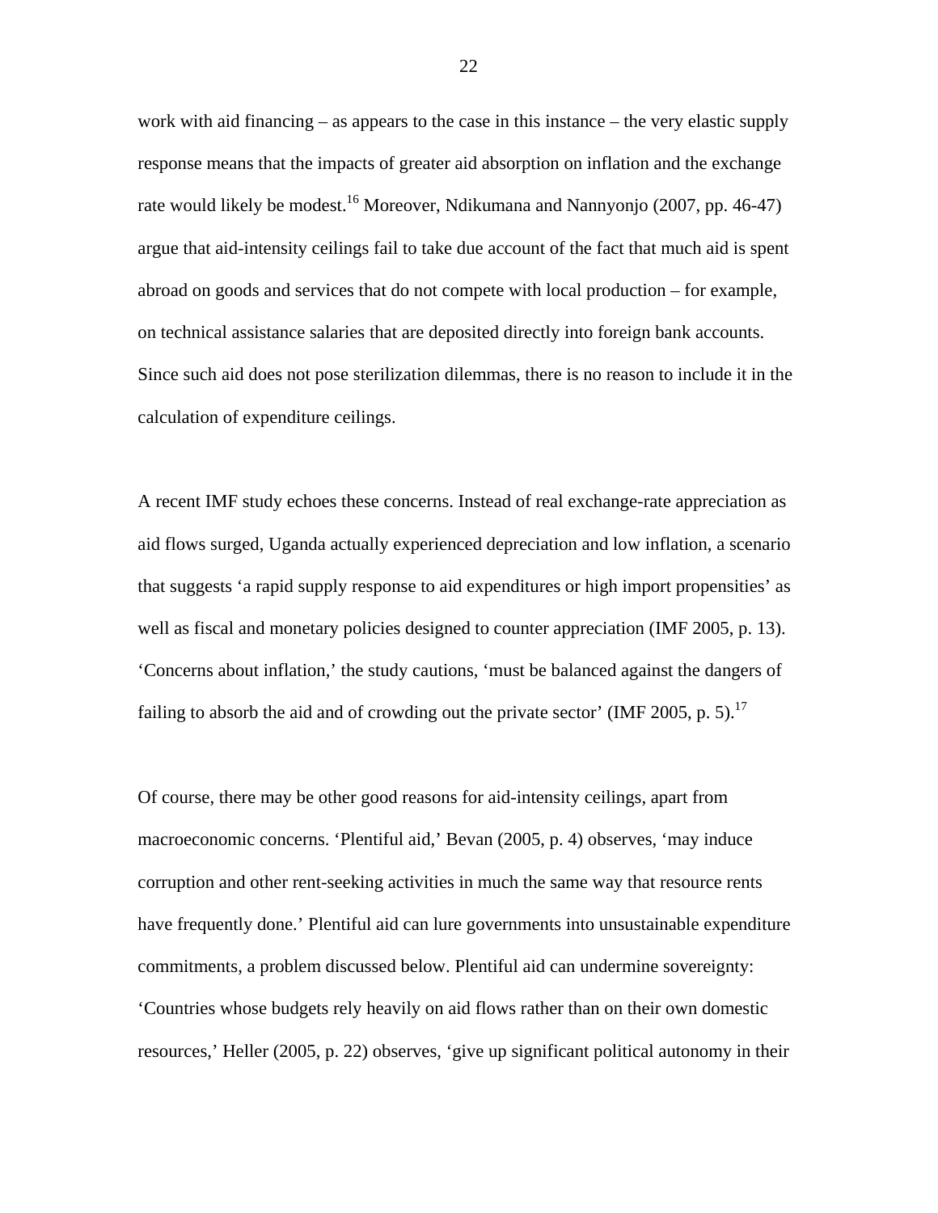work with aid financing – as appears to the case in this instance – the very elastic supply response means that the impacts of greater aid absorption on inflation and the exchange rate would likely be modest.[16] Moreover, Ndikumana and Nannyonjo (2007, pp. 46-47) argue that aid-intensity ceilings fail to take due account of the fact that much aid is spent abroad on goods and services that do not compete with local production – for example, on technical assistance salaries that are deposited directly into foreign bank accounts. Since such aid does not pose sterilization dilemmas, there is no reason to include it in the calculation of expenditure ceilings.

A recent IMF study echoes these concerns. Instead of real exchange-rate appreciation as aid flows surged, Uganda actually experienced depreciation and low inflation, a scenario that suggests 'a rapid supply response to aid expenditures or high import propensities' as well as fiscal and monetary policies designed to counter appreciation (IMF 2005, p. 13). 'Concerns about inflation,' the study cautions, 'must be balanced against the dangers of failing to absorb the aid and of crowding out the private sector' (IMF 2005, p. 5).[17]

Of course, there may be other good reasons for aid-intensity ceilings, apart from macroeconomic concerns. 'Plentiful aid,' Bevan (2005, p. 4) observes, 'may induce corruption and other rent-seeking activities in much the same way that resource rents have frequently done.' Plentiful aid can lure governments into unsustainable expenditure commitments, a problem discussed below. Plentiful aid can undermine sovereignty: 'Countries whose budgets rely heavily on aid flows rather than on their own domestic resources,' Heller (2005, p. 22) observes, 'give up significant political autonomy in their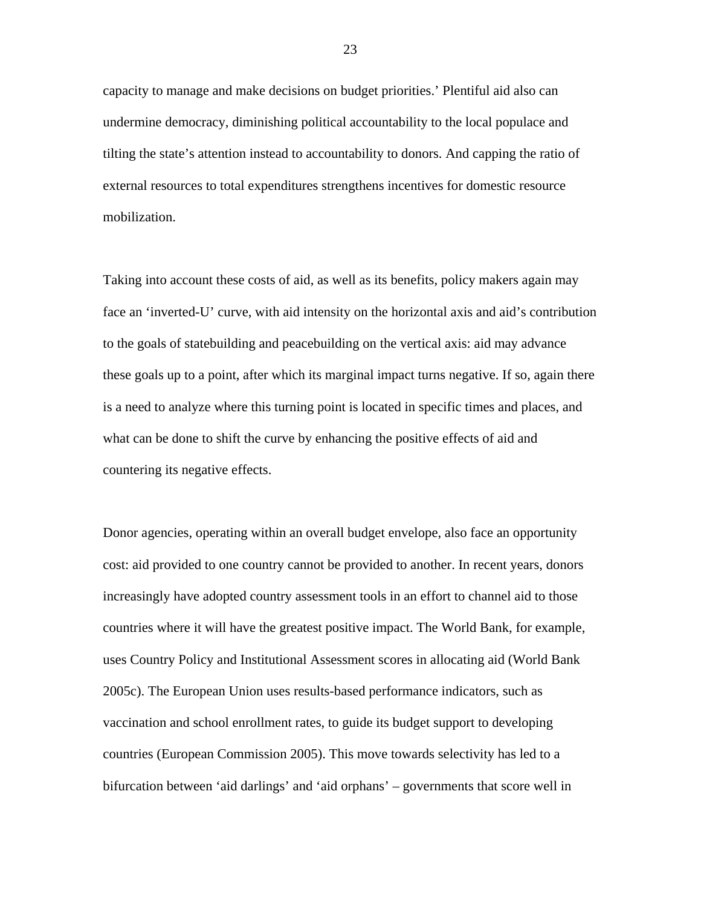capacity to manage and make decisions on budget priorities.' Plentiful aid also can undermine democracy, diminishing political accountability to the local populace and tilting the state's attention instead to accountability to donors. And capping the ratio of external resources to total expenditures strengthens incentives for domestic resource mobilization.

Taking into account these costs of aid, as well as its benefits, policy makers again may face an 'inverted-U' curve, with aid intensity on the horizontal axis and aid's contribution to the goals of statebuilding and peacebuilding on the vertical axis: aid may advance these goals up to a point, after which its marginal impact turns negative. If so, again there is a need to analyze where this turning point is located in specific times and places, and what can be done to shift the curve by enhancing the positive effects of aid and countering its negative effects.

Donor agencies, operating within an overall budget envelope, also face an opportunity cost: aid provided to one country cannot be provided to another. In recent years, donors increasingly have adopted country assessment tools in an effort to channel aid to those countries where it will have the greatest positive impact. The World Bank, for example, uses Country Policy and Institutional Assessment scores in allocating aid (World Bank 2005c). The European Union uses results-based performance indicators, such as vaccination and school enrollment rates, to guide its budget support to developing countries (European Commission 2005). This move towards selectivity has led to a bifurcation between 'aid darlings' and 'aid orphans' – governments that score well in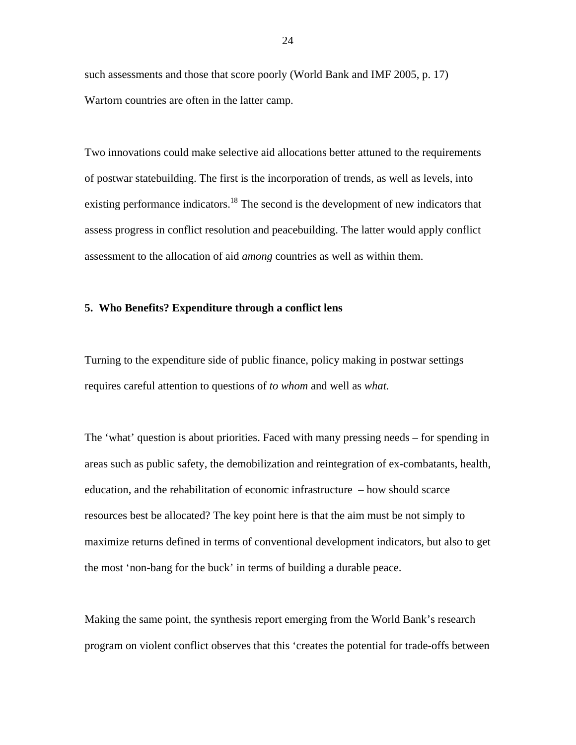such assessments and those that score poorly (World Bank and IMF 2005, p. 17) Wartorn countries are often in the latter camp.

Two innovations could make selective aid allocations better attuned to the requirements of postwar statebuilding. The first is the incorporation of trends, as well as levels, into existing performance indicators.[18] The second is the development of new indicators that assess progress in conflict resolution and peacebuilding. The latter would apply conflict assessment to the allocation of aid *among* countries as well as within them.

**5. Who Benefits? Expenditure through a conflict lens**

Turning to the expenditure side of public finance, policy making in postwar settings requires careful attention to questions of *to whom* and well as *what.*

The 'what' question is about priorities. Faced with many pressing needs – for spending in areas such as public safety, the demobilization and reintegration of ex-combatants, health, education, and the rehabilitation of economic infrastructure – how should scarce resources best be allocated? The key point here is that the aim must be not simply to maximize returns defined in terms of conventional development indicators, but also to get the most 'non-bang for the buck' in terms of building a durable peace.

Making the same point, the synthesis report emerging from the World Bank's research program on violent conflict observes that this 'creates the potential for trade-offs between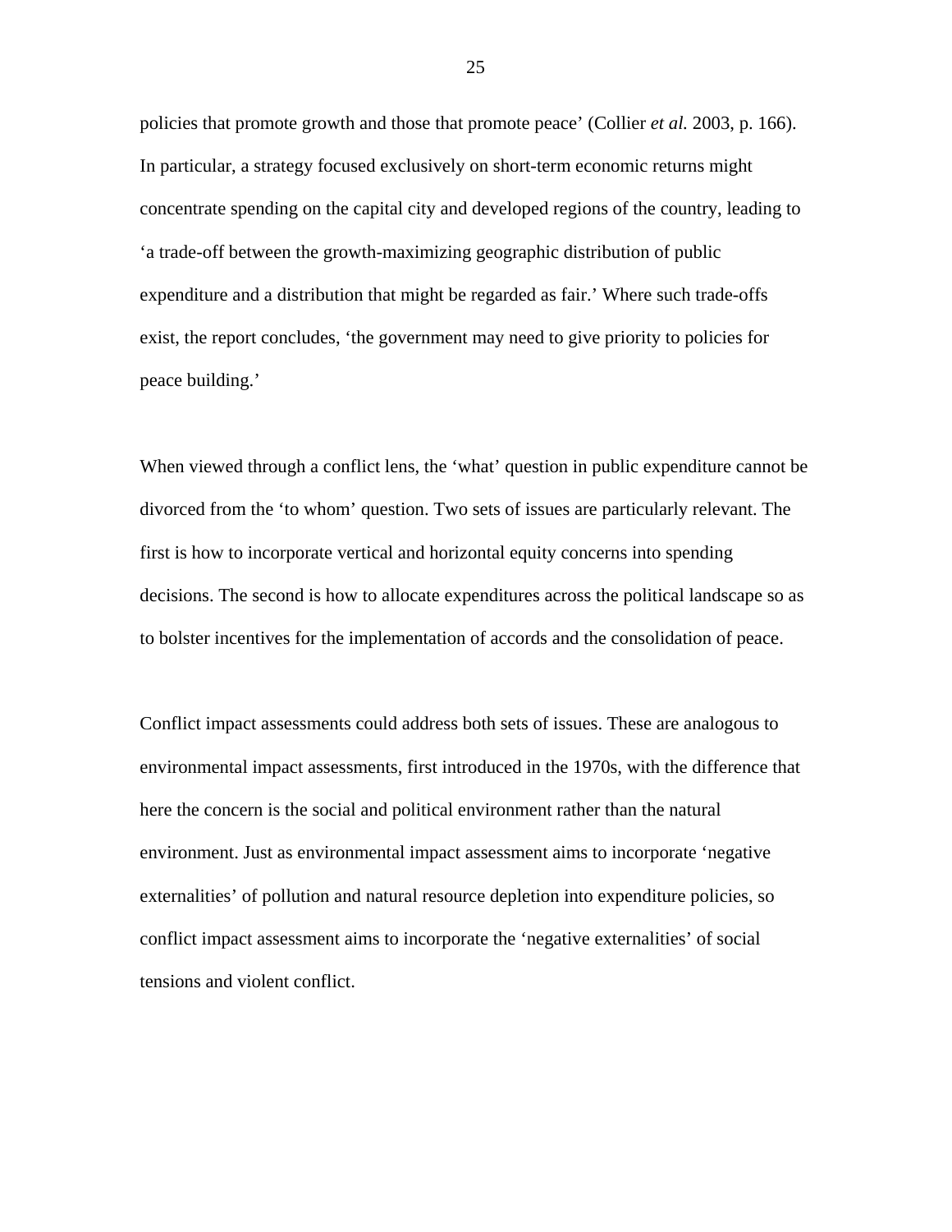policies that promote growth and those that promote peace' (Collier *et al.* 2003, p. 166). In particular, a strategy focused exclusively on short-term economic returns might concentrate spending on the capital city and developed regions of the country, leading to 'a trade-off between the growth-maximizing geographic distribution of public expenditure and a distribution that might be regarded as fair.' Where such trade-offs exist, the report concludes, 'the government may need to give priority to policies for peace building.'

When viewed through a conflict lens, the 'what' question in public expenditure cannot be divorced from the 'to whom' question. Two sets of issues are particularly relevant. The first is how to incorporate vertical and horizontal equity concerns into spending decisions. The second is how to allocate expenditures across the political landscape so as to bolster incentives for the implementation of accords and the consolidation of peace.

Conflict impact assessments could address both sets of issues. These are analogous to environmental impact assessments, first introduced in the 1970s, with the difference that here the concern is the social and political environment rather than the natural environment. Just as environmental impact assessment aims to incorporate 'negative externalities' of pollution and natural resource depletion into expenditure policies, so conflict impact assessment aims to incorporate the 'negative externalities' of social tensions and violent conflict.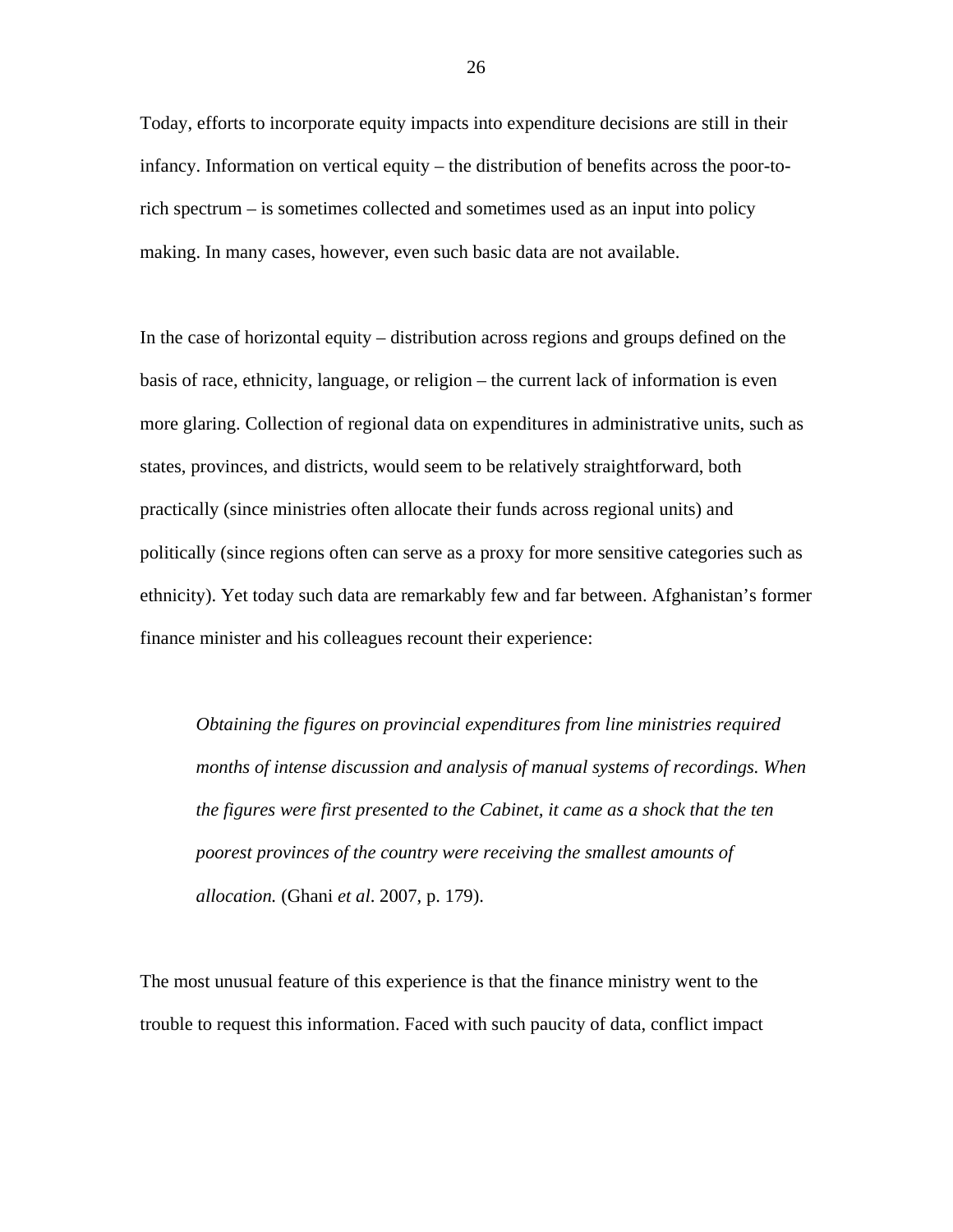Today, efforts to incorporate equity impacts into expenditure decisions are still in their infancy. Information on vertical equity – the distribution of benefits across the poor-to-rich spectrum – is sometimes collected and sometimes used as an input into policy making. In many cases, however, even such basic data are not available.

In the case of horizontal equity – distribution across regions and groups defined on the basis of race, ethnicity, language, or religion – the current lack of information is even more glaring. Collection of regional data on expenditures in administrative units, such as states, provinces, and districts, would seem to be relatively straightforward, both practically (since ministries often allocate their funds across regional units) and politically (since regions often can serve as a proxy for more sensitive categories such as ethnicity). Yet today such data are remarkably few and far between. Afghanistan's former finance minister and his colleagues recount their experience:

> *Obtaining the figures on provincial expenditures from line ministries required months of intense discussion and analysis of manual systems of recordings. When the figures were first presented to the Cabinet, it came as a shock that the ten poorest provinces of the country were receiving the smallest amounts of allocation.* (Ghani *et al*. 2007, p. 179).

The most unusual feature of this experience is that the finance ministry went to the trouble to request this information. Faced with such paucity of data, conflict impact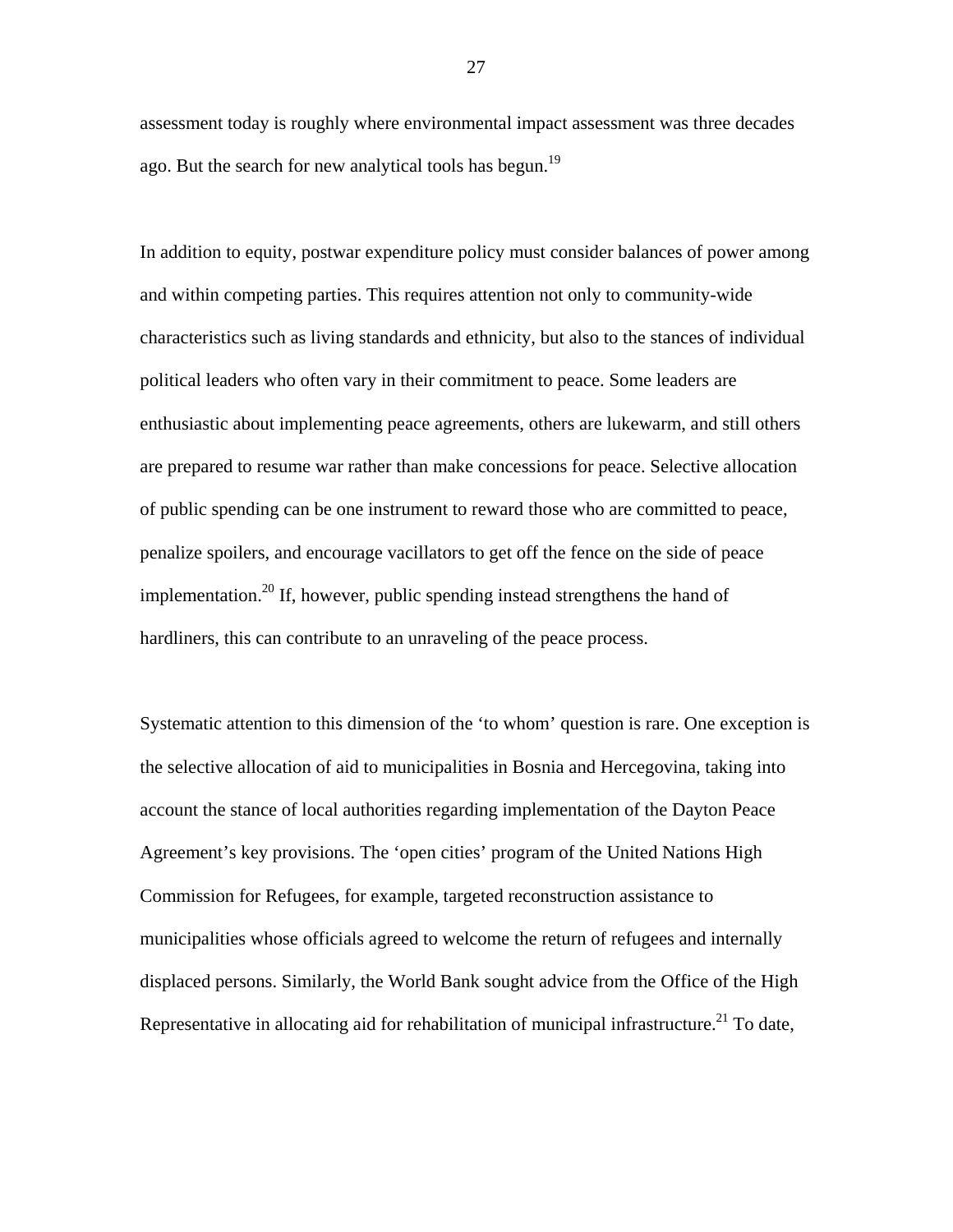assessment today is roughly where environmental impact assessment was three decades ago. But the search for new analytical tools has begun.[19]

In addition to equity, postwar expenditure policy must consider balances of power among and within competing parties. This requires attention not only to community-wide characteristics such as living standards and ethnicity, but also to the stances of individual political leaders who often vary in their commitment to peace. Some leaders are enthusiastic about implementing peace agreements, others are lukewarm, and still others are prepared to resume war rather than make concessions for peace. Selective allocation of public spending can be one instrument to reward those who are committed to peace, penalize spoilers, and encourage vacillators to get off the fence on the side of peace implementation.[20] If, however, public spending instead strengthens the hand of hardliners, this can contribute to an unraveling of the peace process.

Systematic attention to this dimension of the 'to whom' question is rare. One exception is the selective allocation of aid to municipalities in Bosnia and Hercegovina, taking into account the stance of local authorities regarding implementation of the Dayton Peace Agreement's key provisions. The 'open cities' program of the United Nations High Commission for Refugees, for example, targeted reconstruction assistance to municipalities whose officials agreed to welcome the return of refugees and internally displaced persons. Similarly, the World Bank sought advice from the Office of the High Representative in allocating aid for rehabilitation of municipal infrastructure.[21] To date,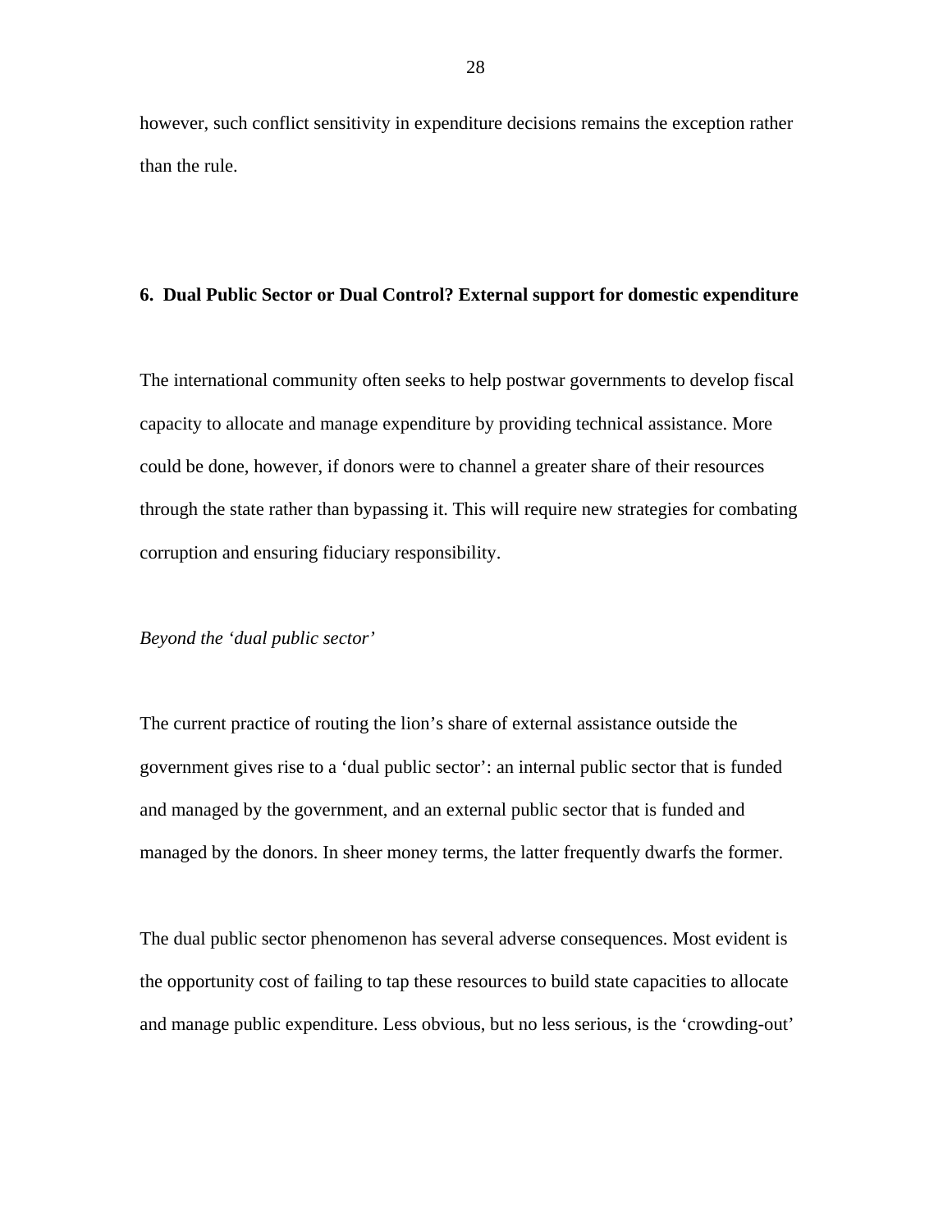however, such conflict sensitivity in expenditure decisions remains the exception rather than the rule.

## 6. Dual Public Sector or Dual Control? External support for domestic expenditure

The international community often seeks to help postwar governments to develop fiscal capacity to allocate and manage expenditure by providing technical assistance. More could be done, however, if donors were to channel a greater share of their resources through the state rather than bypassing it. This will require new strategies for combating corruption and ensuring fiduciary responsibility.

*Beyond the 'dual public sector'*

The current practice of routing the lion's share of external assistance outside the government gives rise to a 'dual public sector': an internal public sector that is funded and managed by the government, and an external public sector that is funded and managed by the donors. In sheer money terms, the latter frequently dwarfs the former.

The dual public sector phenomenon has several adverse consequences. Most evident is the opportunity cost of failing to tap these resources to build state capacities to allocate and manage public expenditure. Less obvious, but no less serious, is the 'crowding-out'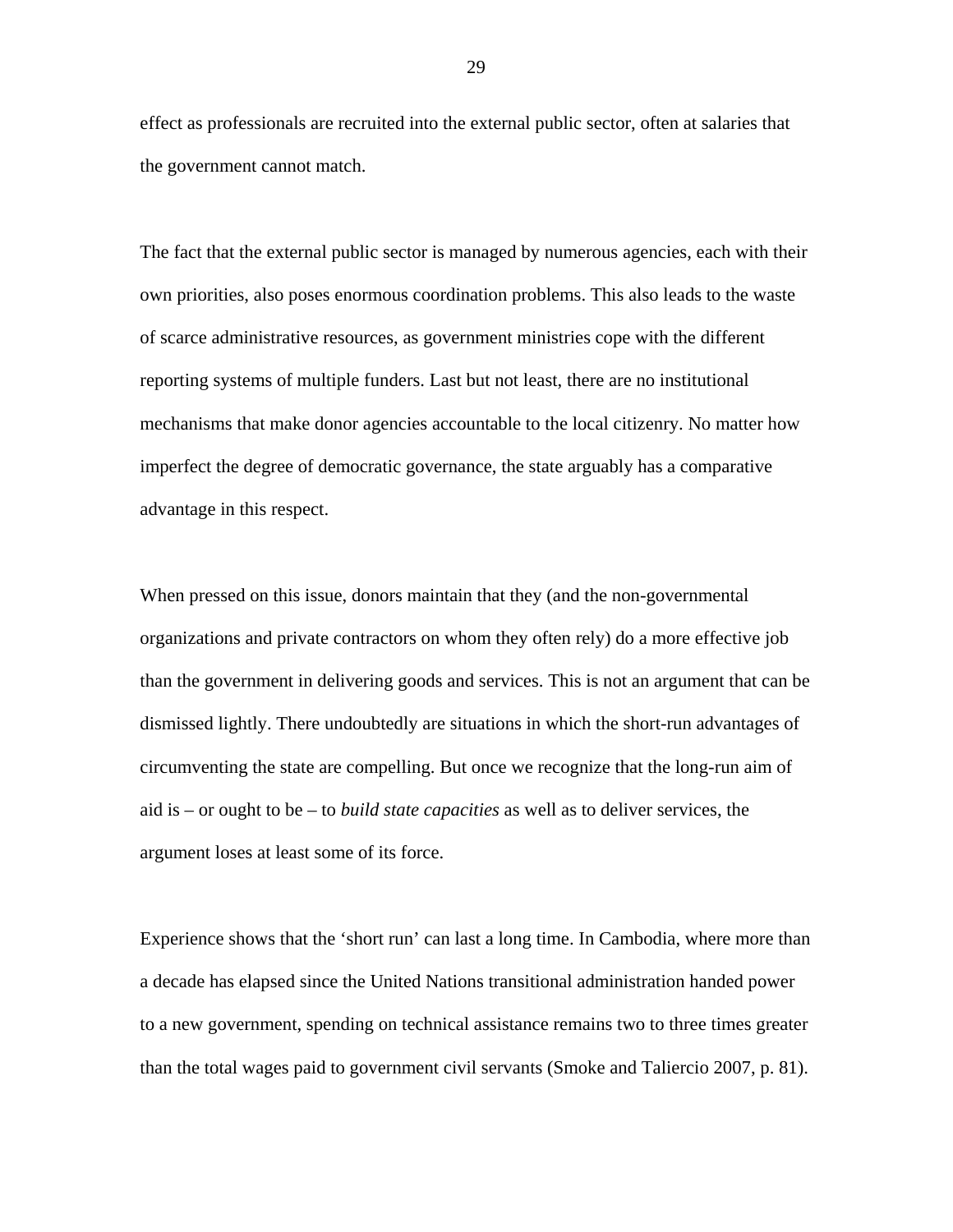effect as professionals are recruited into the external public sector, often at salaries that the government cannot match.

The fact that the external public sector is managed by numerous agencies, each with their own priorities, also poses enormous coordination problems. This also leads to the waste of scarce administrative resources, as government ministries cope with the different reporting systems of multiple funders. Last but not least, there are no institutional mechanisms that make donor agencies accountable to the local citizenry. No matter how imperfect the degree of democratic governance, the state arguably has a comparative advantage in this respect.

When pressed on this issue, donors maintain that they (and the non-governmental organizations and private contractors on whom they often rely) do a more effective job than the government in delivering goods and services. This is not an argument that can be dismissed lightly. There undoubtedly are situations in which the short-run advantages of circumventing the state are compelling. But once we recognize that the long-run aim of aid is – or ought to be – to *build state capacities* as well as to deliver services, the argument loses at least some of its force.

Experience shows that the 'short run' can last a long time. In Cambodia, where more than a decade has elapsed since the United Nations transitional administration handed power to a new government, spending on technical assistance remains two to three times greater than the total wages paid to government civil servants (Smoke and Taliercio 2007, p. 81).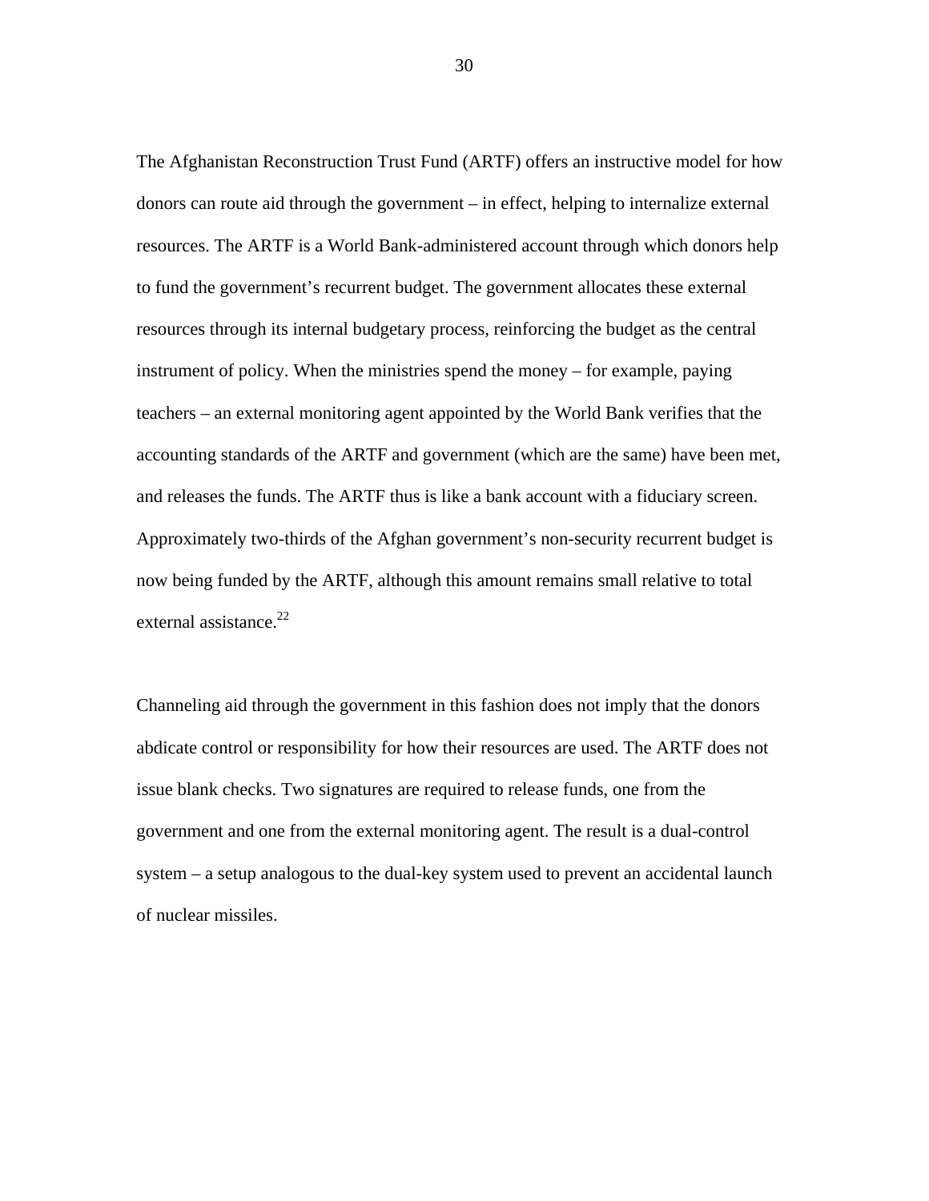The Afghanistan Reconstruction Trust Fund (ARTF) offers an instructive model for how donors can route aid through the government – in effect, helping to internalize external resources. The ARTF is a World Bank-administered account through which donors help to fund the government's recurrent budget. The government allocates these external resources through its internal budgetary process, reinforcing the budget as the central instrument of policy. When the ministries spend the money – for example, paying teachers – an external monitoring agent appointed by the World Bank verifies that the accounting standards of the ARTF and government (which are the same) have been met, and releases the funds. The ARTF thus is like a bank account with a fiduciary screen. Approximately two-thirds of the Afghan government's non-security recurrent budget is now being funded by the ARTF, although this amount remains small relative to total external assistance.[22]

Channeling aid through the government in this fashion does not imply that the donors abdicate control or responsibility for how their resources are used. The ARTF does not issue blank checks. Two signatures are required to release funds, one from the government and one from the external monitoring agent. The result is a dual-control system – a setup analogous to the dual-key system used to prevent an accidental launch of nuclear missiles.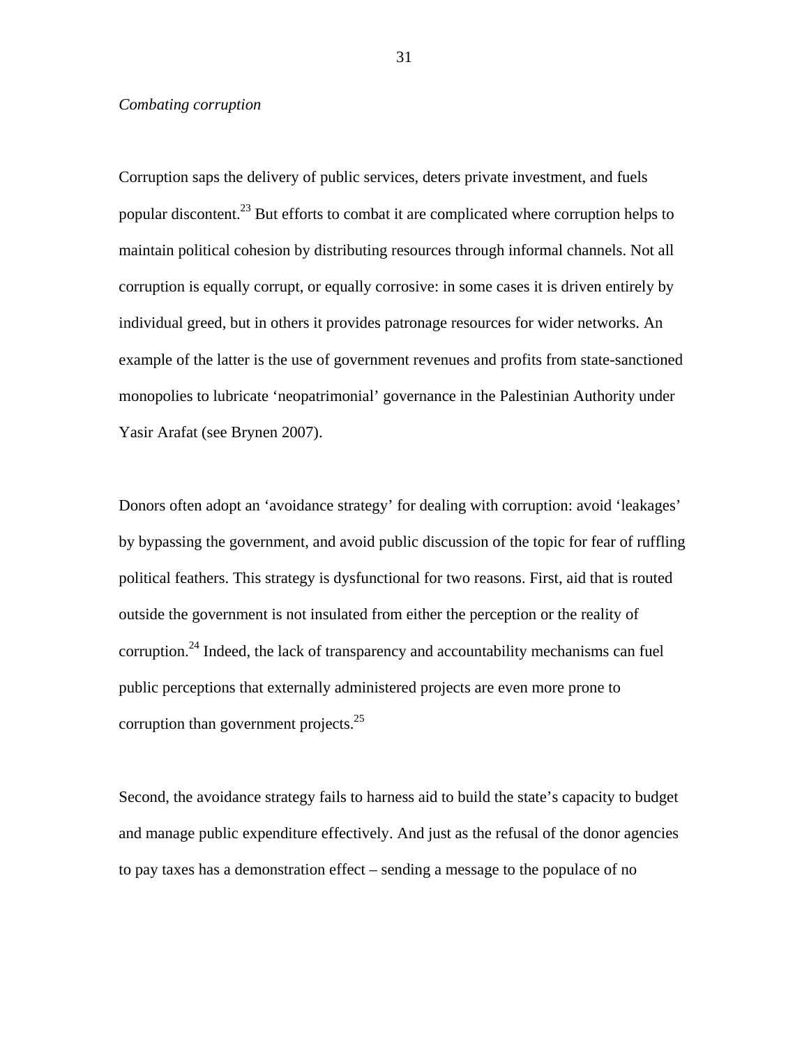*Combating corruption*

Corruption saps the delivery of public services, deters private investment, and fuels popular discontent.[23] But efforts to combat it are complicated where corruption helps to maintain political cohesion by distributing resources through informal channels. Not all corruption is equally corrupt, or equally corrosive: in some cases it is driven entirely by individual greed, but in others it provides patronage resources for wider networks. An example of the latter is the use of government revenues and profits from state-sanctioned monopolies to lubricate 'neopatrimonial' governance in the Palestinian Authority under Yasir Arafat (see Brynen 2007).

Donors often adopt an 'avoidance strategy' for dealing with corruption: avoid 'leakages' by bypassing the government, and avoid public discussion of the topic for fear of ruffling political feathers. This strategy is dysfunctional for two reasons. First, aid that is routed outside the government is not insulated from either the perception or the reality of corruption.[24] Indeed, the lack of transparency and accountability mechanisms can fuel public perceptions that externally administered projects are even more prone to corruption than government projects.[25]

Second, the avoidance strategy fails to harness aid to build the state's capacity to budget and manage public expenditure effectively. And just as the refusal of the donor agencies to pay taxes has a demonstration effect – sending a message to the populace of no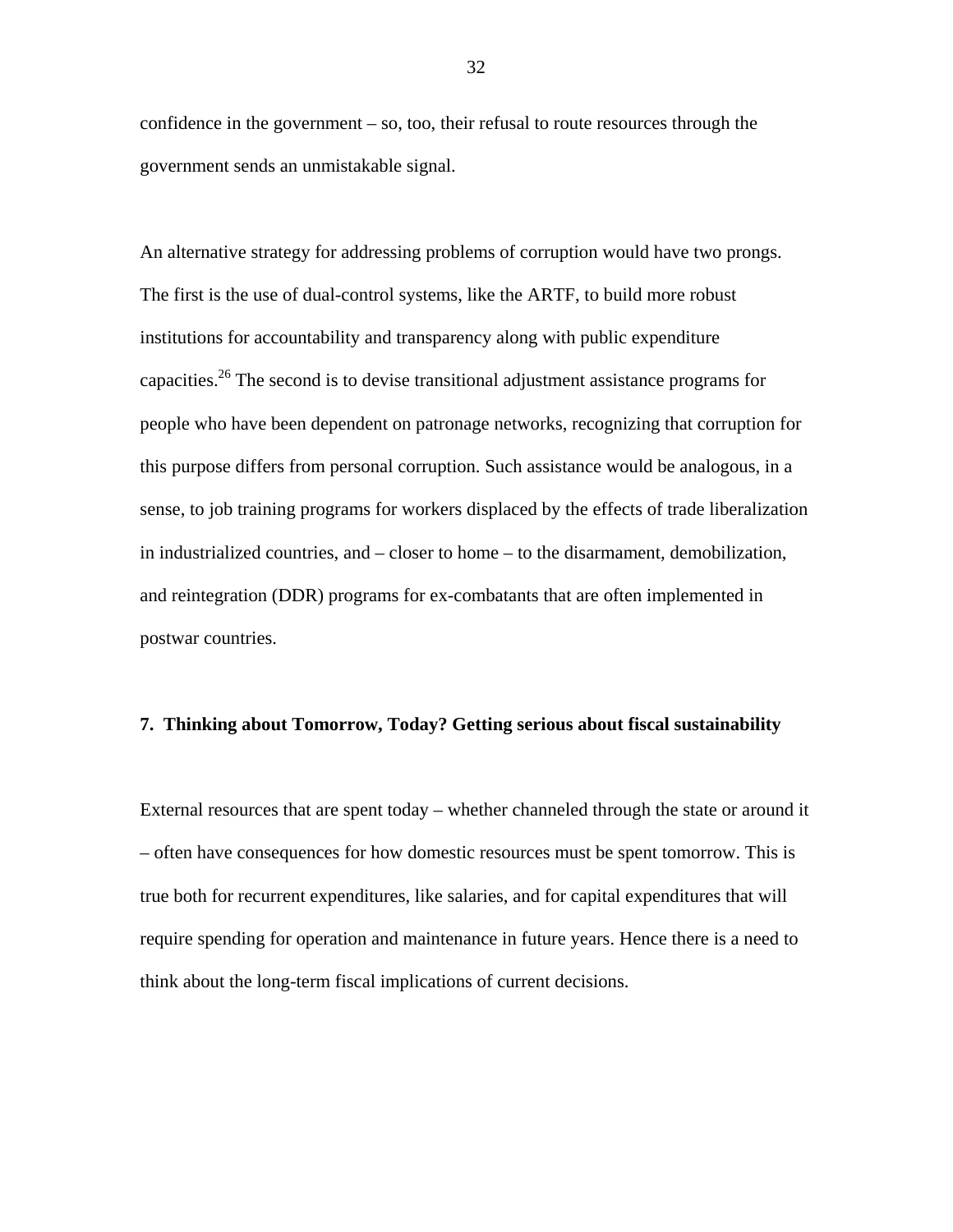confidence in the government – so, too, their refusal to route resources through the government sends an unmistakable signal.

An alternative strategy for addressing problems of corruption would have two prongs. The first is the use of dual-control systems, like the ARTF, to build more robust institutions for accountability and transparency along with public expenditure capacities.[26] The second is to devise transitional adjustment assistance programs for people who have been dependent on patronage networks, recognizing that corruption for this purpose differs from personal corruption. Such assistance would be analogous, in a sense, to job training programs for workers displaced by the effects of trade liberalization in industrialized countries, and – closer to home – to the disarmament, demobilization, and reintegration (DDR) programs for ex-combatants that are often implemented in postwar countries.

## 7. Thinking about Tomorrow, Today? Getting serious about fiscal sustainability

External resources that are spent today – whether channeled through the state or around it – often have consequences for how domestic resources must be spent tomorrow. This is true both for recurrent expenditures, like salaries, and for capital expenditures that will require spending for operation and maintenance in future years. Hence there is a need to think about the long-term fiscal implications of current decisions.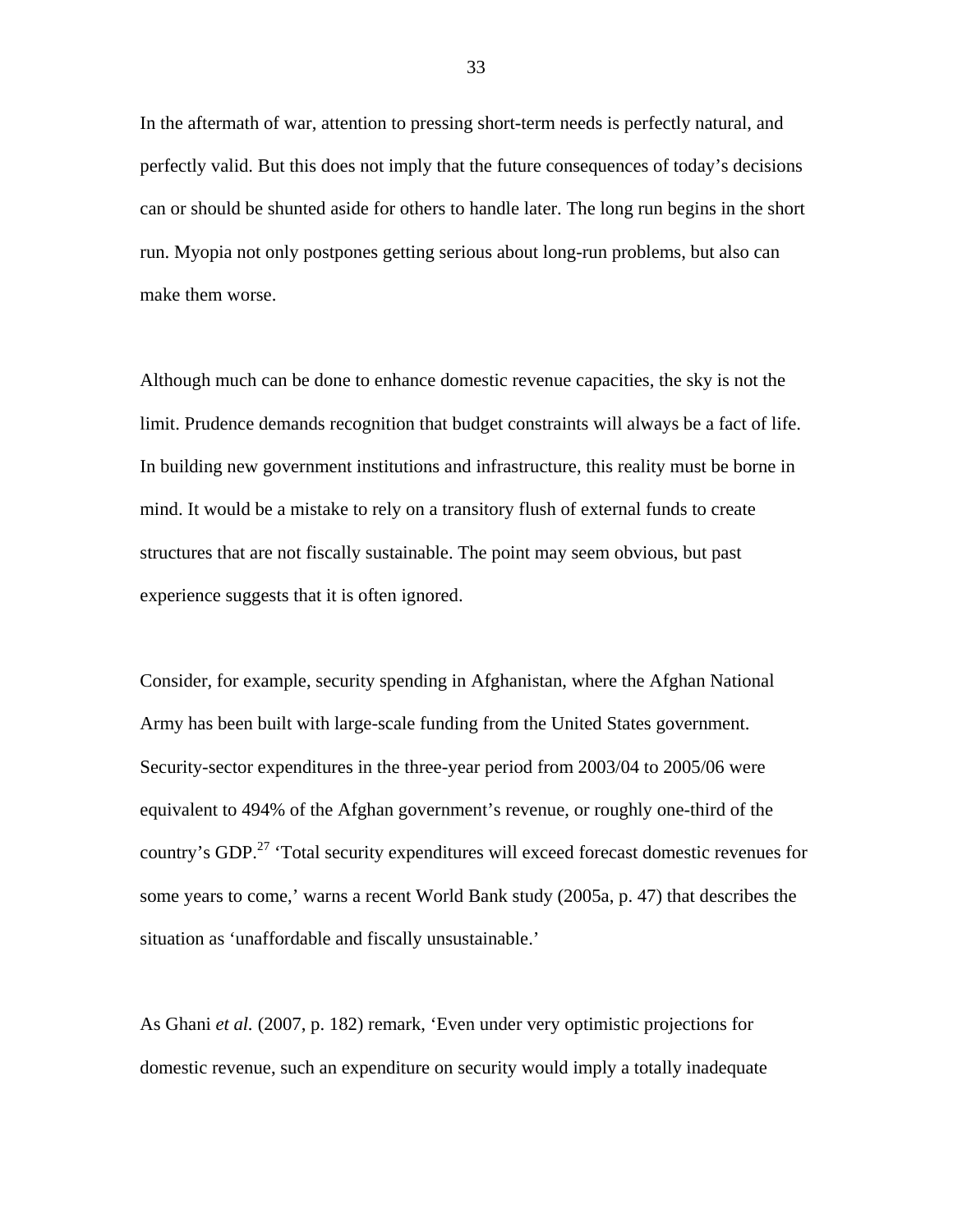In the aftermath of war, attention to pressing short-term needs is perfectly natural, and perfectly valid. But this does not imply that the future consequences of today's decisions can or should be shunted aside for others to handle later. The long run begins in the short run. Myopia not only postpones getting serious about long-run problems, but also can make them worse.

Although much can be done to enhance domestic revenue capacities, the sky is not the limit. Prudence demands recognition that budget constraints will always be a fact of life. In building new government institutions and infrastructure, this reality must be borne in mind. It would be a mistake to rely on a transitory flush of external funds to create structures that are not fiscally sustainable. The point may seem obvious, but past experience suggests that it is often ignored.

Consider, for example, security spending in Afghanistan, where the Afghan National Army has been built with large-scale funding from the United States government. Security-sector expenditures in the three-year period from 2003/04 to 2005/06 were equivalent to 494% of the Afghan government's revenue, or roughly one-third of the country's GDP.[27] 'Total security expenditures will exceed forecast domestic revenues for some years to come,' warns a recent World Bank study (2005a, p. 47) that describes the situation as 'unaffordable and fiscally unsustainable.'

As Ghani *et al.* (2007, p. 182) remark, 'Even under very optimistic projections for domestic revenue, such an expenditure on security would imply a totally inadequate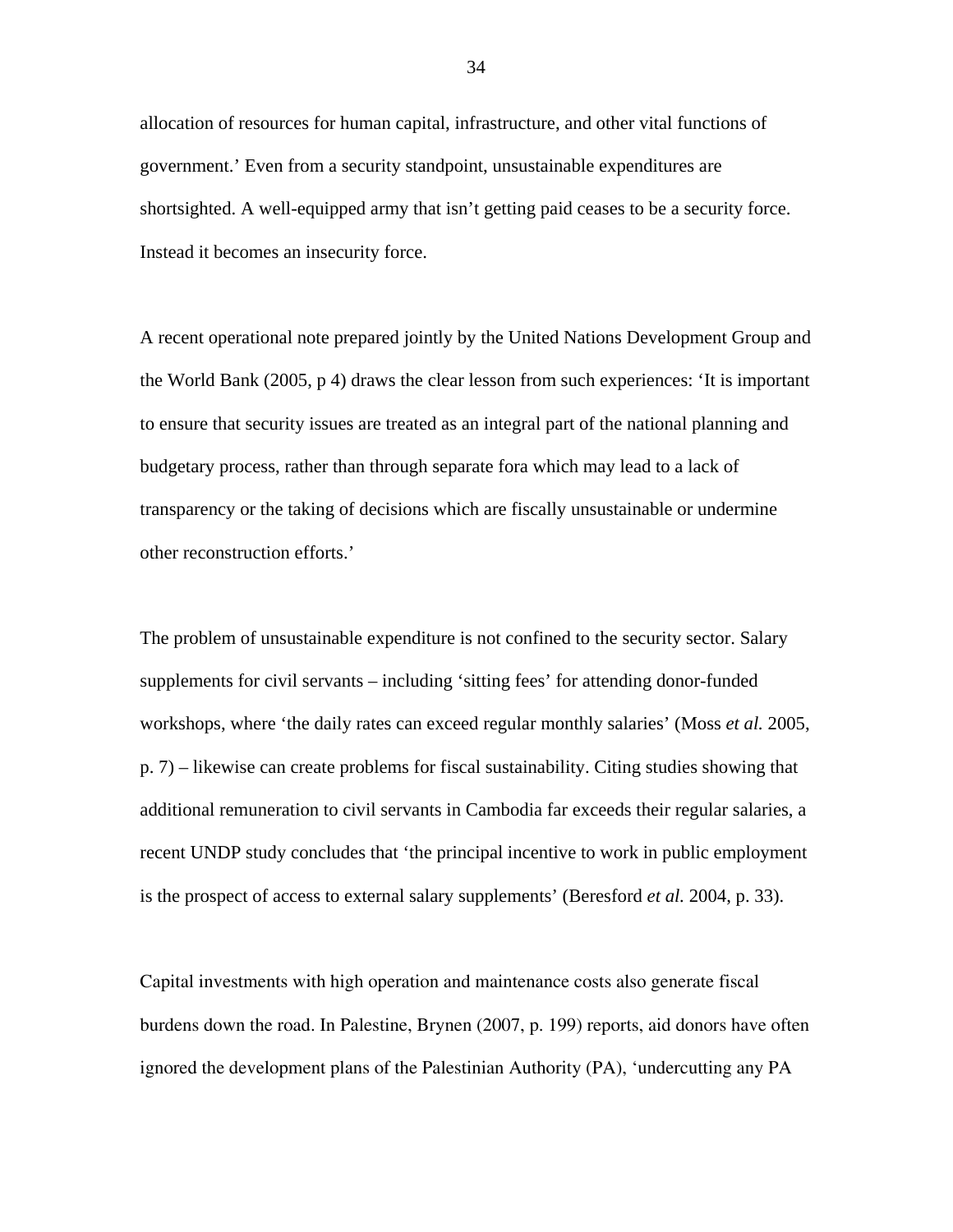allocation of resources for human capital, infrastructure, and other vital functions of government.' Even from a security standpoint, unsustainable expenditures are shortsighted. A well-equipped army that isn't getting paid ceases to be a security force. Instead it becomes an insecurity force.

A recent operational note prepared jointly by the United Nations Development Group and the World Bank (2005, p 4) draws the clear lesson from such experiences: 'It is important to ensure that security issues are treated as an integral part of the national planning and budgetary process, rather than through separate fora which may lead to a lack of transparency or the taking of decisions which are fiscally unsustainable or undermine other reconstruction efforts.'

The problem of unsustainable expenditure is not confined to the security sector. Salary supplements for civil servants – including 'sitting fees' for attending donor-funded workshops, where 'the daily rates can exceed regular monthly salaries' (Moss *et al.* 2005, p. 7) – likewise can create problems for fiscal sustainability. Citing studies showing that additional remuneration to civil servants in Cambodia far exceeds their regular salaries, a recent UNDP study concludes that 'the principal incentive to work in public employment is the prospect of access to external salary supplements' (Beresford *et al.* 2004, p. 33).

Capital investments with high operation and maintenance costs also generate fiscal burdens down the road. In Palestine, Brynen (2007, p. 199) reports, aid donors have often ignored the development plans of the Palestinian Authority (PA), 'undercutting any PA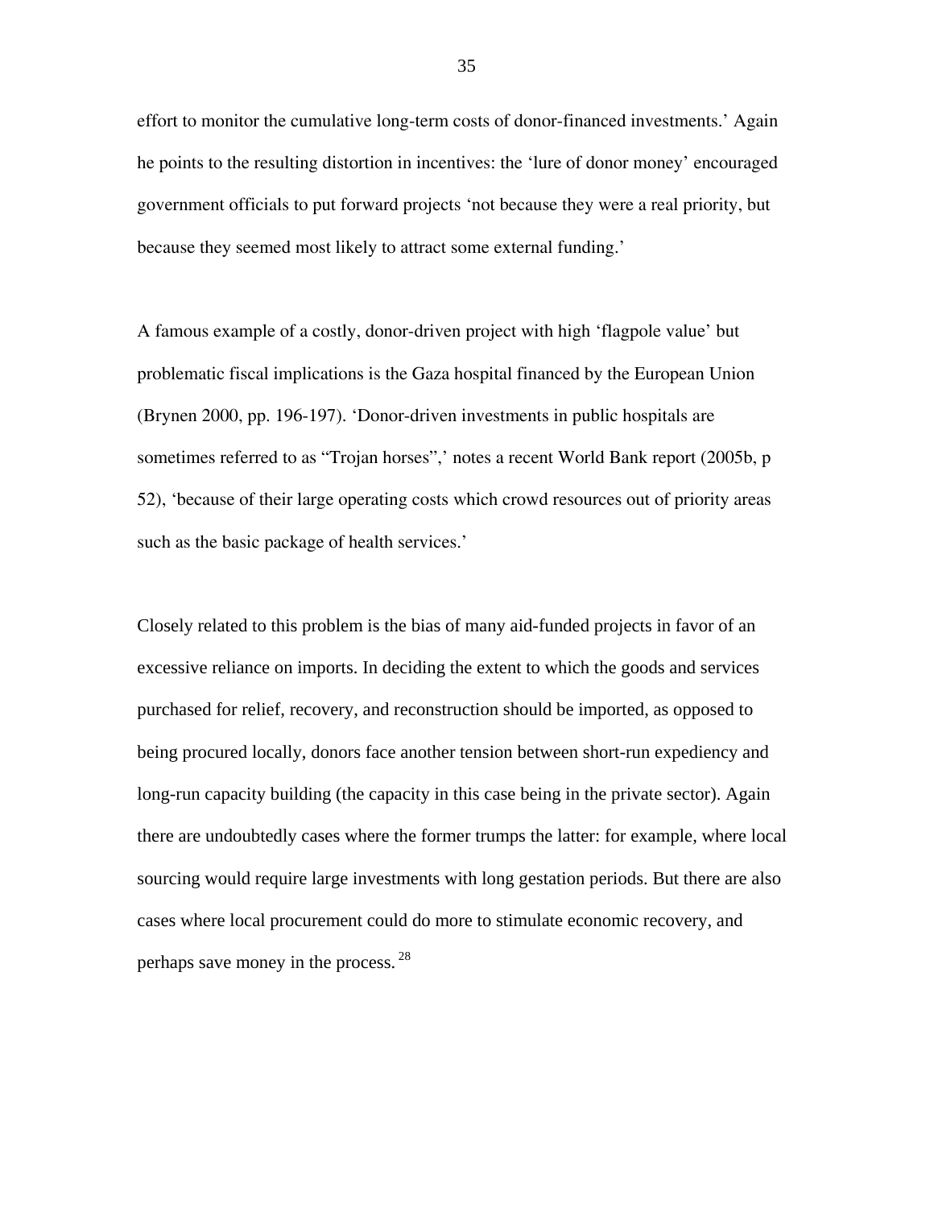effort to monitor the cumulative long-term costs of donor-financed investments.' Again he points to the resulting distortion in incentives: the 'lure of donor money' encouraged government officials to put forward projects 'not because they were a real priority, but because they seemed most likely to attract some external funding.'

A famous example of a costly, donor-driven project with high 'flagpole value' but problematic fiscal implications is the Gaza hospital financed by the European Union (Brynen 2000, pp. 196-197). 'Donor-driven investments in public hospitals are sometimes referred to as "Trojan horses",' notes a recent World Bank report (2005b, p 52), 'because of their large operating costs which crowd resources out of priority areas such as the basic package of health services.'

Closely related to this problem is the bias of many aid-funded projects in favor of an excessive reliance on imports. In deciding the extent to which the goods and services purchased for relief, recovery, and reconstruction should be imported, as opposed to being procured locally, donors face another tension between short-run expediency and long-run capacity building (the capacity in this case being in the private sector). Again there are undoubtedly cases where the former trumps the latter: for example, where local sourcing would require large investments with long gestation periods. But there are also cases where local procurement could do more to stimulate economic recovery, and perhaps save money in the process. [28]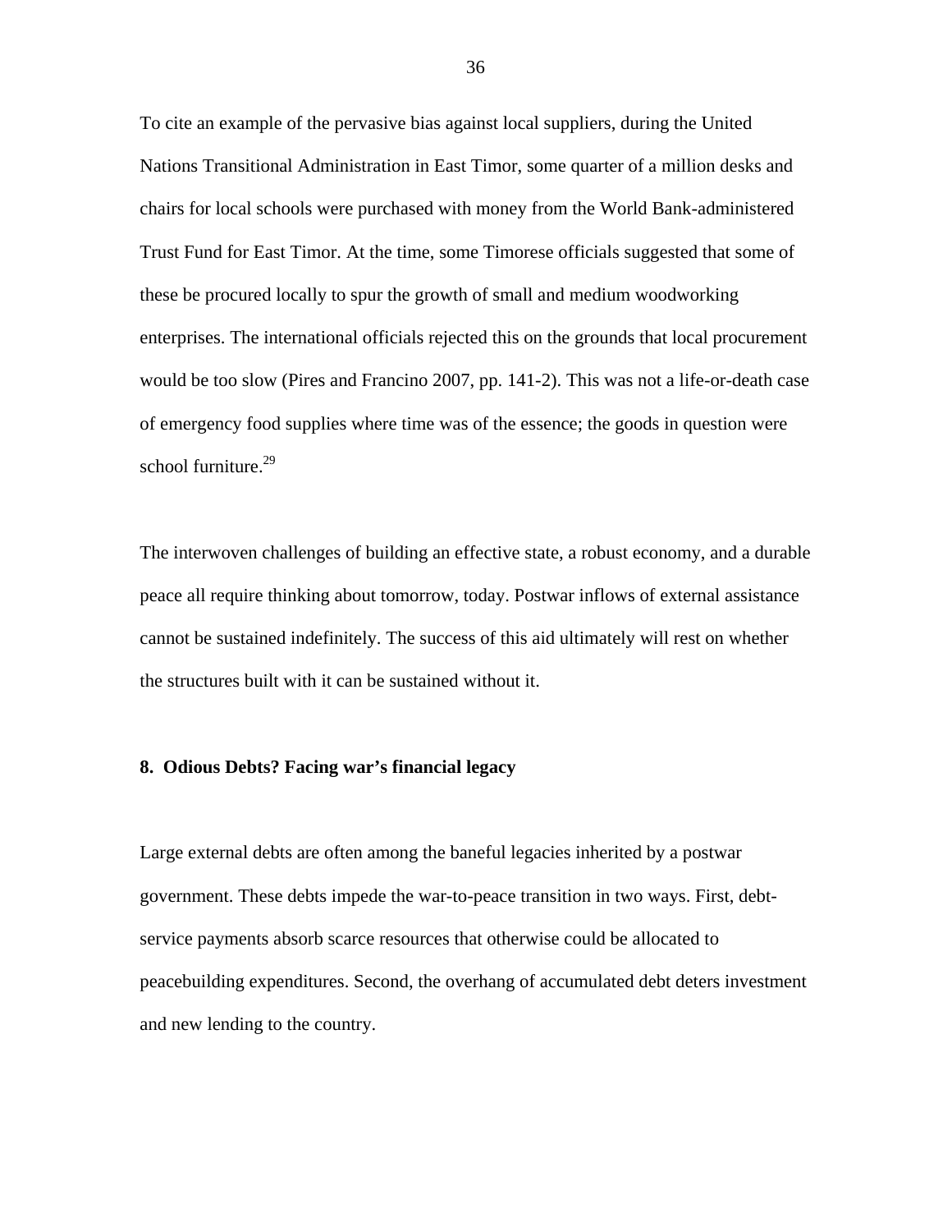To cite an example of the pervasive bias against local suppliers, during the United Nations Transitional Administration in East Timor, some quarter of a million desks and chairs for local schools were purchased with money from the World Bank-administered Trust Fund for East Timor. At the time, some Timorese officials suggested that some of these be procured locally to spur the growth of small and medium woodworking enterprises. The international officials rejected this on the grounds that local procurement would be too slow (Pires and Francino 2007, pp. 141-2). This was not a life-or-death case of emergency food supplies where time was of the essence; the goods in question were school furniture.[29]

The interwoven challenges of building an effective state, a robust economy, and a durable peace all require thinking about tomorrow, today. Postwar inflows of external assistance cannot be sustained indefinitely. The success of this aid ultimately will rest on whether the structures built with it can be sustained without it.

## 8. Odious Debts? Facing war's financial legacy

Large external debts are often among the baneful legacies inherited by a postwar government. These debts impede the war-to-peace transition in two ways. First, debt-service payments absorb scarce resources that otherwise could be allocated to peacebuilding expenditures. Second, the overhang of accumulated debt deters investment and new lending to the country.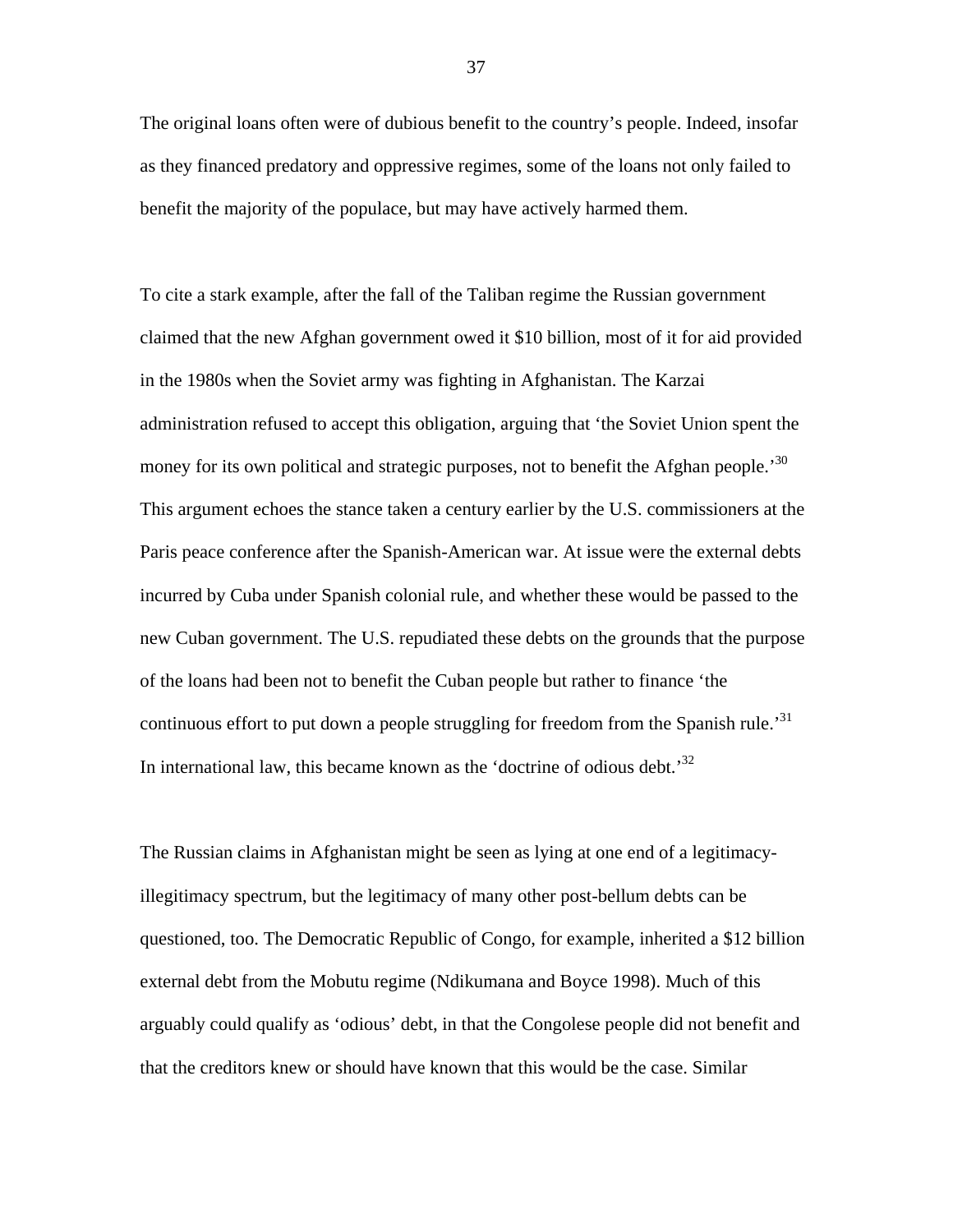The original loans often were of dubious benefit to the country's people. Indeed, insofar as they financed predatory and oppressive regimes, some of the loans not only failed to benefit the majority of the populace, but may have actively harmed them.

To cite a stark example, after the fall of the Taliban regime the Russian government claimed that the new Afghan government owed it $10 billion, most of it for aid provided in the 1980s when the Soviet army was fighting in Afghanistan. The Karzai administration refused to accept this obligation, arguing that 'the Soviet Union spent the money for its own political and strategic purposes, not to benefit the Afghan people.'[30] This argument echoes the stance taken a century earlier by the U.S. commissioners at the Paris peace conference after the Spanish-American war. At issue were the external debts incurred by Cuba under Spanish colonial rule, and whether these would be passed to the new Cuban government. The U.S. repudiated these debts on the grounds that the purpose of the loans had been not to benefit the Cuban people but rather to finance 'the continuous effort to put down a people struggling for freedom from the Spanish rule.'[31] In international law, this became known as the 'doctrine of odious debt.'[32]

The Russian claims in Afghanistan might be seen as lying at one end of a legitimacy-illegitimacy spectrum, but the legitimacy of many other post-bellum debts can be questioned, too. The Democratic Republic of Congo, for example, inherited a $12 billion external debt from the Mobutu regime (Ndikumana and Boyce 1998). Much of this arguably could qualify as 'odious' debt, in that the Congolese people did not benefit and that the creditors knew or should have known that this would be the case. Similar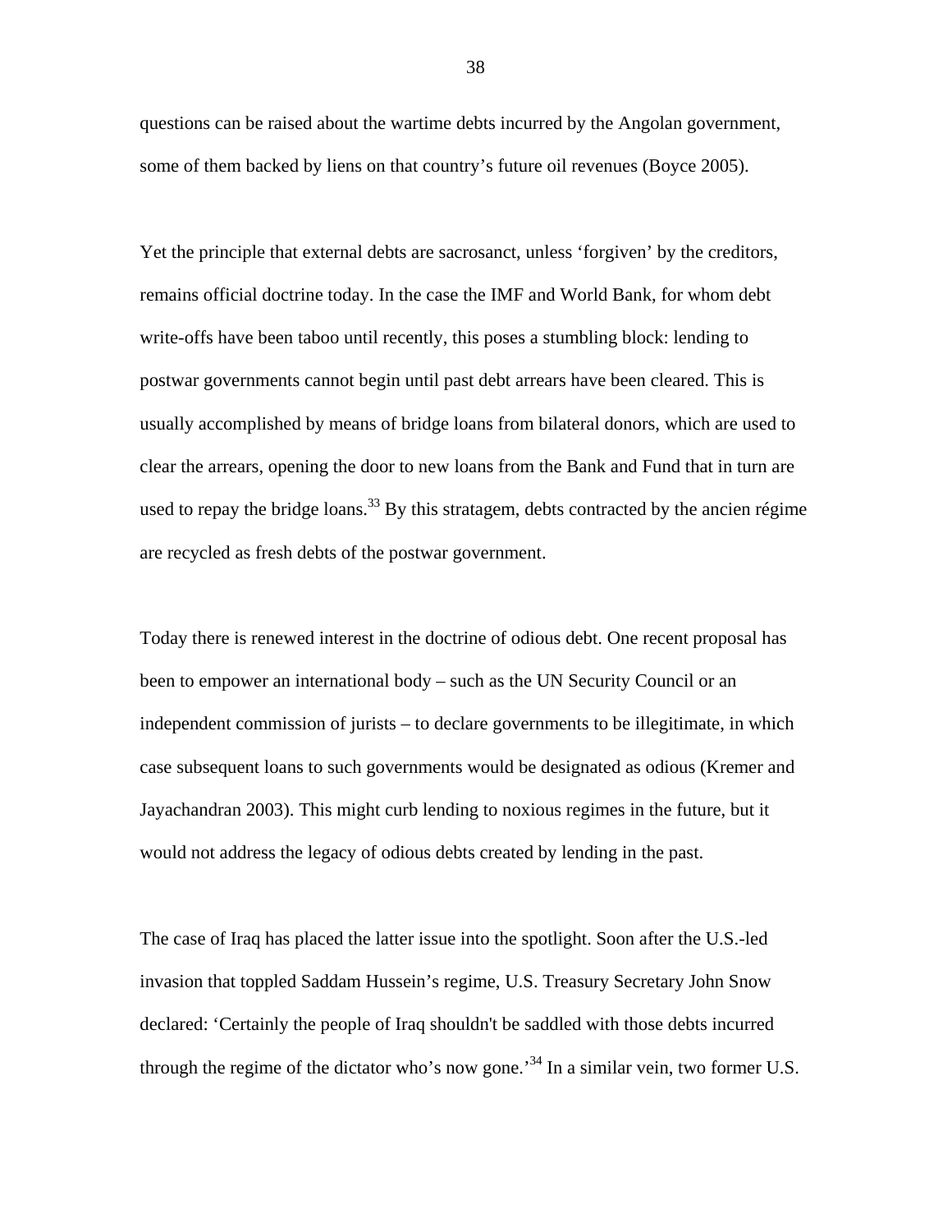questions can be raised about the wartime debts incurred by the Angolan government, some of them backed by liens on that country's future oil revenues (Boyce 2005).

Yet the principle that external debts are sacrosanct, unless 'forgiven' by the creditors, remains official doctrine today. In the case the IMF and World Bank, for whom debt write-offs have been taboo until recently, this poses a stumbling block: lending to postwar governments cannot begin until past debt arrears have been cleared. This is usually accomplished by means of bridge loans from bilateral donors, which are used to clear the arrears, opening the door to new loans from the Bank and Fund that in turn are used to repay the bridge loans.[33] By this stratagem, debts contracted by the ancien régime are recycled as fresh debts of the postwar government.

Today there is renewed interest in the doctrine of odious debt. One recent proposal has been to empower an international body – such as the UN Security Council or an independent commission of jurists – to declare governments to be illegitimate, in which case subsequent loans to such governments would be designated as odious (Kremer and Jayachandran 2003). This might curb lending to noxious regimes in the future, but it would not address the legacy of odious debts created by lending in the past.

The case of Iraq has placed the latter issue into the spotlight. Soon after the U.S.-led invasion that toppled Saddam Hussein's regime, U.S. Treasury Secretary John Snow declared: 'Certainly the people of Iraq shouldn't be saddled with those debts incurred through the regime of the dictator who's now gone.'[34] In a similar vein, two former U.S.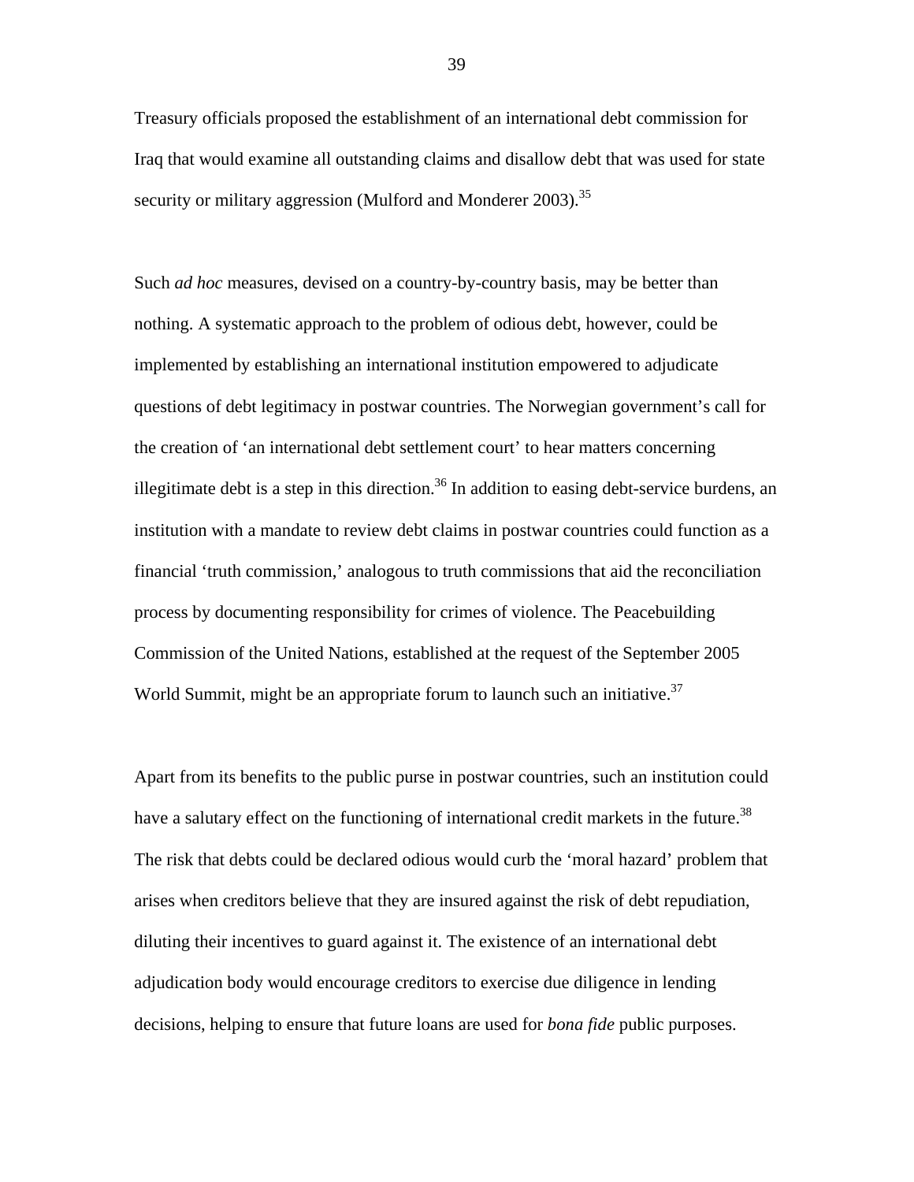Treasury officials proposed the establishment of an international debt commission for Iraq that would examine all outstanding claims and disallow debt that was used for state security or military aggression (Mulford and Monderer 2003).[35]

Such *ad hoc* measures, devised on a country-by-country basis, may be better than nothing. A systematic approach to the problem of odious debt, however, could be implemented by establishing an international institution empowered to adjudicate questions of debt legitimacy in postwar countries. The Norwegian government's call for the creation of 'an international debt settlement court' to hear matters concerning illegitimate debt is a step in this direction.[36] In addition to easing debt-service burdens, an institution with a mandate to review debt claims in postwar countries could function as a financial 'truth commission,' analogous to truth commissions that aid the reconciliation process by documenting responsibility for crimes of violence. The Peacebuilding Commission of the United Nations, established at the request of the September 2005 World Summit, might be an appropriate forum to launch such an initiative.[37]

Apart from its benefits to the public purse in postwar countries, such an institution could have a salutary effect on the functioning of international credit markets in the future.[38] The risk that debts could be declared odious would curb the 'moral hazard' problem that arises when creditors believe that they are insured against the risk of debt repudiation, diluting their incentives to guard against it. The existence of an international debt adjudication body would encourage creditors to exercise due diligence in lending decisions, helping to ensure that future loans are used for *bona fide* public purposes.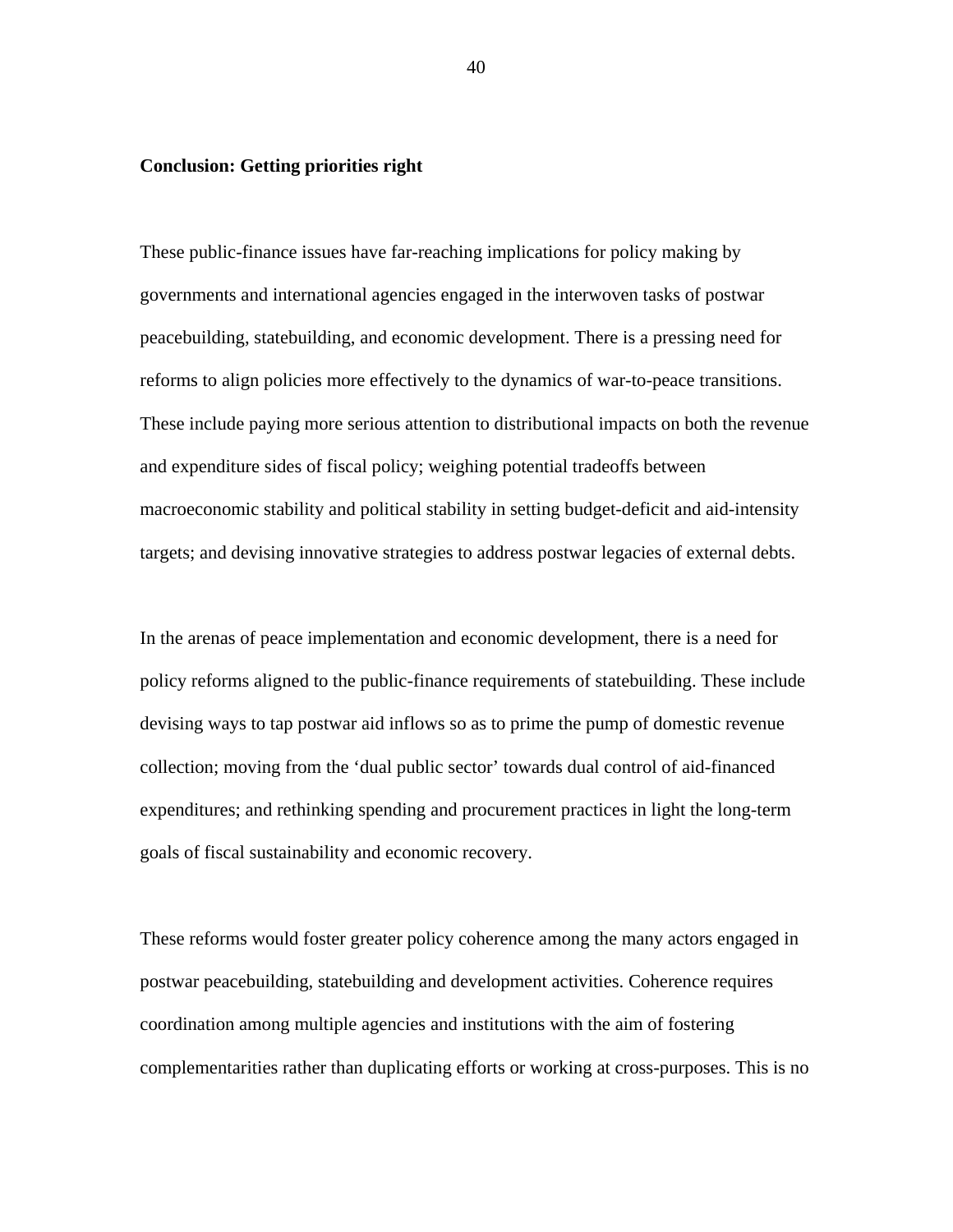**Conclusion: Getting priorities right**

These public-finance issues have far-reaching implications for policy making by governments and international agencies engaged in the interwoven tasks of postwar peacebuilding, statebuilding, and economic development. There is a pressing need for reforms to align policies more effectively to the dynamics of war-to-peace transitions. These include paying more serious attention to distributional impacts on both the revenue and expenditure sides of fiscal policy; weighing potential tradeoffs between macroeconomic stability and political stability in setting budget-deficit and aid-intensity targets; and devising innovative strategies to address postwar legacies of external debts.

In the arenas of peace implementation and economic development, there is a need for policy reforms aligned to the public-finance requirements of statebuilding. These include devising ways to tap postwar aid inflows so as to prime the pump of domestic revenue collection; moving from the 'dual public sector' towards dual control of aid-financed expenditures; and rethinking spending and procurement practices in light the long-term goals of fiscal sustainability and economic recovery.

These reforms would foster greater policy coherence among the many actors engaged in postwar peacebuilding, statebuilding and development activities. Coherence requires coordination among multiple agencies and institutions with the aim of fostering complementarities rather than duplicating efforts or working at cross-purposes. This is no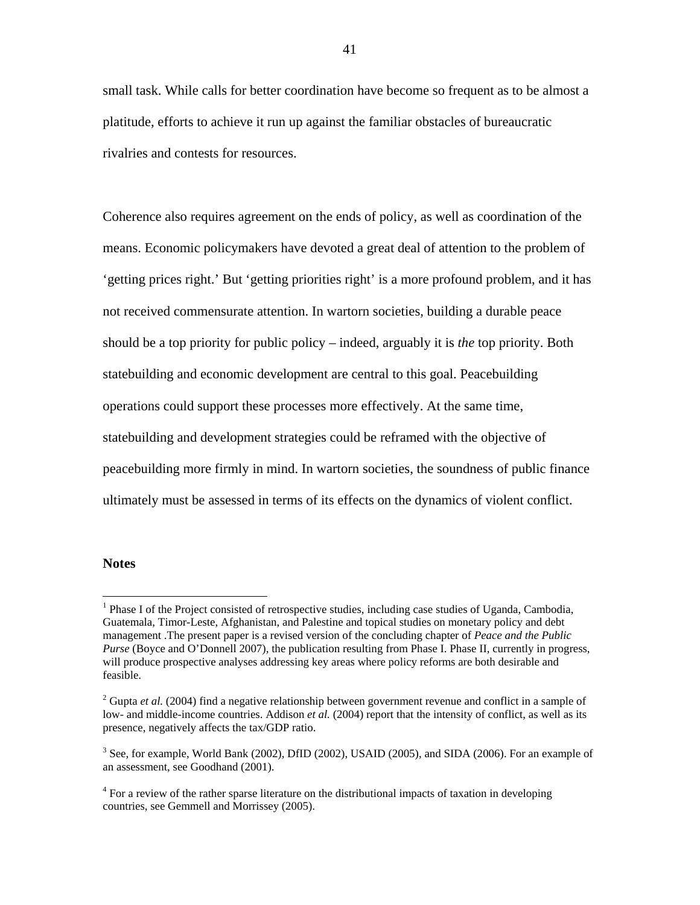small task. While calls for better coordination have become so frequent as to be almost a platitude, efforts to achieve it run up against the familiar obstacles of bureaucratic rivalries and contests for resources.

Coherence also requires agreement on the ends of policy, as well as coordination of the means. Economic policymakers have devoted a great deal of attention to the problem of 'getting prices right.' But 'getting priorities right' is a more profound problem, and it has not received commensurate attention. In wartorn societies, building a durable peace should be a top priority for public policy – indeed, arguably it is *the* top priority. Both statebuilding and economic development are central to this goal. Peacebuilding operations could support these processes more effectively. At the same time, statebuilding and development strategies could be reframed with the objective of peacebuilding more firmly in mind. In wartorn societies, the soundness of public finance ultimately must be assessed in terms of its effects on the dynamics of violent conflict.

**Notes**

[1] Phase I of the Project consisted of retrospective studies, including case studies of Uganda, Cambodia, Guatemala, Timor-Leste, Afghanistan, and Palestine and topical studies on monetary policy and debt management .The present paper is a revised version of the concluding chapter of *Peace and the Public Purse* (Boyce and O'Donnell 2007), the publication resulting from Phase I. Phase II, currently in progress, will produce prospective analyses addressing key areas where policy reforms are both desirable and feasible.

[2] Gupta *et al.* (2004) find a negative relationship between government revenue and conflict in a sample of low- and middle-income countries. Addison *et al.* (2004) report that the intensity of conflict, as well as its presence, negatively affects the tax/GDP ratio.

[3] See, for example, World Bank (2002), DfID (2002), USAID (2005), and SIDA (2006). For an example of an assessment, see Goodhand (2001).

[4] For a review of the rather sparse literature on the distributional impacts of taxation in developing countries, see Gemmell and Morrissey (2005).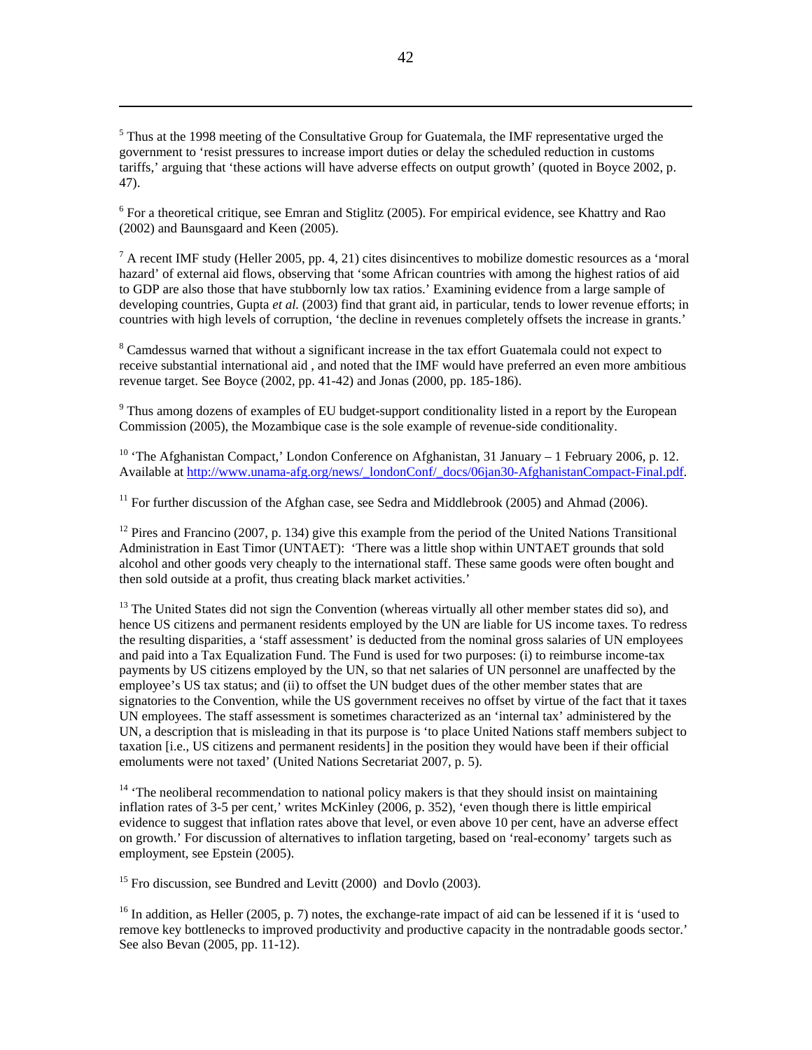[5] Thus at the 1998 meeting of the Consultative Group for Guatemala, the IMF representative urged the government to 'resist pressures to increase import duties or delay the scheduled reduction in customs tariffs,' arguing that 'these actions will have adverse effects on output growth' (quoted in Boyce 2002, p. 47).

[6] For a theoretical critique, see Emran and Stiglitz (2005). For empirical evidence, see Khattry and Rao (2002) and Baunsgaard and Keen (2005).

[7] A recent IMF study (Heller 2005, pp. 4, 21) cites disincentives to mobilize domestic resources as a 'moral hazard' of external aid flows, observing that 'some African countries with among the highest ratios of aid to GDP are also those that have stubbornly low tax ratios.' Examining evidence from a large sample of developing countries, Gupta *et al.* (2003) find that grant aid, in particular, tends to lower revenue efforts; in countries with high levels of corruption, 'the decline in revenues completely offsets the increase in grants.'

[8] Camdessus warned that without a significant increase in the tax effort Guatemala could not expect to receive substantial international aid , and noted that the IMF would have preferred an even more ambitious revenue target. See Boyce (2002, pp. 41-42) and Jonas (2000, pp. 185-186).

[9] Thus among dozens of examples of EU budget-support conditionality listed in a report by the European Commission (2005), the Mozambique case is the sole example of revenue-side conditionality.

[10] 'The Afghanistan Compact,' London Conference on Afghanistan, 31 January – 1 February 2006, p. 12. Available at http://www.unama-afg.org/news/_londonConf/_docs/06jan30-AfghanistanCompact-Final.pdf.

[11] For further discussion of the Afghan case, see Sedra and Middlebrook (2005) and Ahmad (2006).

[12] Pires and Francino (2007, p. 134) give this example from the period of the United Nations Transitional Administration in East Timor (UNTAET): 'There was a little shop within UNTAET grounds that sold alcohol and other goods very cheaply to the international staff. These same goods were often bought and then sold outside at a profit, thus creating black market activities.'

[13] The United States did not sign the Convention (whereas virtually all other member states did so), and hence US citizens and permanent residents employed by the UN are liable for US income taxes. To redress the resulting disparities, a 'staff assessment' is deducted from the nominal gross salaries of UN employees and paid into a Tax Equalization Fund. The Fund is used for two purposes: (i) to reimburse income-tax payments by US citizens employed by the UN, so that net salaries of UN personnel are unaffected by the employee's US tax status; and (ii) to offset the UN budget dues of the other member states that are signatories to the Convention, while the US government receives no offset by virtue of the fact that it taxes UN employees. The staff assessment is sometimes characterized as an 'internal tax' administered by the UN, a description that is misleading in that its purpose is 'to place United Nations staff members subject to taxation [i.e., US citizens and permanent residents] in the position they would have been if their official emoluments were not taxed' (United Nations Secretariat 2007, p. 5).

[14] 'The neoliberal recommendation to national policy makers is that they should insist on maintaining inflation rates of 3-5 per cent,' writes McKinley (2006, p. 352), 'even though there is little empirical evidence to suggest that inflation rates above that level, or even above 10 per cent, have an adverse effect on growth.' For discussion of alternatives to inflation targeting, based on 'real-economy' targets such as employment, see Epstein (2005).

[15] Fro discussion, see Bundred and Levitt (2000) and Dovlo (2003).

[16] In addition, as Heller (2005, p. 7) notes, the exchange-rate impact of aid can be lessened if it is 'used to remove key bottlenecks to improved productivity and productive capacity in the nontradable goods sector.' See also Bevan (2005, pp. 11-12).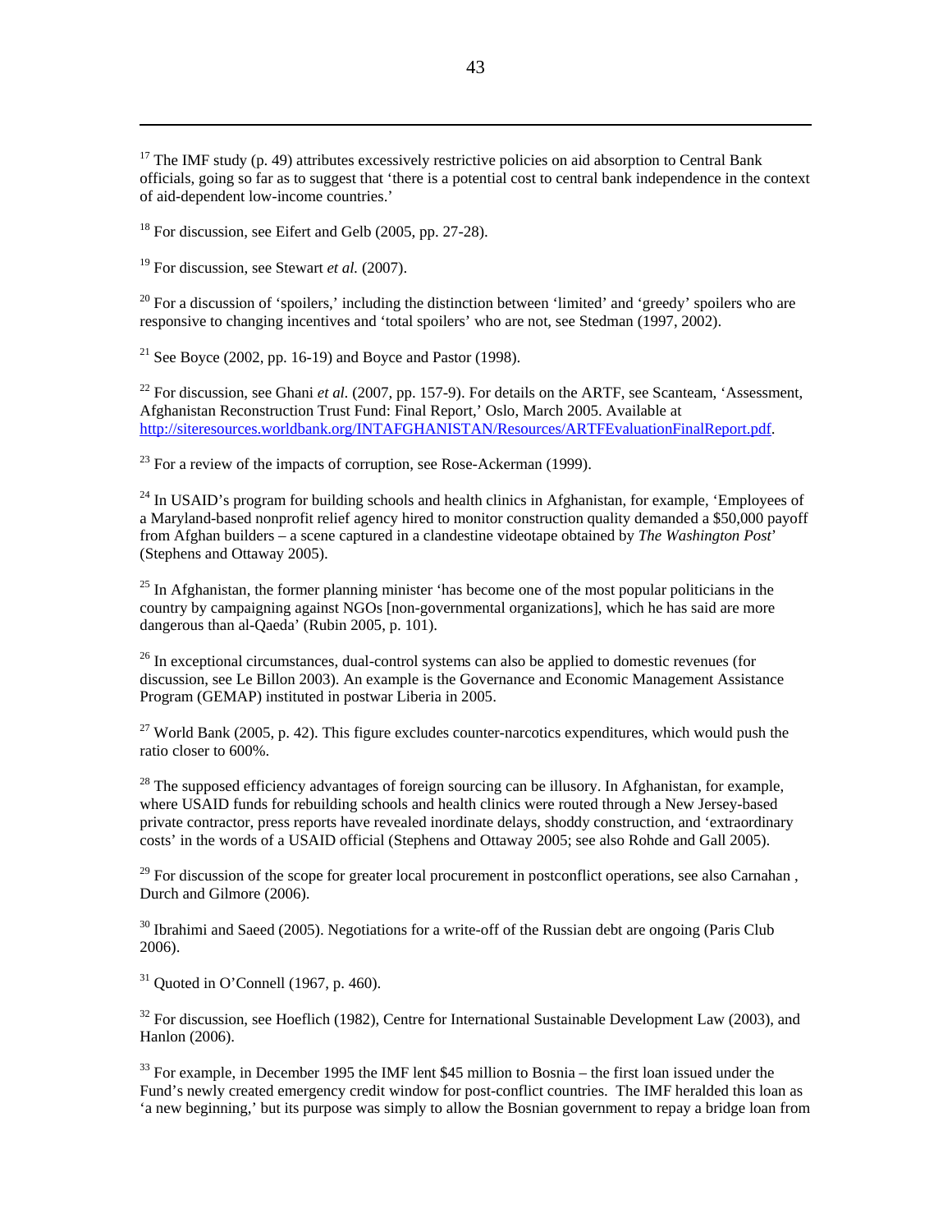[17] The IMF study (p. 49) attributes excessively restrictive policies on aid absorption to Central Bank officials, going so far as to suggest that 'there is a potential cost to central bank independence in the context of aid-dependent low-income countries.'

[18] For discussion, see Eifert and Gelb (2005, pp. 27-28).

[19] For discussion, see Stewart *et al.* (2007).

[20] For a discussion of 'spoilers,' including the distinction between 'limited' and 'greedy' spoilers who are responsive to changing incentives and 'total spoilers' who are not, see Stedman (1997, 2002).

[21] See Boyce (2002, pp. 16-19) and Boyce and Pastor (1998).

[22] For discussion, see Ghani *et al.* (2007, pp. 157-9). For details on the ARTF, see Scanteam, 'Assessment, Afghanistan Reconstruction Trust Fund: Final Report,' Oslo, March 2005. Available at http://siteresources.worldbank.org/INTAFGHANISTAN/Resources/ARTFEvaluationFinalReport.pdf.

[23] For a review of the impacts of corruption, see Rose-Ackerman (1999).

[24] In USAID's program for building schools and health clinics in Afghanistan, for example, 'Employees of a Maryland-based nonprofit relief agency hired to monitor construction quality demanded a $50,000 payoff from Afghan builders – a scene captured in a clandestine videotape obtained by *The Washington Post*' (Stephens and Ottaway 2005).

[25] In Afghanistan, the former planning minister 'has become one of the most popular politicians in the country by campaigning against NGOs [non-governmental organizations], which he has said are more dangerous than al-Qaeda' (Rubin 2005, p. 101).

[26] In exceptional circumstances, dual-control systems can also be applied to domestic revenues (for discussion, see Le Billon 2003). An example is the Governance and Economic Management Assistance Program (GEMAP) instituted in postwar Liberia in 2005.

[27] World Bank (2005, p. 42). This figure excludes counter-narcotics expenditures, which would push the ratio closer to 600%.

[28] The supposed efficiency advantages of foreign sourcing can be illusory. In Afghanistan, for example, where USAID funds for rebuilding schools and health clinics were routed through a New Jersey-based private contractor, press reports have revealed inordinate delays, shoddy construction, and 'extraordinary costs' in the words of a USAID official (Stephens and Ottaway 2005; see also Rohde and Gall 2005).

[29] For discussion of the scope for greater local procurement in postconflict operations, see also Carnahan , Durch and Gilmore (2006).

[30] Ibrahimi and Saeed (2005). Negotiations for a write-off of the Russian debt are ongoing (Paris Club 2006).

[31] Quoted in O'Connell (1967, p. 460).

[32] For discussion, see Hoeflich (1982), Centre for International Sustainable Development Law (2003), and Hanlon (2006).

[33] For example, in December 1995 the IMF lent $45 million to Bosnia – the first loan issued under the Fund's newly created emergency credit window for post-conflict countries. The IMF heralded this loan as 'a new beginning,' but its purpose was simply to allow the Bosnian government to repay a bridge loan from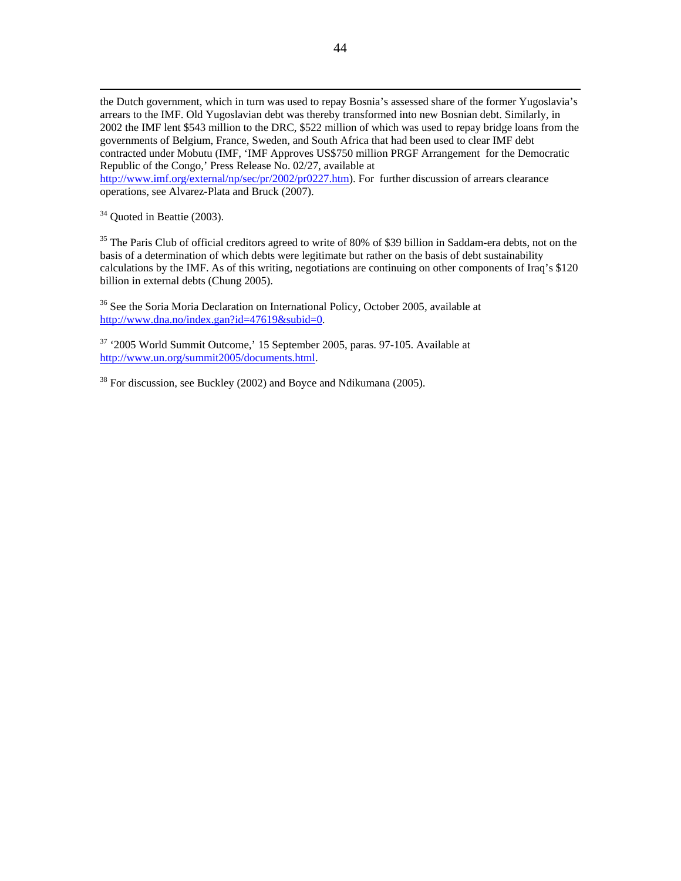the Dutch government, which in turn was used to repay Bosnia's assessed share of the former Yugoslavia's arrears to the IMF. Old Yugoslavian debt was thereby transformed into new Bosnian debt. Similarly, in 2002 the IMF lent $543 million to the DRC, $522 million of which was used to repay bridge loans from the governments of Belgium, France, Sweden, and South Africa that had been used to clear IMF debt contracted under Mobutu (IMF, 'IMF Approves US$750 million PRGF Arrangement for the Democratic Republic of the Congo,' Press Release No. 02/27, available at http://www.imf.org/external/np/sec/pr/2002/pr0227.htm). For further discussion of arrears clearance operations, see Alvarez-Plata and Bruck (2007).

[34] Quoted in Beattie (2003).

[35] The Paris Club of official creditors agreed to write of 80% of $39 billion in Saddam-era debts, not on the basis of a determination of which debts were legitimate but rather on the basis of debt sustainability calculations by the IMF. As of this writing, negotiations are continuing on other components of Iraq's $120 billion in external debts (Chung 2005).

[36] See the Soria Moria Declaration on International Policy, October 2005, available at http://www.dna.no/index.gan?id=47619&subid=0.

[37] '2005 World Summit Outcome,' 15 September 2005, paras. 97-105. Available at http://www.un.org/summit2005/documents.html.

[38] For discussion, see Buckley (2002) and Boyce and Ndikumana (2005).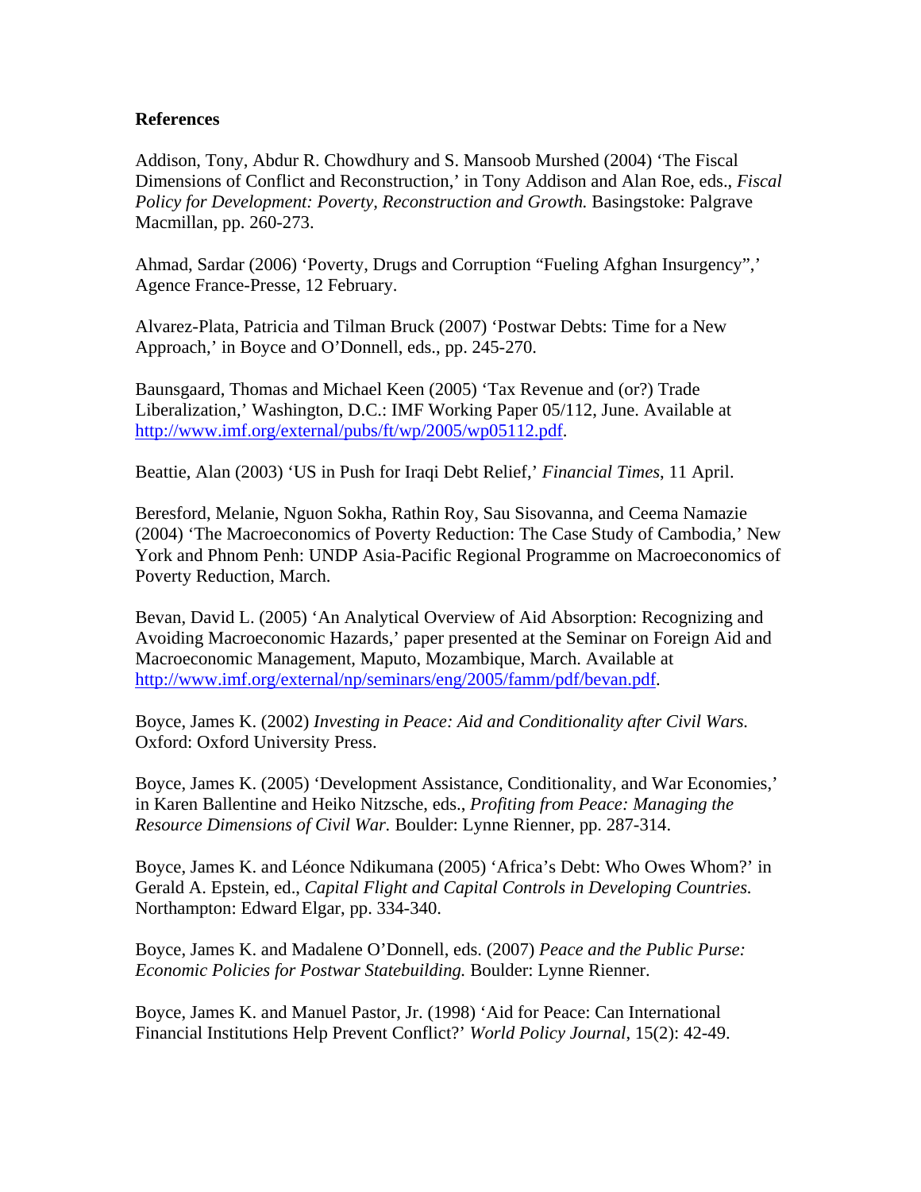**References**

Addison, Tony, Abdur R. Chowdhury and S. Mansoob Murshed (2004) 'The Fiscal Dimensions of Conflict and Reconstruction,' in Tony Addison and Alan Roe, eds., *Fiscal Policy for Development: Poverty, Reconstruction and Growth.* Basingstoke: Palgrave Macmillan, pp. 260-273.

Ahmad, Sardar (2006) 'Poverty, Drugs and Corruption "Fueling Afghan Insurgency",' Agence France-Presse, 12 February.

Alvarez-Plata, Patricia and Tilman Bruck (2007) 'Postwar Debts: Time for a New Approach,' in Boyce and O'Donnell, eds., pp. 245-270.

Baunsgaard, Thomas and Michael Keen (2005) 'Tax Revenue and (or?) Trade Liberalization,' Washington, D.C.: IMF Working Paper 05/112, June. Available at http://www.imf.org/external/pubs/ft/wp/2005/wp05112.pdf.

Beattie, Alan (2003) 'US in Push for Iraqi Debt Relief,' *Financial Times*, 11 April.

Beresford, Melanie, Nguon Sokha, Rathin Roy, Sau Sisovanna, and Ceema Namazie (2004) 'The Macroeconomics of Poverty Reduction: The Case Study of Cambodia,' New York and Phnom Penh: UNDP Asia-Pacific Regional Programme on Macroeconomics of Poverty Reduction, March.

Bevan, David L. (2005) 'An Analytical Overview of Aid Absorption: Recognizing and Avoiding Macroeconomic Hazards,' paper presented at the Seminar on Foreign Aid and Macroeconomic Management, Maputo, Mozambique, March. Available at http://www.imf.org/external/np/seminars/eng/2005/famm/pdf/bevan.pdf.

Boyce, James K. (2002) *Investing in Peace: Aid and Conditionality after Civil Wars.* Oxford: Oxford University Press.

Boyce, James K. (2005) 'Development Assistance, Conditionality, and War Economies,' in Karen Ballentine and Heiko Nitzsche, eds., *Profiting from Peace: Managing the Resource Dimensions of Civil War.* Boulder: Lynne Rienner, pp. 287-314.

Boyce, James K. and Léonce Ndikumana (2005) 'Africa's Debt: Who Owes Whom?' in Gerald A. Epstein, ed., *Capital Flight and Capital Controls in Developing Countries.* Northampton: Edward Elgar, pp. 334-340.

Boyce, James K. and Madalene O'Donnell, eds. (2007) *Peace and the Public Purse: Economic Policies for Postwar Statebuilding.* Boulder: Lynne Rienner.

Boyce, James K. and Manuel Pastor, Jr. (1998) 'Aid for Peace: Can International Financial Institutions Help Prevent Conflict?' *World Policy Journal*, 15(2): 42-49.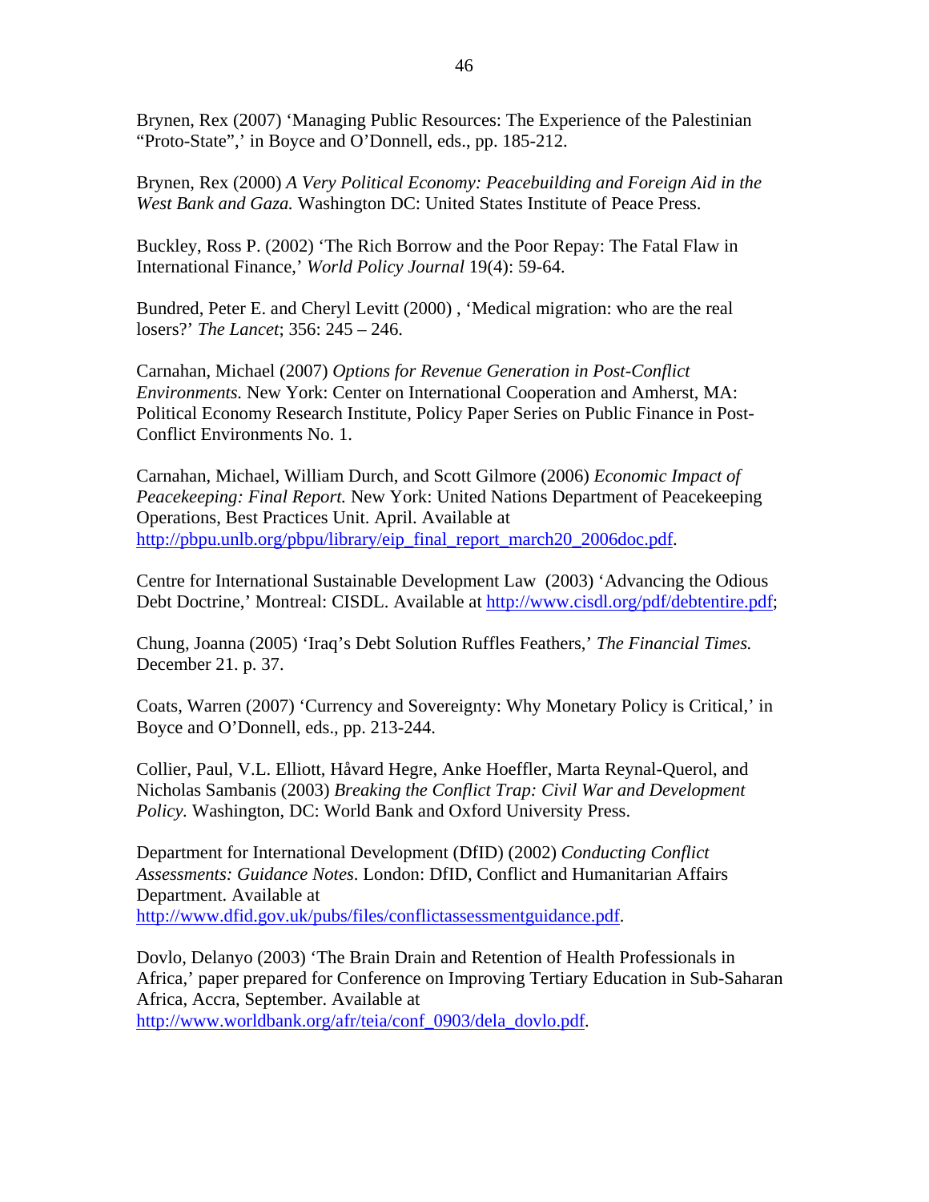Brynen, Rex (2007) 'Managing Public Resources: The Experience of the Palestinian "Proto-State",' in Boyce and O'Donnell, eds., pp. 185-212.

Brynen, Rex (2000) *A Very Political Economy: Peacebuilding and Foreign Aid in the West Bank and Gaza.* Washington DC: United States Institute of Peace Press.

Buckley, Ross P. (2002) 'The Rich Borrow and the Poor Repay: The Fatal Flaw in International Finance,' *World Policy Journal* 19(4): 59-64.

Bundred, Peter E. and Cheryl Levitt (2000) , 'Medical migration: who are the real losers?' *The Lancet*; 356: 245 – 246.

Carnahan, Michael (2007) *Options for Revenue Generation in Post-Conflict Environments.* New York: Center on International Cooperation and Amherst, MA: Political Economy Research Institute, Policy Paper Series on Public Finance in Post-Conflict Environments No. 1.

Carnahan, Michael, William Durch, and Scott Gilmore (2006) *Economic Impact of Peacekeeping: Final Report.* New York: United Nations Department of Peacekeeping Operations, Best Practices Unit. April. Available at http://pbpu.unlb.org/pbpu/library/eip_final_report_march20_2006doc.pdf.

Centre for International Sustainable Development Law (2003) 'Advancing the Odious Debt Doctrine,' Montreal: CISDL. Available at http://www.cisdl.org/pdf/debtentire.pdf;

Chung, Joanna (2005) 'Iraq's Debt Solution Ruffles Feathers,' *The Financial Times.* December 21. p. 37.

Coats, Warren (2007) 'Currency and Sovereignty: Why Monetary Policy is Critical,' in Boyce and O'Donnell, eds., pp. 213-244.

Collier, Paul, V.L. Elliott, Håvard Hegre, Anke Hoeffler, Marta Reynal-Querol, and Nicholas Sambanis (2003) *Breaking the Conflict Trap: Civil War and Development Policy.* Washington, DC: World Bank and Oxford University Press.

Department for International Development (DfID) (2002) *Conducting Conflict Assessments: Guidance Notes*. London: DfID, Conflict and Humanitarian Affairs Department. Available at http://www.dfid.gov.uk/pubs/files/conflictassessmentguidance.pdf.

Dovlo, Delanyo (2003) 'The Brain Drain and Retention of Health Professionals in Africa,' paper prepared for Conference on Improving Tertiary Education in Sub-Saharan Africa, Accra, September. Available at http://www.worldbank.org/afr/teia/conf_0903/dela_dovlo.pdf.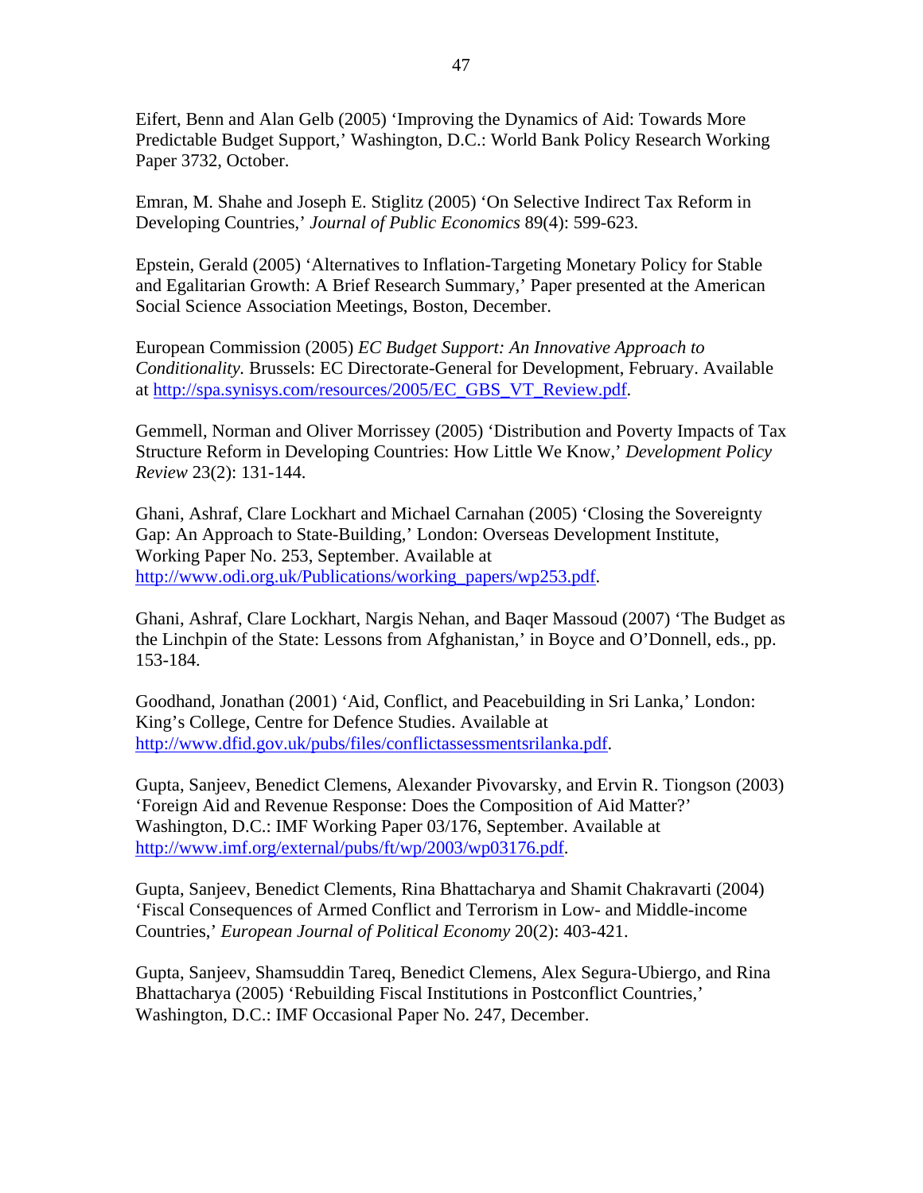Eifert, Benn and Alan Gelb (2005) 'Improving the Dynamics of Aid: Towards More Predictable Budget Support,' Washington, D.C.: World Bank Policy Research Working Paper 3732, October.

Emran, M. Shahe and Joseph E. Stiglitz (2005) 'On Selective Indirect Tax Reform in Developing Countries,' *Journal of Public Economics* 89(4): 599-623.

Epstein, Gerald (2005) 'Alternatives to Inflation-Targeting Monetary Policy for Stable and Egalitarian Growth: A Brief Research Summary,' Paper presented at the American Social Science Association Meetings, Boston, December.

European Commission (2005) *EC Budget Support: An Innovative Approach to Conditionality.* Brussels: EC Directorate-General for Development, February. Available at http://spa.synisys.com/resources/2005/EC_GBS_VT_Review.pdf.

Gemmell, Norman and Oliver Morrissey (2005) 'Distribution and Poverty Impacts of Tax Structure Reform in Developing Countries: How Little We Know,' *Development Policy Review* 23(2): 131-144.

Ghani, Ashraf, Clare Lockhart and Michael Carnahan (2005) 'Closing the Sovereignty Gap: An Approach to State-Building,' London: Overseas Development Institute, Working Paper No. 253, September. Available at http://www.odi.org.uk/Publications/working_papers/wp253.pdf.

Ghani, Ashraf, Clare Lockhart, Nargis Nehan, and Baqer Massoud (2007) 'The Budget as the Linchpin of the State: Lessons from Afghanistan,' in Boyce and O'Donnell, eds., pp. 153-184.

Goodhand, Jonathan (2001) 'Aid, Conflict, and Peacebuilding in Sri Lanka,' London: King's College, Centre for Defence Studies. Available at http://www.dfid.gov.uk/pubs/files/conflictassessmentsrilanka.pdf.

Gupta, Sanjeev, Benedict Clemens, Alexander Pivovarsky, and Ervin R. Tiongson (2003) 'Foreign Aid and Revenue Response: Does the Composition of Aid Matter?' Washington, D.C.: IMF Working Paper 03/176, September. Available at http://www.imf.org/external/pubs/ft/wp/2003/wp03176.pdf.

Gupta, Sanjeev, Benedict Clements, Rina Bhattacharya and Shamit Chakravarti (2004) 'Fiscal Consequences of Armed Conflict and Terrorism in Low- and Middle-income Countries,' *European Journal of Political Economy* 20(2): 403-421.

Gupta, Sanjeev, Shamsuddin Tareq, Benedict Clemens, Alex Segura-Ubiergo, and Rina Bhattacharya (2005) 'Rebuilding Fiscal Institutions in Postconflict Countries,' Washington, D.C.: IMF Occasional Paper No. 247, December.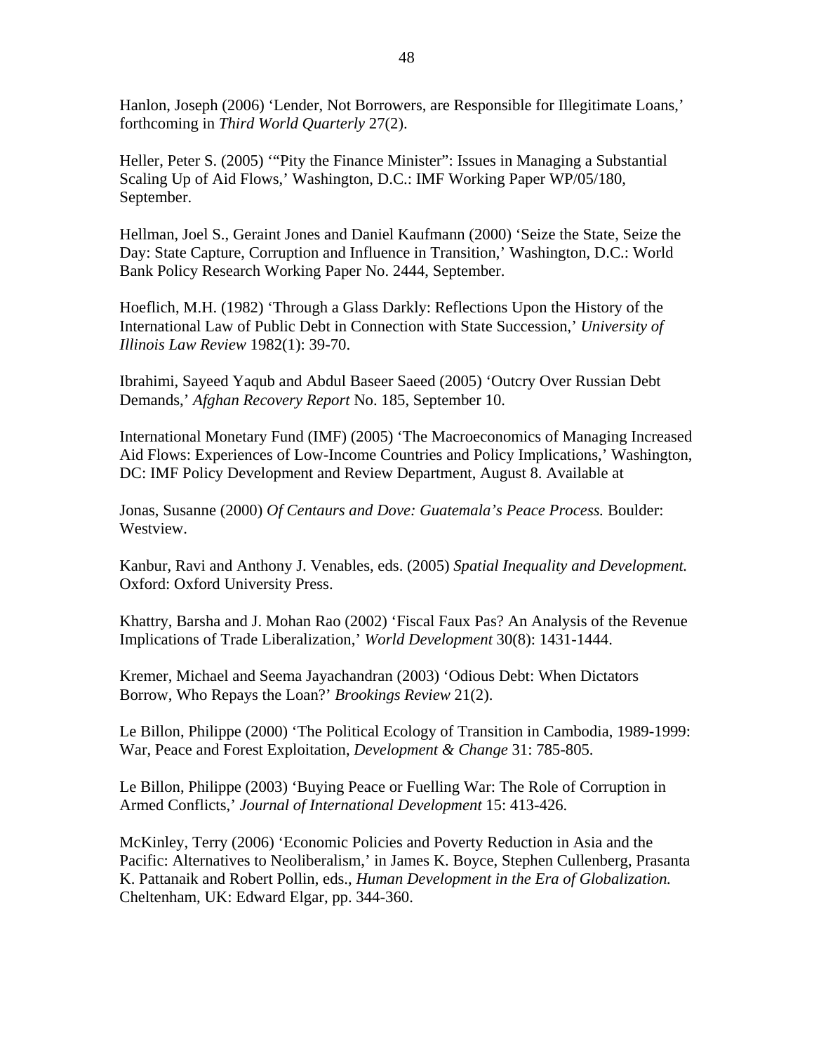Hanlon, Joseph (2006) 'Lender, Not Borrowers, are Responsible for Illegitimate Loans,' forthcoming in *Third World Quarterly* 27(2).

Heller, Peter S. (2005) '"Pity the Finance Minister": Issues in Managing a Substantial Scaling Up of Aid Flows,' Washington, D.C.: IMF Working Paper WP/05/180, September.

Hellman, Joel S., Geraint Jones and Daniel Kaufmann (2000) 'Seize the State, Seize the Day: State Capture, Corruption and Influence in Transition,' Washington, D.C.: World Bank Policy Research Working Paper No. 2444, September.

Hoeflich, M.H. (1982) 'Through a Glass Darkly: Reflections Upon the History of the International Law of Public Debt in Connection with State Succession,' *University of Illinois Law Review* 1982(1): 39-70.

Ibrahimi, Sayeed Yaqub and Abdul Baseer Saeed (2005) 'Outcry Over Russian Debt Demands,' *Afghan Recovery Report* No. 185, September 10.

International Monetary Fund (IMF) (2005) 'The Macroeconomics of Managing Increased Aid Flows: Experiences of Low-Income Countries and Policy Implications,' Washington, DC: IMF Policy Development and Review Department, August 8. Available at

Jonas, Susanne (2000) *Of Centaurs and Dove: Guatemala's Peace Process.* Boulder: Westview.

Kanbur, Ravi and Anthony J. Venables, eds. (2005) *Spatial Inequality and Development.* Oxford: Oxford University Press.

Khattry, Barsha and J. Mohan Rao (2002) 'Fiscal Faux Pas? An Analysis of the Revenue Implications of Trade Liberalization,' *World Development* 30(8): 1431-1444.

Kremer, Michael and Seema Jayachandran (2003) 'Odious Debt: When Dictators Borrow, Who Repays the Loan?' *Brookings Review* 21(2).

Le Billon, Philippe (2000) 'The Political Ecology of Transition in Cambodia, 1989-1999: War, Peace and Forest Exploitation, *Development & Change* 31: 785-805.

Le Billon, Philippe (2003) 'Buying Peace or Fuelling War: The Role of Corruption in Armed Conflicts,' *Journal of International Development* 15: 413-426.

McKinley, Terry (2006) 'Economic Policies and Poverty Reduction in Asia and the Pacific: Alternatives to Neoliberalism,' in James K. Boyce, Stephen Cullenberg, Prasanta K. Pattanaik and Robert Pollin, eds., *Human Development in the Era of Globalization.* Cheltenham, UK: Edward Elgar, pp. 344-360.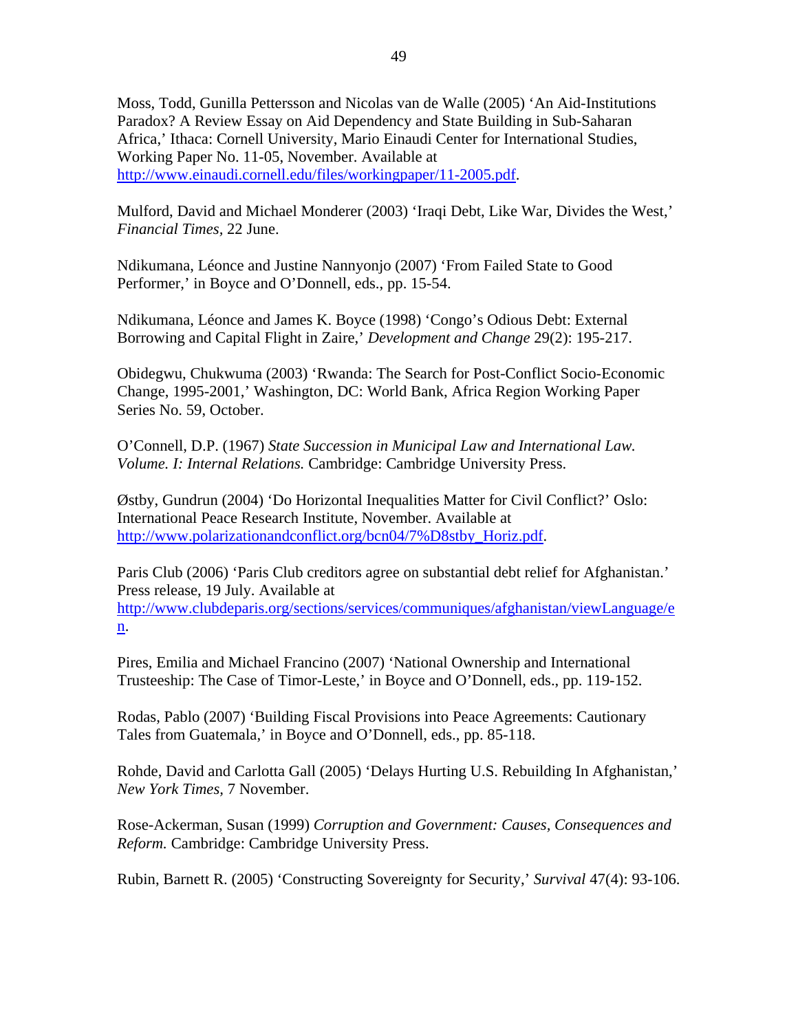Moss, Todd, Gunilla Pettersson and Nicolas van de Walle (2005) 'An Aid-Institutions Paradox? A Review Essay on Aid Dependency and State Building in Sub-Saharan Africa,' Ithaca: Cornell University, Mario Einaudi Center for International Studies, Working Paper No. 11-05, November. Available at http://www.einaudi.cornell.edu/files/workingpaper/11-2005.pdf.

Mulford, David and Michael Monderer (2003) 'Iraqi Debt, Like War, Divides the West,' *Financial Times*, 22 June.

Ndikumana, Léonce and Justine Nannyonjo (2007) 'From Failed State to Good Performer,' in Boyce and O'Donnell, eds., pp. 15-54.

Ndikumana, Léonce and James K. Boyce (1998) 'Congo's Odious Debt: External Borrowing and Capital Flight in Zaire,' *Development and Change* 29(2): 195-217.

Obidegwu, Chukwuma (2003) 'Rwanda: The Search for Post-Conflict Socio-Economic Change, 1995-2001,' Washington, DC: World Bank, Africa Region Working Paper Series No. 59, October.

O'Connell, D.P. (1967) *State Succession in Municipal Law and International Law. Volume. I: Internal Relations.* Cambridge: Cambridge University Press.

Østby, Gundrun (2004) 'Do Horizontal Inequalities Matter for Civil Conflict?' Oslo: International Peace Research Institute, November. Available at http://www.polarizationandconflict.org/bcn04/7%D8stby_Horiz.pdf.

Paris Club (2006) 'Paris Club creditors agree on substantial debt relief for Afghanistan.' Press release, 19 July. Available at http://www.clubdeparis.org/sections/services/communiques/afghanistan/viewLanguage/en.

Pires, Emilia and Michael Francino (2007) 'National Ownership and International Trusteeship: The Case of Timor-Leste,' in Boyce and O'Donnell, eds., pp. 119-152.

Rodas, Pablo (2007) 'Building Fiscal Provisions into Peace Agreements: Cautionary Tales from Guatemala,' in Boyce and O'Donnell, eds., pp. 85-118.

Rohde, David and Carlotta Gall (2005) 'Delays Hurting U.S. Rebuilding In Afghanistan,' *New York Times*, 7 November.

Rose-Ackerman, Susan (1999) *Corruption and Government: Causes, Consequences and Reform.* Cambridge: Cambridge University Press.

Rubin, Barnett R. (2005) 'Constructing Sovereignty for Security,' *Survival* 47(4): 93-106.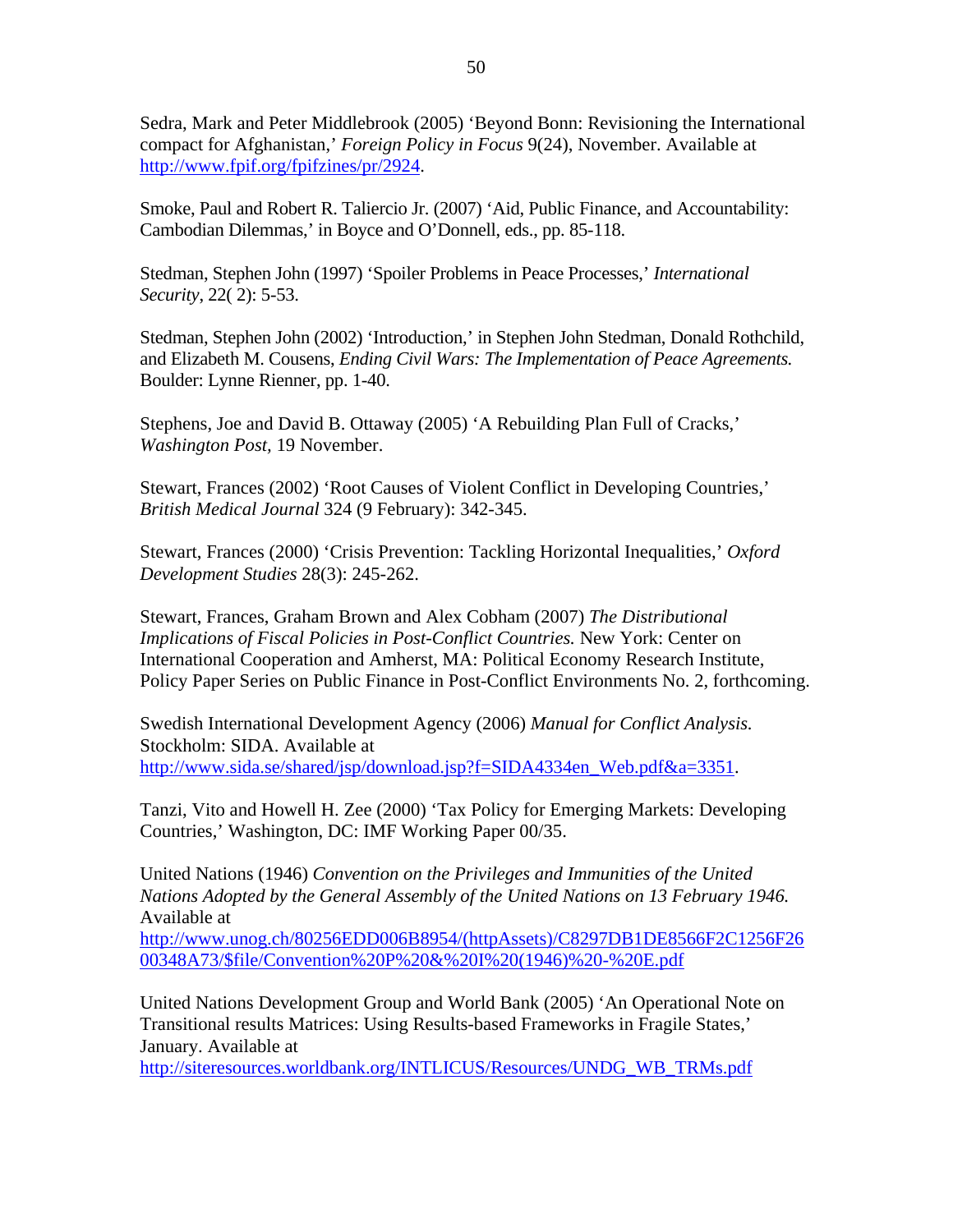Sedra, Mark and Peter Middlebrook (2005) 'Beyond Bonn: Revisioning the International compact for Afghanistan,' *Foreign Policy in Focus* 9(24), November. Available at http://www.fpif.org/fpifzines/pr/2924.

Smoke, Paul and Robert R. Taliercio Jr. (2007) 'Aid, Public Finance, and Accountability: Cambodian Dilemmas,' in Boyce and O'Donnell, eds., pp. 85-118.

Stedman, Stephen John (1997) 'Spoiler Problems in Peace Processes,' *International Security*, 22( 2): 5-53.

Stedman, Stephen John (2002) 'Introduction,' in Stephen John Stedman, Donald Rothchild, and Elizabeth M. Cousens, *Ending Civil Wars: The Implementation of Peace Agreements.* Boulder: Lynne Rienner, pp. 1-40.

Stephens, Joe and David B. Ottaway (2005) 'A Rebuilding Plan Full of Cracks,' *Washington Post,* 19 November.

Stewart, Frances (2002) 'Root Causes of Violent Conflict in Developing Countries,' *British Medical Journal* 324 (9 February): 342-345.

Stewart, Frances (2000) 'Crisis Prevention: Tackling Horizontal Inequalities,' *Oxford Development Studies* 28(3): 245-262.

Stewart, Frances, Graham Brown and Alex Cobham (2007) *The Distributional Implications of Fiscal Policies in Post-Conflict Countries.* New York: Center on International Cooperation and Amherst, MA: Political Economy Research Institute, Policy Paper Series on Public Finance in Post-Conflict Environments No. 2, forthcoming.

Swedish International Development Agency (2006) *Manual for Conflict Analysis.* Stockholm: SIDA. Available at http://www.sida.se/shared/jsp/download.jsp?f=SIDA4334en_Web.pdf&a=3351.

Tanzi, Vito and Howell H. Zee (2000) 'Tax Policy for Emerging Markets: Developing Countries,' Washington, DC: IMF Working Paper 00/35.

United Nations (1946) *Convention on the Privileges and Immunities of the United Nations Adopted by the General Assembly of the United Nations on 13 February 1946.* Available at http://www.unog.ch/80256EDD006B8954/(httpAssets)/C8297DB1DE8566F2C1256F2600348A73/$file/Convention%20P%20&%20I%20(1946)%20-%20E.pdf

United Nations Development Group and World Bank (2005) 'An Operational Note on Transitional results Matrices: Using Results-based Frameworks in Fragile States,' January. Available at http://siteresources.worldbank.org/INTLICUS/Resources/UNDG_WB_TRMs.pdf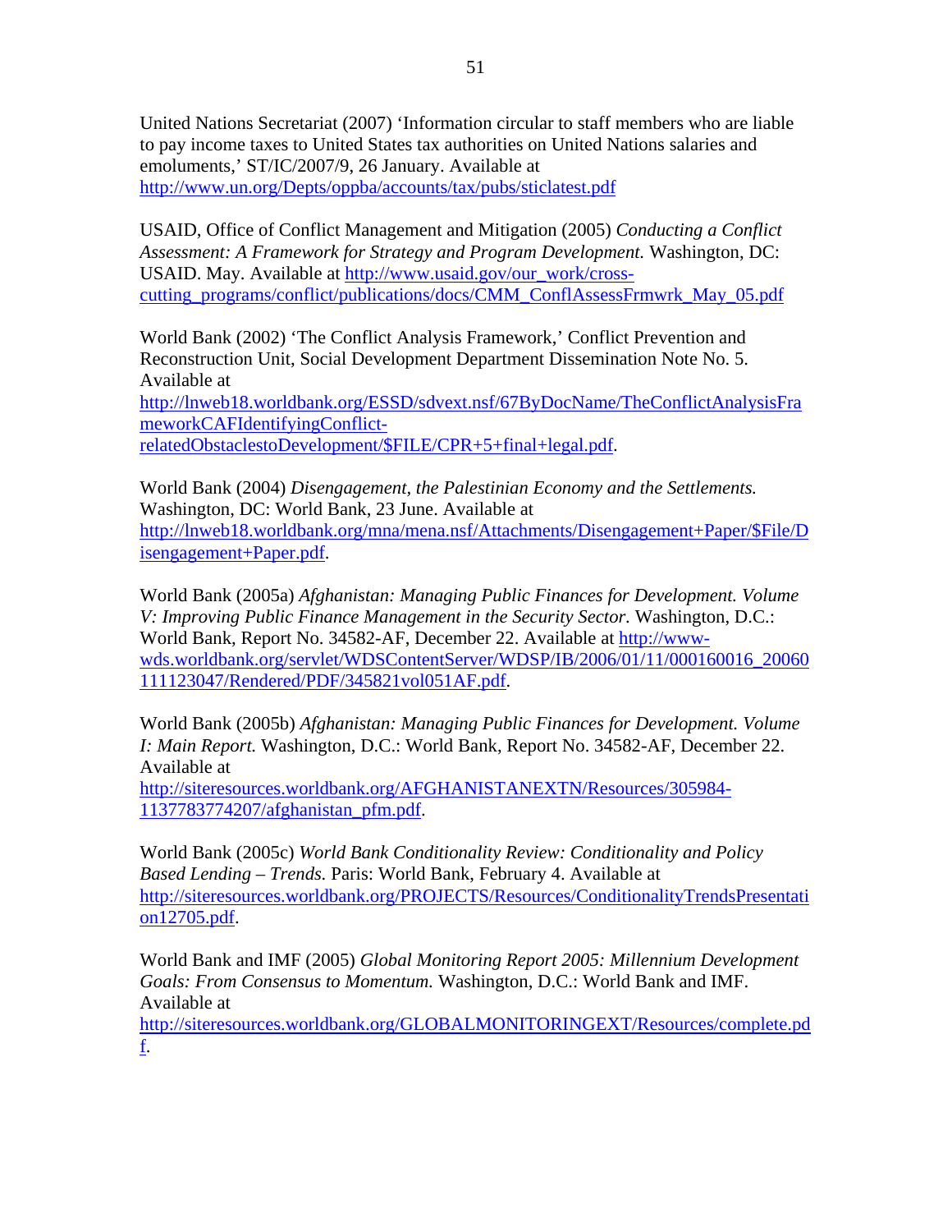United Nations Secretariat (2007) 'Information circular to staff members who are liable to pay income taxes to United States tax authorities on United Nations salaries and emoluments,' ST/IC/2007/9, 26 January. Available at http://www.un.org/Depts/oppba/accounts/tax/pubs/sticlatest.pdf

USAID, Office of Conflict Management and Mitigation (2005) *Conducting a Conflict Assessment: A Framework for Strategy and Program Development.* Washington, DC: USAID. May. Available at http://www.usaid.gov/our_work/cross-cutting_programs/conflict/publications/docs/CMM_ConflAssessFrmwrk_May_05.pdf

World Bank (2002) 'The Conflict Analysis Framework,' Conflict Prevention and Reconstruction Unit, Social Development Department Dissemination Note No. 5. Available at http://lnweb18.worldbank.org/ESSD/sdvext.nsf/67ByDocName/TheConflictAnalysisFrameworkCAFIdentifyingConflict-relatedObstaclestoDevelopment/$FILE/CPR+5+final+legal.pdf.

World Bank (2004) *Disengagement, the Palestinian Economy and the Settlements.* Washington, DC: World Bank, 23 June. Available at http://lnweb18.worldbank.org/mna/mena.nsf/Attachments/Disengagement+Paper/$File/Disengagement+Paper.pdf.

World Bank (2005a) *Afghanistan: Managing Public Finances for Development. Volume V: Improving Public Finance Management in the Security Sector.* Washington, D.C.: World Bank, Report No. 34582-AF, December 22. Available at http://www-wds.worldbank.org/servlet/WDSContentServer/WDSP/IB/2006/01/11/000160016_20060111123047/Rendered/PDF/345821vol051AF.pdf.

World Bank (2005b) *Afghanistan: Managing Public Finances for Development. Volume I: Main Report.* Washington, D.C.: World Bank, Report No. 34582-AF, December 22. Available at http://siteresources.worldbank.org/AFGHANISTANEXTN/Resources/305984-1137783774207/afghanistan_pfm.pdf.

World Bank (2005c) *World Bank Conditionality Review: Conditionality and Policy Based Lending – Trends.* Paris: World Bank, February 4. Available at http://siteresources.worldbank.org/PROJECTS/Resources/ConditionalityTrendsPresentation12705.pdf.

World Bank and IMF (2005) *Global Monitoring Report 2005: Millennium Development Goals: From Consensus to Momentum.* Washington, D.C.: World Bank and IMF. Available at http://siteresources.worldbank.org/GLOBALMONITORINGEXT/Resources/complete.pdf.